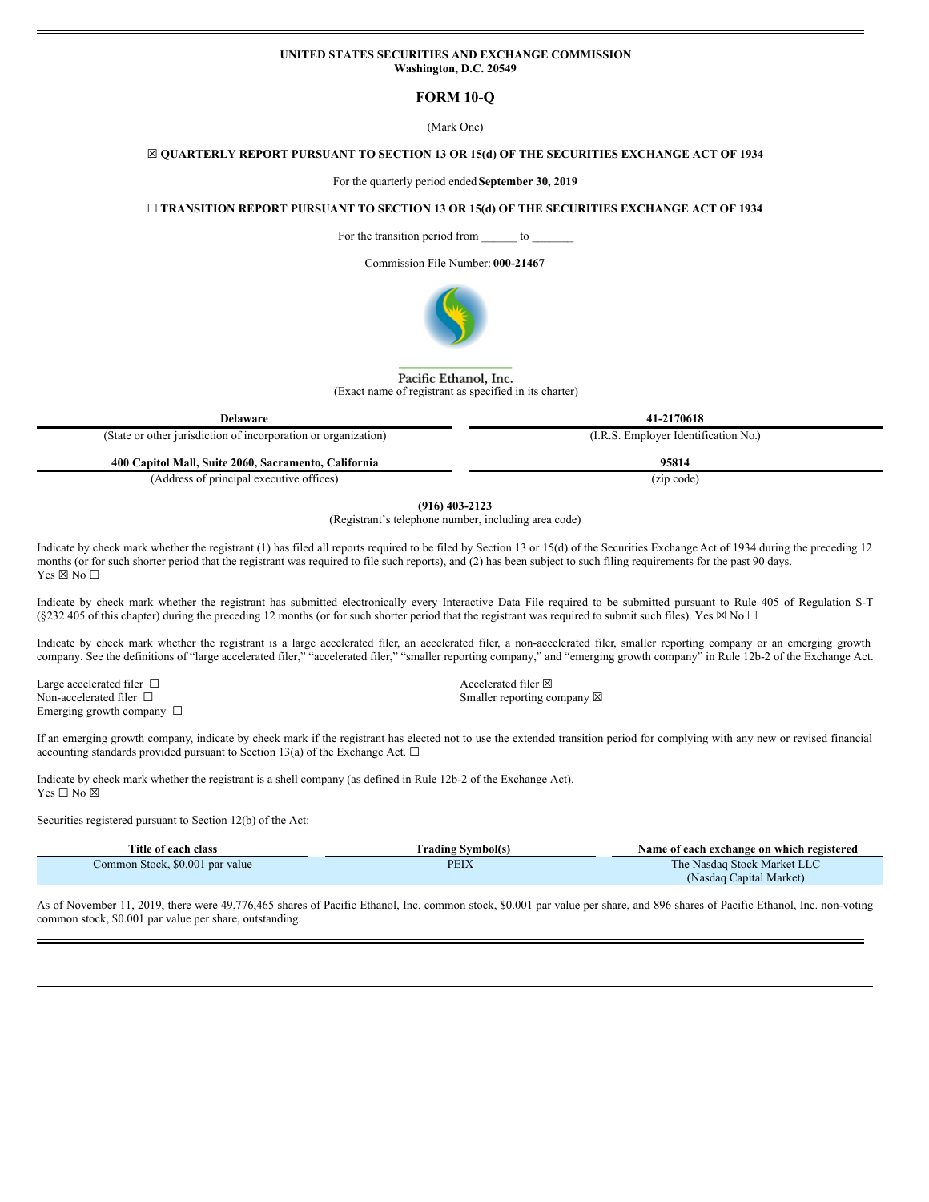**UNITED STATES SECURITIES AND EXCHANGE COMMISSION**
**Washington, D.C. 20549**

# FORM 10-Q

(Mark One)

☒ **QUARTERLY REPORT PURSUANT TO SECTION 13 OR 15(d) OF THE SECURITIES EXCHANGE ACT OF 1934**

For the quarterly period ended **September 30, 2019**

☐ **TRANSITION REPORT PURSUANT TO SECTION 13 OR 15(d) OF THE SECURITIES EXCHANGE ACT OF 1934**

For the transition period from ______ to _______

Commission File Number: **000-21467**

Pacific Ethanol, Inc.
(Exact name of registrant as specified in its charter)

| **Delaware** | **41-2170618** |
|---|---|
| (State or other jurisdiction of incorporation or organization) | (I.R.S. Employer Identification No.) |
| **400 Capitol Mall, Suite 2060, Sacramento, California** | **95814** |
| (Address of principal executive offices) | (zip code) |

**(916) 403-2123**
(Registrant's telephone number, including area code)

Indicate by check mark whether the registrant (1) has filed all reports required to be filed by Section 13 or 15(d) of the Securities Exchange Act of 1934 during the preceding 12 months (or for such shorter period that the registrant was required to file such reports), and (2) has been subject to such filing requirements for the past 90 days.
Yes ☒ No ☐

Indicate by check mark whether the registrant has submitted electronically every Interactive Data File required to be submitted pursuant to Rule 405 of Regulation S-T (§232.405 of this chapter) during the preceding 12 months (or for such shorter period that the registrant was required to submit such files). Yes ☒ No ☐

Indicate by check mark whether the registrant is a large accelerated filer, an accelerated filer, a non-accelerated filer, smaller reporting company or an emerging growth company. See the definitions of "large accelerated filer," "accelerated filer," "smaller reporting company," and "emerging growth company" in Rule 12b-2 of the Exchange Act.

Large accelerated filer ☐
Accelerated filer ☒
Non-accelerated filer ☐
Smaller reporting company ☒
Emerging growth company ☐

If an emerging growth company, indicate by check mark if the registrant has elected not to use the extended transition period for complying with any new or revised financial accounting standards provided pursuant to Section 13(a) of the Exchange Act. ☐

Indicate by check mark whether the registrant is a shell company (as defined in Rule 12b-2 of the Exchange Act).
Yes ☐ No ☒

Securities registered pursuant to Section 12(b) of the Act:

| Title of each class | Trading Symbol(s) | Name of each exchange on which registered |
|---|---|---|
| Common Stock, $0.001 par value | PEIX | The Nasdaq Stock Market LLC (Nasdaq Capital Market) |

As of November 11, 2019, there were 49,776,465 shares of Pacific Ethanol, Inc. common stock, $0.001 par value per share, and 896 shares of Pacific Ethanol, Inc. non-voting common stock, $0.001 par value per share, outstanding.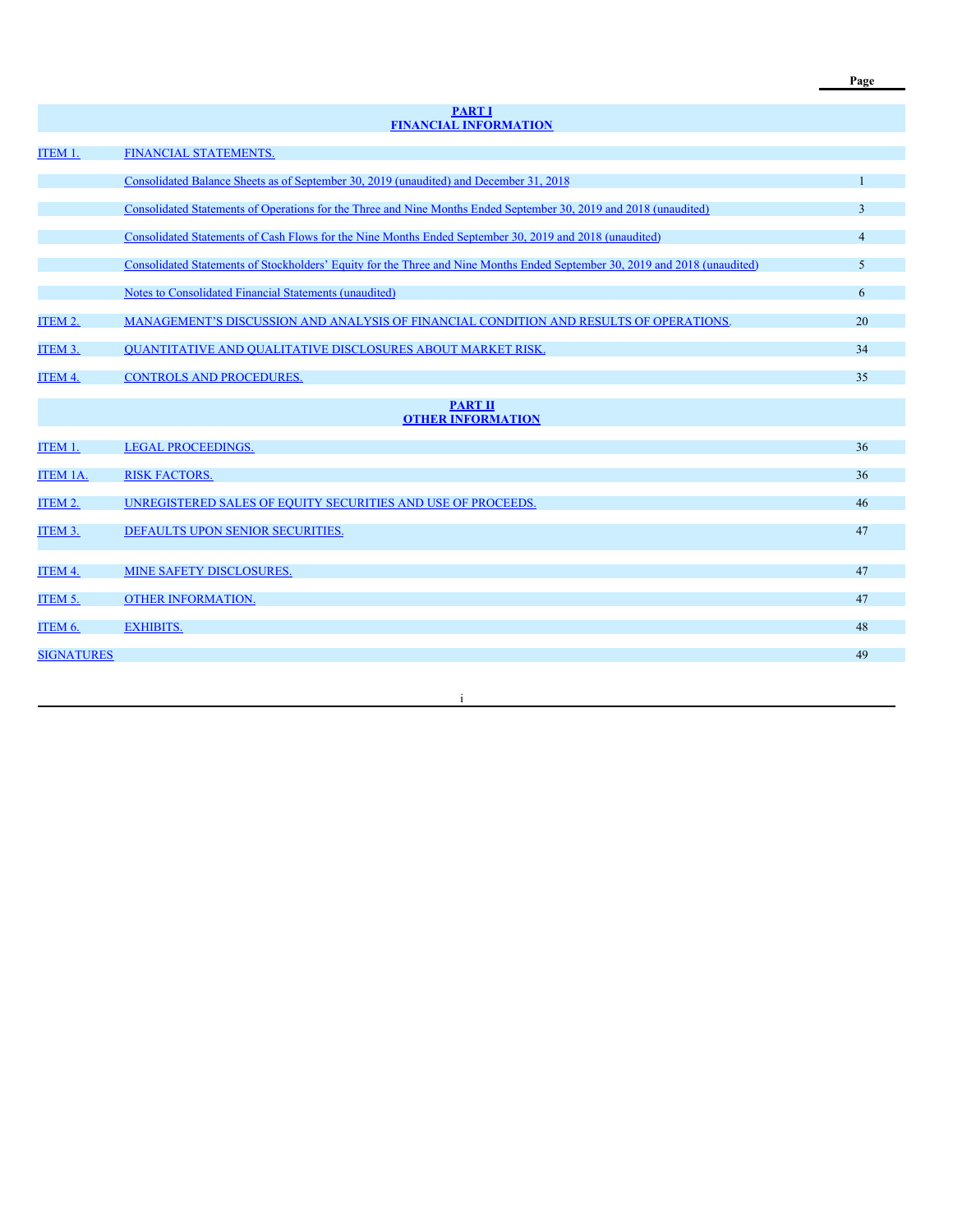| | | Page |
|---|---|---|
| | **PART I** **FINANCIAL INFORMATION** | |
| ITEM 1. | FINANCIAL STATEMENTS. | |
| | Consolidated Balance Sheets as of September 30, 2019 (unaudited) and December 31, 2018 | 1 |
| | Consolidated Statements of Operations for the Three and Nine Months Ended September 30, 2019 and 2018 (unaudited) | 3 |
| | Consolidated Statements of Cash Flows for the Nine Months Ended September 30, 2019 and 2018 (unaudited) | 4 |
| | Consolidated Statements of Stockholders' Equity for the Three and Nine Months Ended September 30, 2019 and 2018 (unaudited) | 5 |
| | Notes to Consolidated Financial Statements (unaudited) | 6 |
| ITEM 2. | MANAGEMENT'S DISCUSSION AND ANALYSIS OF FINANCIAL CONDITION AND RESULTS OF OPERATIONS. | 20 |
| ITEM 3. | QUANTITATIVE AND QUALITATIVE DISCLOSURES ABOUT MARKET RISK. | 34 |
| ITEM 4. | CONTROLS AND PROCEDURES. | 35 |
| | **PART II** **OTHER INFORMATION** | |
| ITEM 1. | LEGAL PROCEEDINGS. | 36 |
| ITEM 1A. | RISK FACTORS. | 36 |
| ITEM 2. | UNREGISTERED SALES OF EQUITY SECURITIES AND USE OF PROCEEDS. | 46 |
| ITEM 3. | DEFAULTS UPON SENIOR SECURITIES. | 47 |
| ITEM 4. | MINE SAFETY DISCLOSURES. | 47 |
| ITEM 5. | OTHER INFORMATION. | 47 |
| ITEM 6. | EXHIBITS. | 48 |
| SIGNATURES | | 49 |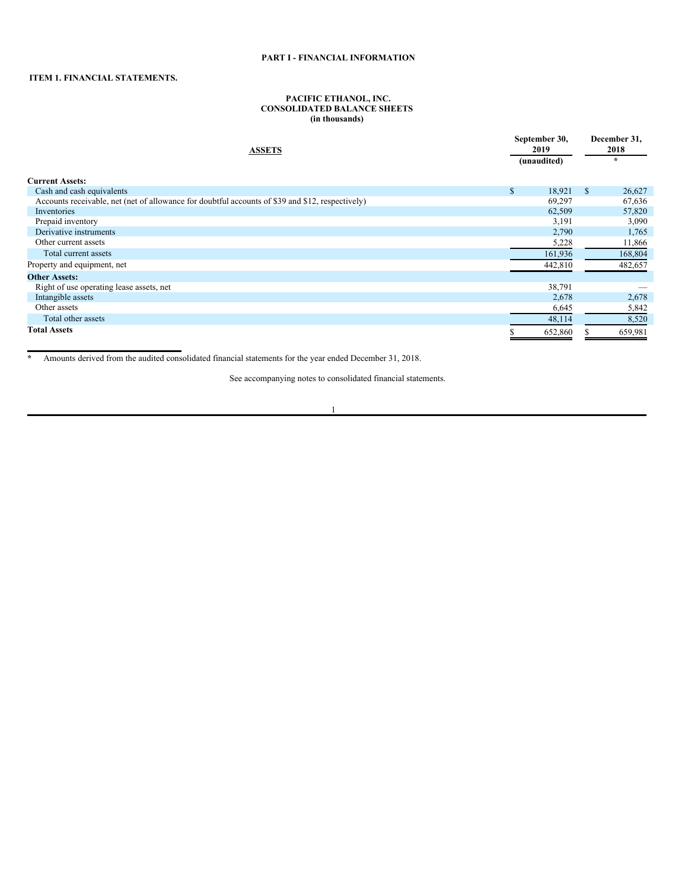**PART I - FINANCIAL INFORMATION**

**ITEM 1. FINANCIAL STATEMENTS.**

**PACIFIC ETHANOL, INC.**
**CONSOLIDATED BALANCE SHEETS**
**(in thousands)**

| ASSETS | September 30, 2019 (unaudited) | December 31, 2018 * |
|---|---|---|
| **Current Assets:** | | |
| Cash and cash equivalents | $ 18,921 | $ 26,627 |
| Accounts receivable, net (net of allowance for doubtful accounts of $39 and $12, respectively) | 69,297 | 67,636 |
| Inventories | 62,509 | 57,820 |
| Prepaid inventory | 3,191 | 3,090 |
| Derivative instruments | 2,790 | 1,765 |
| Other current assets | 5,228 | 11,866 |
| Total current assets | 161,936 | 168,804 |
| Property and equipment, net | 442,810 | 482,657 |
| **Other Assets:** | | |
| Right of use operating lease assets, net | 38,791 | — |
| Intangible assets | 2,678 | 2,678 |
| Other assets | 6,645 | 5,842 |
| Total other assets | 48,114 | 8,520 |
| **Total Assets** | $ 652,860 | $ 659,981 |

\* Amounts derived from the audited consolidated financial statements for the year ended December 31, 2018.

See accompanying notes to consolidated financial statements.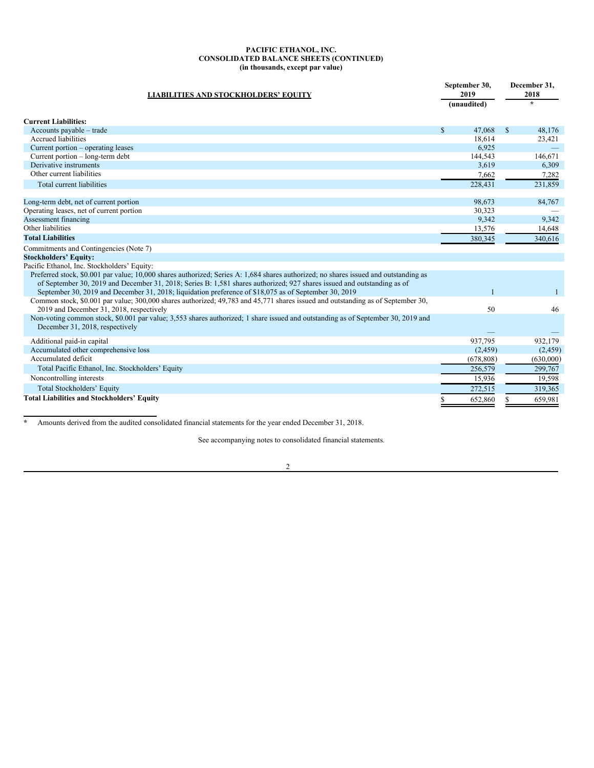**PACIFIC ETHANOL, INC.**
**CONSOLIDATED BALANCE SHEETS (CONTINUED)**
**(in thousands, except par value)**

| LIABILITIES AND STOCKHOLDERS' EQUITY | September 30, 2019 (unaudited) | December 31, 2018 * |
|---|---|---|
| **Current Liabilities:** | | |
| Accounts payable – trade | $ 47,068 | $ 48,176 |
| Accrued liabilities | 18,614 | 23,421 |
| Current portion – operating leases | 6,925 | — |
| Current portion – long-term debt | 144,543 | 146,671 |
| Derivative instruments | 3,619 | 6,309 |
| Other current liabilities | 7,662 | 7,282 |
| Total current liabilities | 228,431 | 231,859 |
| | | |
| Long-term debt, net of current portion | 98,673 | 84,767 |
| Operating leases, net of current portion | 30,323 | — |
| Assessment financing | 9,342 | 9,342 |
| Other liabilities | 13,576 | 14,648 |
| **Total Liabilities** | 380,345 | 340,616 |
| Commitments and Contingencies (Note 7) | | |
| **Stockholders' Equity:** | | |
| Pacific Ethanol, Inc. Stockholders' Equity: | | |
| Preferred stock, $0.001 par value; 10,000 shares authorized; Series A: 1,684 shares authorized; no shares issued and outstanding as of September 30, 2019 and December 31, 2018; Series B: 1,581 shares authorized; 927 shares issued and outstanding as of September 30, 2019 and December 31, 2018; liquidation preference of $18,075 as of September 30, 2019 | 1 | 1 |
| Common stock, $0.001 par value; 300,000 shares authorized; 49,783 and 45,771 shares issued and outstanding as of September 30, 2019 and December 31, 2018, respectively | 50 | 46 |
| Non-voting common stock, $0.001 par value; 3,553 shares authorized; 1 share issued and outstanding as of September 30, 2019 and December 31, 2018, respectively | — | — |
| Additional paid-in capital | 937,795 | 932,179 |
| Accumulated other comprehensive loss | (2,459) | (2,459) |
| Accumulated deficit | (678,808) | (630,000) |
| Total Pacific Ethanol, Inc. Stockholders' Equity | 256,579 | 299,767 |
| Noncontrolling interests | 15,936 | 19,598 |
| Total Stockholders' Equity | 272,515 | 319,365 |
| **Total Liabilities and Stockholders' Equity** | $ 652,860 | $ 659,981 |

\* Amounts derived from the audited consolidated financial statements for the year ended December 31, 2018.

See accompanying notes to consolidated financial statements.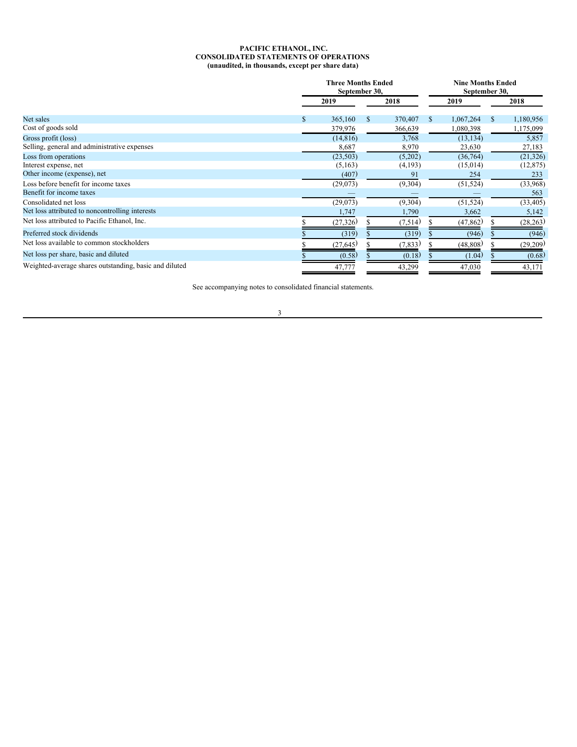**PACIFIC ETHANOL, INC.**
**CONSOLIDATED STATEMENTS OF OPERATIONS**
**(unaudited, in thousands, except per share data)**

| | Three Months Ended September 30, | | Nine Months Ended September 30, | |
|---|---|---|---|---|
| | 2019 | 2018 | 2019 | 2018 |
| Net sales | $ 365,160 | $ 370,407 | $ 1,067,264 | $ 1,180,956 |
| Cost of goods sold | 379,976 | 366,639 | 1,080,398 | 1,175,099 |
| Gross profit (loss) | (14,816) | 3,768 | (13,134) | 5,857 |
| Selling, general and administrative expenses | 8,687 | 8,970 | 23,630 | 27,183 |
| Loss from operations | (23,503) | (5,202) | (36,764) | (21,326) |
| Interest expense, net | (5,163) | (4,193) | (15,014) | (12,875) |
| Other income (expense), net | (407) | 91 | 254 | 233 |
| Loss before benefit for income taxes | (29,073) | (9,304) | (51,524) | (33,968) |
| Benefit for income taxes | — | — | — | 563 |
| Consolidated net loss | (29,073) | (9,304) | (51,524) | (33,405) |
| Net loss attributed to noncontrolling interests | 1,747 | 1,790 | 3,662 | 5,142 |
| Net loss attributed to Pacific Ethanol, Inc. | $ (27,326) | $ (7,514) | $ (47,862) | $ (28,263) |
| Preferred stock dividends | $ (319) | $ (319) | $ (946) | $ (946) |
| Net loss available to common stockholders | $ (27,645) | $ (7,833) | $ (48,808) | $ (29,209) |
| Net loss per share, basic and diluted | $ (0.58) | $ (0.18) | $ (1.04) | $ (0.68) |
| Weighted-average shares outstanding, basic and diluted | 47,777 | 43,299 | 47,030 | 43,171 |

See accompanying notes to consolidated financial statements.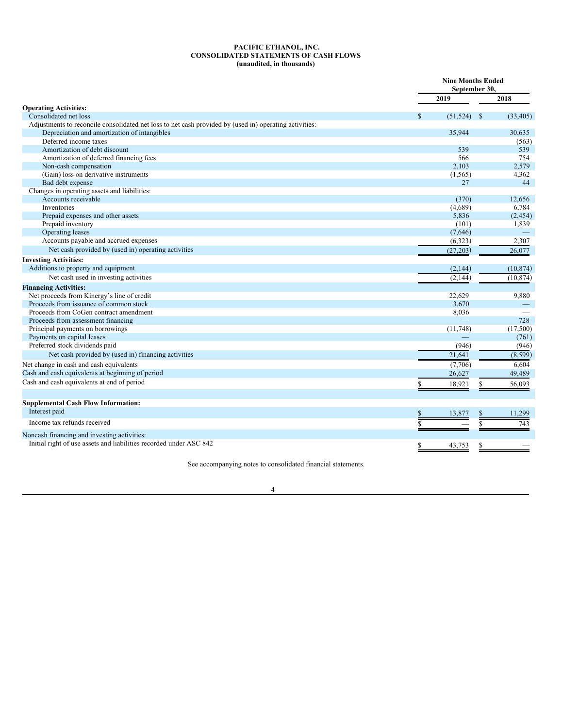**PACIFIC ETHANOL, INC.**
**CONSOLIDATED STATEMENTS OF CASH FLOWS**
**(unaudited, in thousands)**

| | Nine Months Ended September 30, | |
|---|---|---|
| | 2019 | 2018 |
| **Operating Activities:** | | |
| Consolidated net loss | $ (51,524) | $ (33,405) |
| Adjustments to reconcile consolidated net loss to net cash provided by (used in) operating activities: | | |
| Depreciation and amortization of intangibles | 35,944 | 30,635 |
| Deferred income taxes | — | (563) |
| Amortization of debt discount | 539 | 539 |
| Amortization of deferred financing fees | 566 | 754 |
| Non-cash compensation | 2,103 | 2,579 |
| (Gain) loss on derivative instruments | (1,565) | 4,362 |
| Bad debt expense | 27 | 44 |
| Changes in operating assets and liabilities: | | |
| Accounts receivable | (370) | 12,656 |
| Inventories | (4,689) | 6,784 |
| Prepaid expenses and other assets | 5,836 | (2,454) |
| Prepaid inventory | (101) | 1,839 |
| Operating leases | (7,646) | — |
| Accounts payable and accrued expenses | (6,323) | 2,307 |
| Net cash provided by (used in) operating activities | (27,203) | 26,077 |
| **Investing Activities:** | | |
| Additions to property and equipment | (2,144) | (10,874) |
| Net cash used in investing activities | (2,144) | (10,874) |
| **Financing Activities:** | | |
| Net proceeds from Kinergy's line of credit | 22,629 | 9,880 |
| Proceeds from issuance of common stock | 3,670 | — |
| Proceeds from CoGen contract amendment | 8,036 | — |
| Proceeds from assessment financing | — | 728 |
| Principal payments on borrowings | (11,748) | (17,500) |
| Payments on capital leases | — | (761) |
| Preferred stock dividends paid | (946) | (946) |
| Net cash provided by (used in) financing activities | 21,641 | (8,599) |
| Net change in cash and cash equivalents | (7,706) | 6,604 |
| Cash and cash equivalents at beginning of period | 26,627 | 49,489 |
| Cash and cash equivalents at end of period | $ 18,921 | $ 56,093 |
| | | |
| **Supplemental Cash Flow Information:** | | |
| Interest paid | $ 13,877 | $ 11,299 |
| Income tax refunds received | $ — | $ 743 |
| Noncash financing and investing activities: | | |
| Initial right of use assets and liabilities recorded under ASC 842 | $ 43,753 | $ — |

See accompanying notes to consolidated financial statements.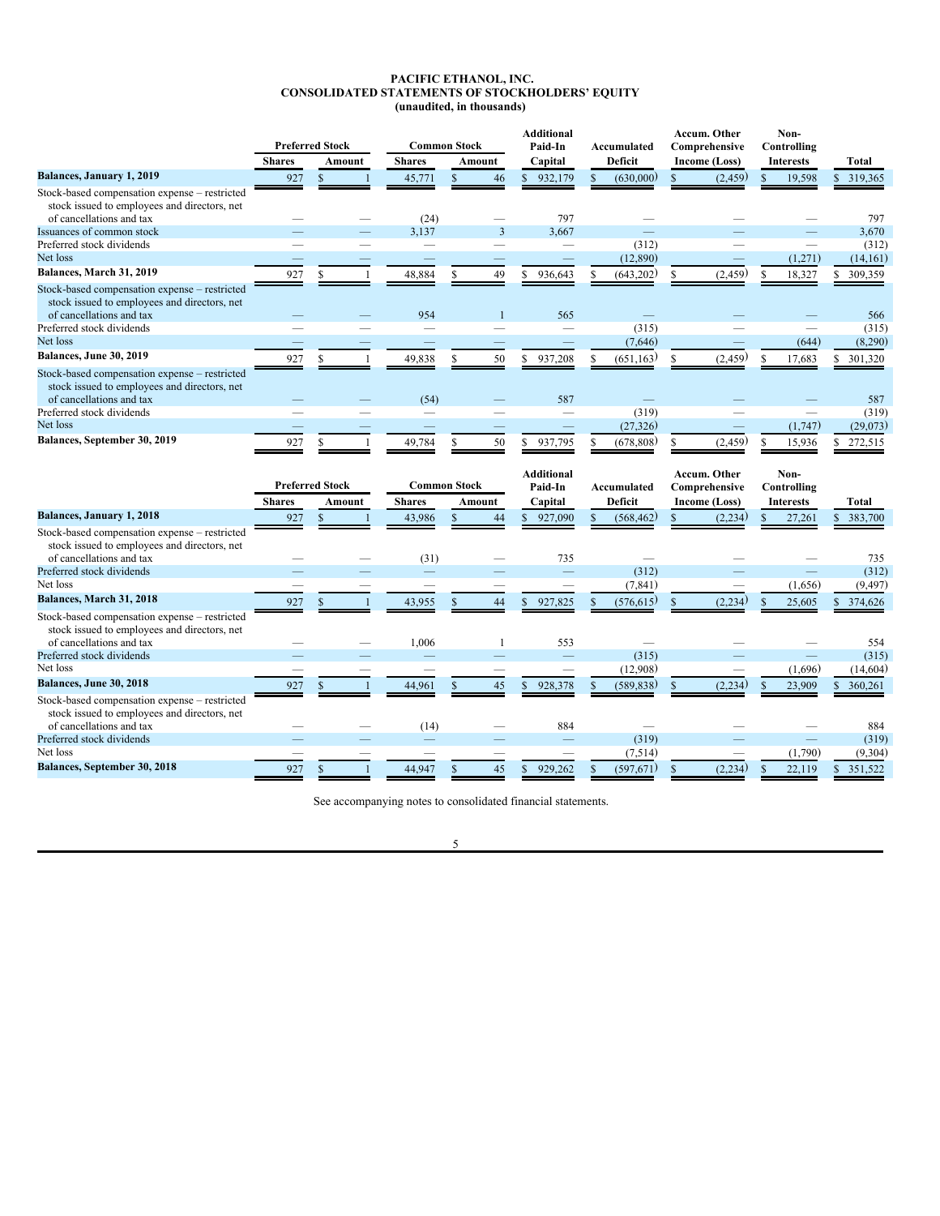# PACIFIC ETHANOL, INC.
## CONSOLIDATED STATEMENTS OF STOCKHOLDERS' EQUITY
### (unaudited, in thousands)

| | Preferred Stock | | Common Stock | | Additional Paid-In | Accumulated | Accum. Other Comprehensive | Non-Controlling | |
|---|---|---|---|---|---|---|---|---|---|
| | Shares | Amount | Shares | Amount | Capital | Deficit | Income (Loss) | Interests | Total |
| **Balances, January 1, 2019** | 927 | $ 1 | 45,771 | $ 46 | $ 932,179 | $ (630,000) | $ (2,459) | $ 19,598 | $ 319,365 |
| Stock-based compensation expense – restricted stock issued to employees and directors, net of cancellations and tax | — | — | (24) | — | 797 | — | — | — | 797 |
| Issuances of common stock | — | — | 3,137 | 3 | 3,667 | — | — | — | 3,670 |
| Preferred stock dividends | — | — | — | — | — | (312) | — | — | (312) |
| Net loss | — | — | — | — | — | (12,890) | — | (1,271) | (14,161) |
| **Balances, March 31, 2019** | 927 | $ 1 | 48,884 | $ 49 | $ 936,643 | $ (643,202) | $ (2,459) | $ 18,327 | $ 309,359 |
| Stock-based compensation expense – restricted stock issued to employees and directors, net of cancellations and tax | — | — | 954 | 1 | 565 | — | — | — | 566 |
| Preferred stock dividends | — | — | — | — | — | (315) | — | — | (315) |
| Net loss | — | — | — | — | — | (7,646) | — | (644) | (8,290) |
| **Balances, June 30, 2019** | 927 | $ 1 | 49,838 | $ 50 | $ 937,208 | $ (651,163) | $ (2,459) | $ 17,683 | $ 301,320 |
| Stock-based compensation expense – restricted stock issued to employees and directors, net of cancellations and tax | — | — | (54) | — | 587 | — | — | — | 587 |
| Preferred stock dividends | — | — | — | — | — | (319) | — | — | (319) |
| Net loss | — | — | — | — | — | (27,326) | — | (1,747) | (29,073) |
| **Balances, September 30, 2019** | 927 | $ 1 | 49,784 | $ 50 | $ 937,795 | $ (678,808) | $ (2,459) | $ 15,936 | $ 272,515 |

| | Preferred Stock | | Common Stock | | Additional Paid-In | Accumulated | Accum. Other Comprehensive | Non-Controlling | |
|---|---|---|---|---|---|---|---|---|---|
| | Shares | Amount | Shares | Amount | Capital | Deficit | Income (Loss) | Interests | Total |
| **Balances, January 1, 2018** | 927 | $ 1 | 43,986 | $ 44 | $ 927,090 | $ (568,462) | $ (2,234) | $ 27,261 | $ 383,700 |
| Stock-based compensation expense – restricted stock issued to employees and directors, net of cancellations and tax | — | — | (31) | — | 735 | — | — | — | 735 |
| Preferred stock dividends | — | — | — | — | — | (312) | — | — | (312) |
| Net loss | — | — | — | — | — | (7,841) | — | (1,656) | (9,497) |
| **Balances, March 31, 2018** | 927 | $ 1 | 43,955 | $ 44 | $ 927,825 | $ (576,615) | $ (2,234) | $ 25,605 | $ 374,626 |
| Stock-based compensation expense – restricted stock issued to employees and directors, net of cancellations and tax | — | — | 1,006 | 1 | 553 | — | — | — | 554 |
| Preferred stock dividends | — | — | — | — | — | (315) | — | — | (315) |
| Net loss | — | — | — | — | — | (12,908) | — | (1,696) | (14,604) |
| **Balances, June 30, 2018** | 927 | $ 1 | 44,961 | $ 45 | $ 928,378 | $ (589,838) | $ (2,234) | $ 23,909 | $ 360,261 |
| Stock-based compensation expense – restricted stock issued to employees and directors, net of cancellations and tax | — | — | (14) | — | 884 | — | — | — | 884 |
| Preferred stock dividends | — | — | — | — | — | (319) | — | — | (319) |
| Net loss | — | — | — | — | — | (7,514) | — | (1,790) | (9,304) |
| **Balances, September 30, 2018** | 927 | $ 1 | 44,947 | $ 45 | $ 929,262 | $ (597,671) | $ (2,234) | $ 22,119 | $ 351,522 |

See accompanying notes to consolidated financial statements.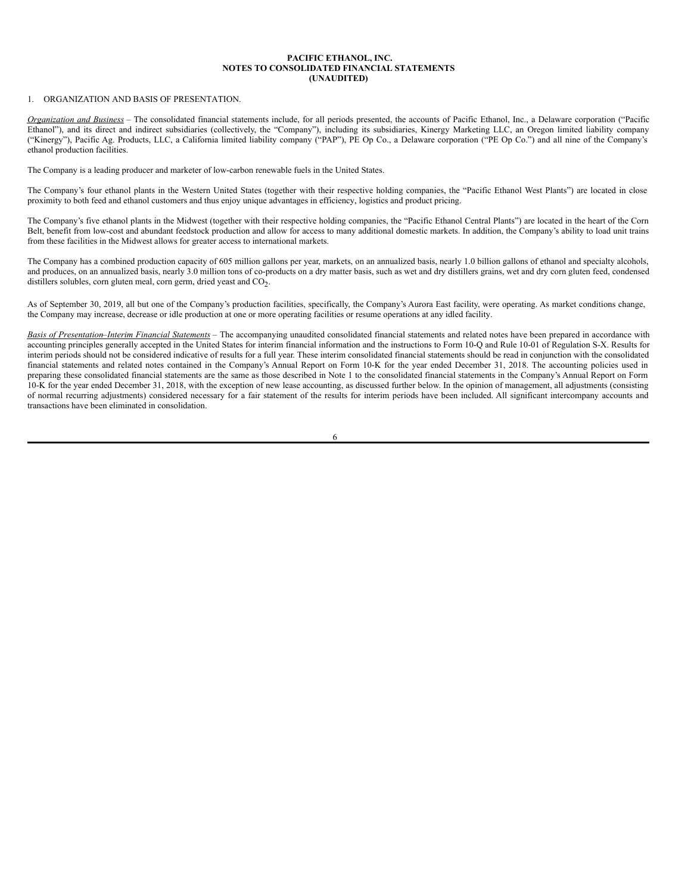**PACIFIC ETHANOL, INC.**
**NOTES TO CONSOLIDATED FINANCIAL STATEMENTS**
**(UNAUDITED)**

1. ORGANIZATION AND BASIS OF PRESENTATION.

*Organization and Business* – The consolidated financial statements include, for all periods presented, the accounts of Pacific Ethanol, Inc., a Delaware corporation ("Pacific Ethanol"), and its direct and indirect subsidiaries (collectively, the "Company"), including its subsidiaries, Kinergy Marketing LLC, an Oregon limited liability company ("Kinergy"), Pacific Ag. Products, LLC, a California limited liability company ("PAP"), PE Op Co., a Delaware corporation ("PE Op Co.") and all nine of the Company's ethanol production facilities.

The Company is a leading producer and marketer of low-carbon renewable fuels in the United States.

The Company's four ethanol plants in the Western United States (together with their respective holding companies, the "Pacific Ethanol West Plants") are located in close proximity to both feed and ethanol customers and thus enjoy unique advantages in efficiency, logistics and product pricing.

The Company's five ethanol plants in the Midwest (together with their respective holding companies, the "Pacific Ethanol Central Plants") are located in the heart of the Corn Belt, benefit from low-cost and abundant feedstock production and allow for access to many additional domestic markets. In addition, the Company's ability to load unit trains from these facilities in the Midwest allows for greater access to international markets.

The Company has a combined production capacity of 605 million gallons per year, markets, on an annualized basis, nearly 1.0 billion gallons of ethanol and specialty alcohols, and produces, on an annualized basis, nearly 3.0 million tons of co-products on a dry matter basis, such as wet and dry distillers grains, wet and dry corn gluten feed, condensed distillers solubles, corn gluten meal, corn germ, dried yeast and $CO_2$.

As of September 30, 2019, all but one of the Company's production facilities, specifically, the Company's Aurora East facility, were operating. As market conditions change, the Company may increase, decrease or idle production at one or more operating facilities or resume operations at any idled facility.

*Basis of Presentation–Interim Financial Statements* – The accompanying unaudited consolidated financial statements and related notes have been prepared in accordance with accounting principles generally accepted in the United States for interim financial information and the instructions to Form 10-Q and Rule 10-01 of Regulation S-X. Results for interim periods should not be considered indicative of results for a full year. These interim consolidated financial statements should be read in conjunction with the consolidated financial statements and related notes contained in the Company's Annual Report on Form 10-K for the year ended December 31, 2018. The accounting policies used in preparing these consolidated financial statements are the same as those described in Note 1 to the consolidated financial statements in the Company's Annual Report on Form 10-K for the year ended December 31, 2018, with the exception of new lease accounting, as discussed further below. In the opinion of management, all adjustments (consisting of normal recurring adjustments) considered necessary for a fair statement of the results for interim periods have been included. All significant intercompany accounts and transactions have been eliminated in consolidation.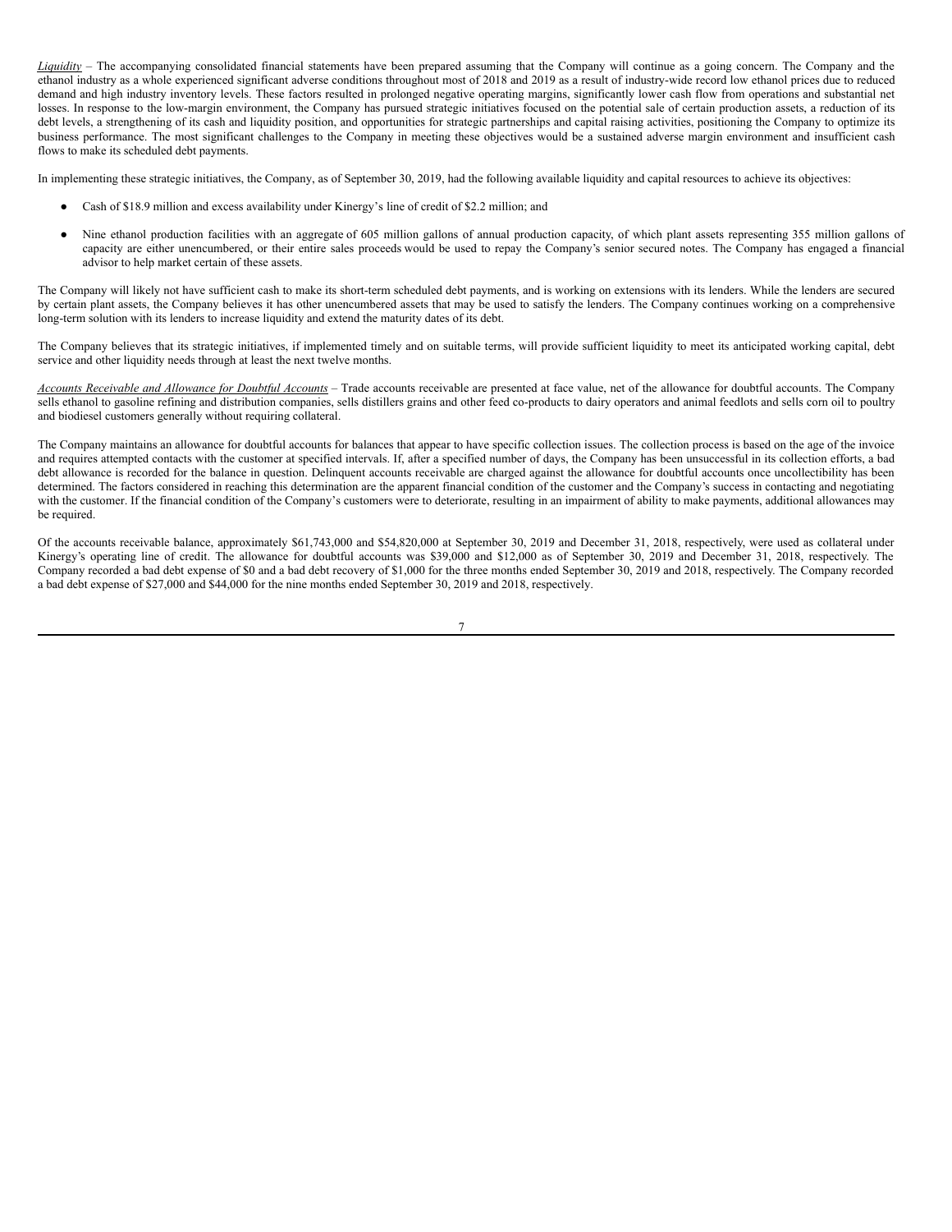*Liquidity* – The accompanying consolidated financial statements have been prepared assuming that the Company will continue as a going concern. The Company and the ethanol industry as a whole experienced significant adverse conditions throughout most of 2018 and 2019 as a result of industry-wide record low ethanol prices due to reduced demand and high industry inventory levels. These factors resulted in prolonged negative operating margins, significantly lower cash flow from operations and substantial net losses. In response to the low-margin environment, the Company has pursued strategic initiatives focused on the potential sale of certain production assets, a reduction of its debt levels, a strengthening of its cash and liquidity position, and opportunities for strategic partnerships and capital raising activities, positioning the Company to optimize its business performance. The most significant challenges to the Company in meeting these objectives would be a sustained adverse margin environment and insufficient cash flows to make its scheduled debt payments.

In implementing these strategic initiatives, the Company, as of September 30, 2019, had the following available liquidity and capital resources to achieve its objectives:

- Cash of $18.9 million and excess availability under Kinergy's line of credit of $2.2 million; and
- Nine ethanol production facilities with an aggregate of 605 million gallons of annual production capacity, of which plant assets representing 355 million gallons of capacity are either unencumbered, or their entire sales proceeds would be used to repay the Company's senior secured notes. The Company has engaged a financial advisor to help market certain of these assets.

The Company will likely not have sufficient cash to make its short-term scheduled debt payments, and is working on extensions with its lenders. While the lenders are secured by certain plant assets, the Company believes it has other unencumbered assets that may be used to satisfy the lenders. The Company continues working on a comprehensive long-term solution with its lenders to increase liquidity and extend the maturity dates of its debt.

The Company believes that its strategic initiatives, if implemented timely and on suitable terms, will provide sufficient liquidity to meet its anticipated working capital, debt service and other liquidity needs through at least the next twelve months.

*Accounts Receivable and Allowance for Doubtful Accounts* – Trade accounts receivable are presented at face value, net of the allowance for doubtful accounts. The Company sells ethanol to gasoline refining and distribution companies, sells distillers grains and other feed co-products to dairy operators and animal feedlots and sells corn oil to poultry and biodiesel customers generally without requiring collateral.

The Company maintains an allowance for doubtful accounts for balances that appear to have specific collection issues. The collection process is based on the age of the invoice and requires attempted contacts with the customer at specified intervals. If, after a specified number of days, the Company has been unsuccessful in its collection efforts, a bad debt allowance is recorded for the balance in question. Delinquent accounts receivable are charged against the allowance for doubtful accounts once uncollectibility has been determined. The factors considered in reaching this determination are the apparent financial condition of the customer and the Company's success in contacting and negotiating with the customer. If the financial condition of the Company's customers were to deteriorate, resulting in an impairment of ability to make payments, additional allowances may be required.

Of the accounts receivable balance, approximately $61,743,000 and $54,820,000 at September 30, 2019 and December 31, 2018, respectively, were used as collateral under Kinergy's operating line of credit. The allowance for doubtful accounts was $39,000 and $12,000 as of September 30, 2019 and December 31, 2018, respectively. The Company recorded a bad debt expense of $0 and a bad debt recovery of $1,000 for the three months ended September 30, 2019 and 2018, respectively. The Company recorded a bad debt expense of $27,000 and $44,000 for the nine months ended September 30, 2019 and 2018, respectively.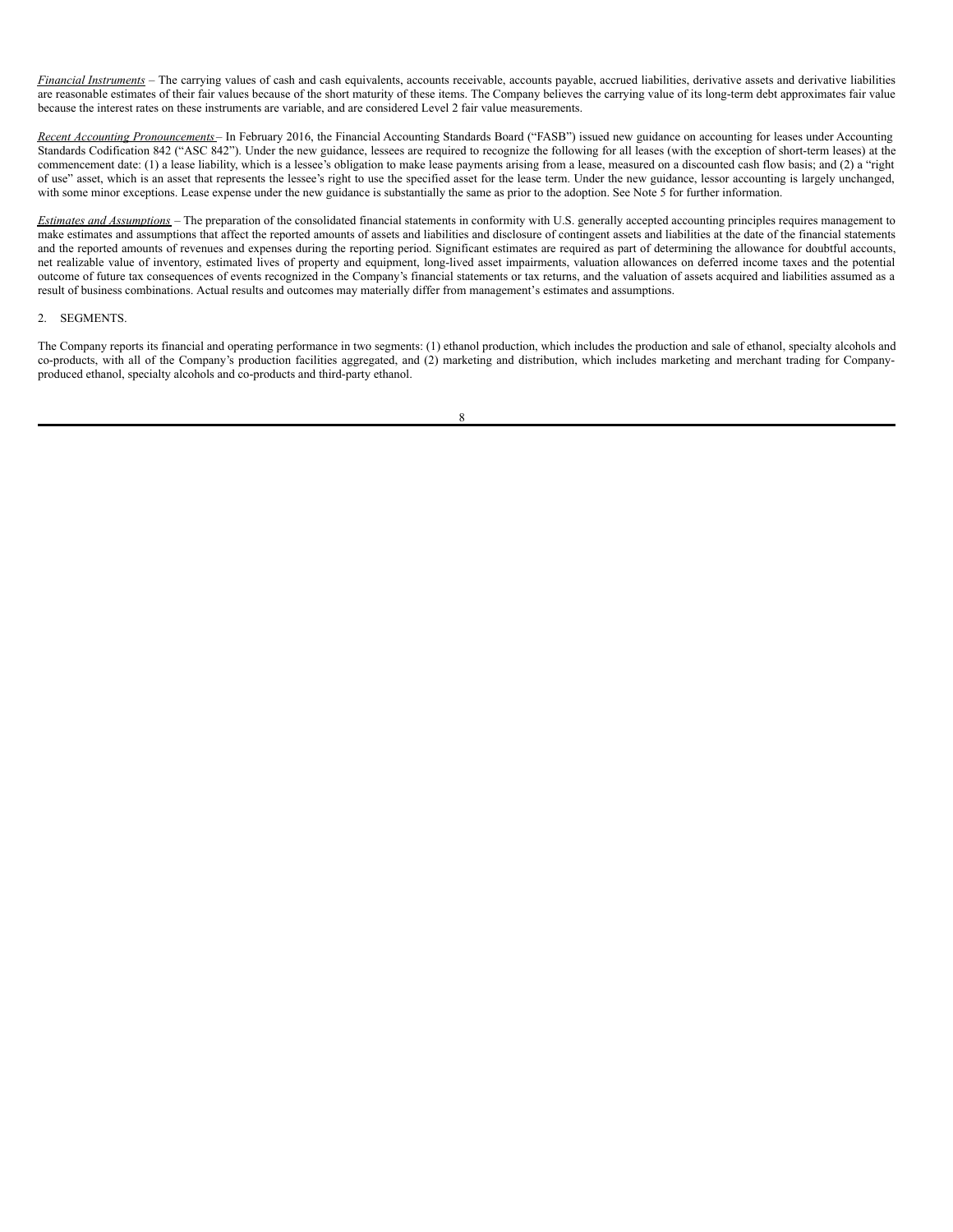*Financial Instruments* – The carrying values of cash and cash equivalents, accounts receivable, accounts payable, accrued liabilities, derivative assets and derivative liabilities are reasonable estimates of their fair values because of the short maturity of these items. The Company believes the carrying value of its long-term debt approximates fair value because the interest rates on these instruments are variable, and are considered Level 2 fair value measurements.

*Recent Accounting Pronouncements* – In February 2016, the Financial Accounting Standards Board ("FASB") issued new guidance on accounting for leases under Accounting Standards Codification 842 ("ASC 842"). Under the new guidance, lessees are required to recognize the following for all leases (with the exception of short-term leases) at the commencement date: (1) a lease liability, which is a lessee's obligation to make lease payments arising from a lease, measured on a discounted cash flow basis; and (2) a "right of use" asset, which is an asset that represents the lessee's right to use the specified asset for the lease term. Under the new guidance, lessor accounting is largely unchanged, with some minor exceptions. Lease expense under the new guidance is substantially the same as prior to the adoption. See Note 5 for further information.

*Estimates and Assumptions* – The preparation of the consolidated financial statements in conformity with U.S. generally accepted accounting principles requires management to make estimates and assumptions that affect the reported amounts of assets and liabilities and disclosure of contingent assets and liabilities at the date of the financial statements and the reported amounts of revenues and expenses during the reporting period. Significant estimates are required as part of determining the allowance for doubtful accounts, net realizable value of inventory, estimated lives of property and equipment, long-lived asset impairments, valuation allowances on deferred income taxes and the potential outcome of future tax consequences of events recognized in the Company's financial statements or tax returns, and the valuation of assets acquired and liabilities assumed as a result of business combinations. Actual results and outcomes may materially differ from management's estimates and assumptions.

2. SEGMENTS.

The Company reports its financial and operating performance in two segments: (1) ethanol production, which includes the production and sale of ethanol, specialty alcohols and co-products, with all of the Company's production facilities aggregated, and (2) marketing and distribution, which includes marketing and merchant trading for Company-produced ethanol, specialty alcohols and co-products and third-party ethanol.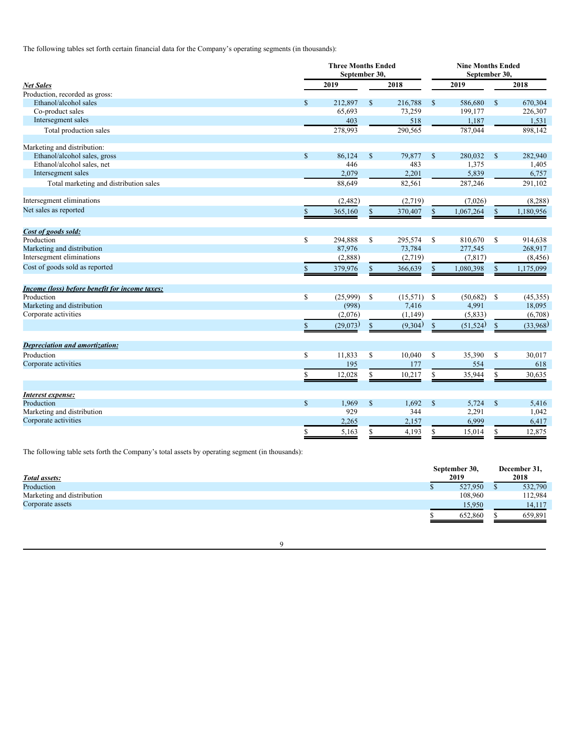The following tables set forth certain financial data for the Company's operating segments (in thousands):

| | Three Months Ended September 30, | | Nine Months Ended September 30, | |
|---|---|---|---|---|
| ***Net Sales*** | 2019 | 2018 | 2019 | 2018 |
| Production, recorded as gross: | | | | |
| Ethanol/alcohol sales | $ 212,897 | $ 216,788 | $ 586,680 | $ 670,304 |
| Co-product sales | 65,693 | 73,259 | 199,177 | 226,307 |
| Intersegment sales | 403 | 518 | 1,187 | 1,531 |
| Total production sales | 278,993 | 290,565 | 787,044 | 898,142 |
| | | | | |
| Marketing and distribution: | | | | |
| Ethanol/alcohol sales, gross | $ 86,124 | $ 79,877 | $ 280,032 | $ 282,940 |
| Ethanol/alcohol sales, net | 446 | 483 | 1,375 | 1,405 |
| Intersegment sales | 2,079 | 2,201 | 5,839 | 6,757 |
| Total marketing and distribution sales | 88,649 | 82,561 | 287,246 | 291,102 |
| | | | | |
| Intersegment eliminations | (2,482) | (2,719) | (7,026) | (8,288) |
| Net sales as reported | $ 365,160 | $ 370,407 | $ 1,067,264 | $ 1,180,956 |
| | | | | |
| ***Cost of goods sold:*** | | | | |
| Production | $ 294,888 | $ 295,574 | $ 810,670 | $ 914,638 |
| Marketing and distribution | 87,976 | 73,784 | 277,545 | 268,917 |
| Intersegment eliminations | (2,888) | (2,719) | (7,817) | (8,456) |
| Cost of goods sold as reported | $ 379,976 | $ 366,639 | $ 1,080,398 | $ 1,175,099 |
| | | | | |
| ***Income (loss) before benefit for income taxes:*** | | | | |
| Production | $ (25,999) | $ (15,571) | $ (50,682) | $ (45,355) |
| Marketing and distribution | (998) | 7,416 | 4,991 | 18,095 |
| Corporate activities | (2,076) | (1,149) | (5,833) | (6,708) |
| | $ (29,073) | $ (9,304) | $ (51,524) | $ (33,968) |
| | | | | |
| ***Depreciation and amortization:*** | | | | |
| Production | $ 11,833 | $ 10,040 | $ 35,390 | $ 30,017 |
| Corporate activities | 195 | 177 | 554 | 618 |
| | $ 12,028 | $ 10,217 | $ 35,944 | $ 30,635 |
| | | | | |
| ***Interest expense:*** | | | | |
| Production | $ 1,969 | $ 1,692 | $ 5,724 | $ 5,416 |
| Marketing and distribution | 929 | 344 | 2,291 | 1,042 |
| Corporate activities | 2,265 | 2,157 | 6,999 | 6,417 |
| | $ 5,163 | $ 4,193 | $ 15,014 | $ 12,875 |

The following table sets forth the Company's total assets by operating segment (in thousands):

| ***Total assets:*** | September 30, 2019 | December 31, 2018 |
|---|---|---|
| Production | $ 527,950 | $ 532,790 |
| Marketing and distribution | 108,960 | 112,984 |
| Corporate assets | 15,950 | 14,117 |
| | $ 652,860 | $ 659,891 |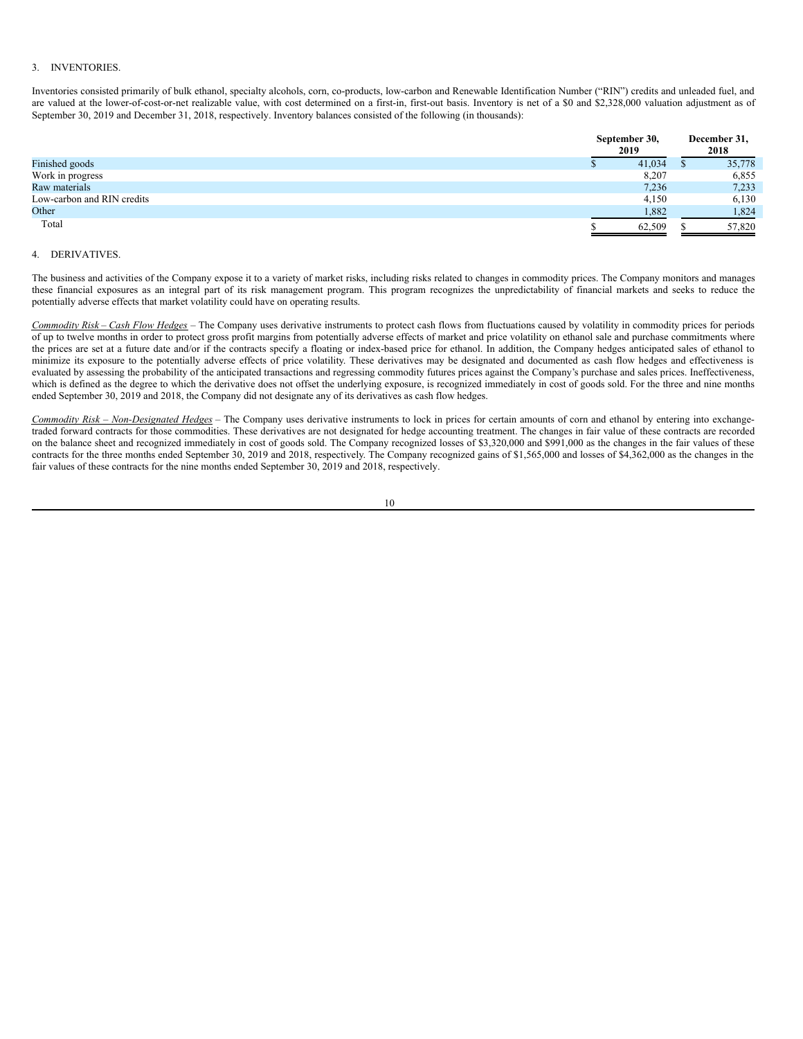3. INVENTORIES.

Inventories consisted primarily of bulk ethanol, specialty alcohols, corn, co-products, low-carbon and Renewable Identification Number ("RIN") credits and unleaded fuel, and are valued at the lower-of-cost-or-net realizable value, with cost determined on a first-in, first-out basis. Inventory is net of a $0 and $2,328,000 valuation adjustment as of September 30, 2019 and December 31, 2018, respectively. Inventory balances consisted of the following (in thousands):

| | September 30, 2019 | December 31, 2018 |
|---|---|---|
| Finished goods | $ 41,034 | $ 35,778 |
| Work in progress | 8,207 | 6,855 |
| Raw materials | 7,236 | 7,233 |
| Low-carbon and RIN credits | 4,150 | 6,130 |
| Other | 1,882 | 1,824 |
| Total | $ 62,509 | $ 57,820 |

4. DERIVATIVES.

The business and activities of the Company expose it to a variety of market risks, including risks related to changes in commodity prices. The Company monitors and manages these financial exposures as an integral part of its risk management program. This program recognizes the unpredictability of financial markets and seeks to reduce the potentially adverse effects that market volatility could have on operating results.

*Commodity Risk – Cash Flow Hedges* – The Company uses derivative instruments to protect cash flows from fluctuations caused by volatility in commodity prices for periods of up to twelve months in order to protect gross profit margins from potentially adverse effects of market and price volatility on ethanol sale and purchase commitments where the prices are set at a future date and/or if the contracts specify a floating or index-based price for ethanol. In addition, the Company hedges anticipated sales of ethanol to minimize its exposure to the potentially adverse effects of price volatility. These derivatives may be designated and documented as cash flow hedges and effectiveness is evaluated by assessing the probability of the anticipated transactions and regressing commodity futures prices against the Company's purchase and sales prices. Ineffectiveness, which is defined as the degree to which the derivative does not offset the underlying exposure, is recognized immediately in cost of goods sold. For the three and nine months ended September 30, 2019 and 2018, the Company did not designate any of its derivatives as cash flow hedges.

*Commodity Risk – Non-Designated Hedges* – The Company uses derivative instruments to lock in prices for certain amounts of corn and ethanol by entering into exchange-traded forward contracts for those commodities. These derivatives are not designated for hedge accounting treatment. The changes in fair value of these contracts are recorded on the balance sheet and recognized immediately in cost of goods sold. The Company recognized losses of $3,320,000 and $991,000 as the changes in the fair values of these contracts for the three months ended September 30, 2019 and 2018, respectively. The Company recognized gains of $1,565,000 and losses of $4,362,000 as the changes in the fair values of these contracts for the nine months ended September 30, 2019 and 2018, respectively.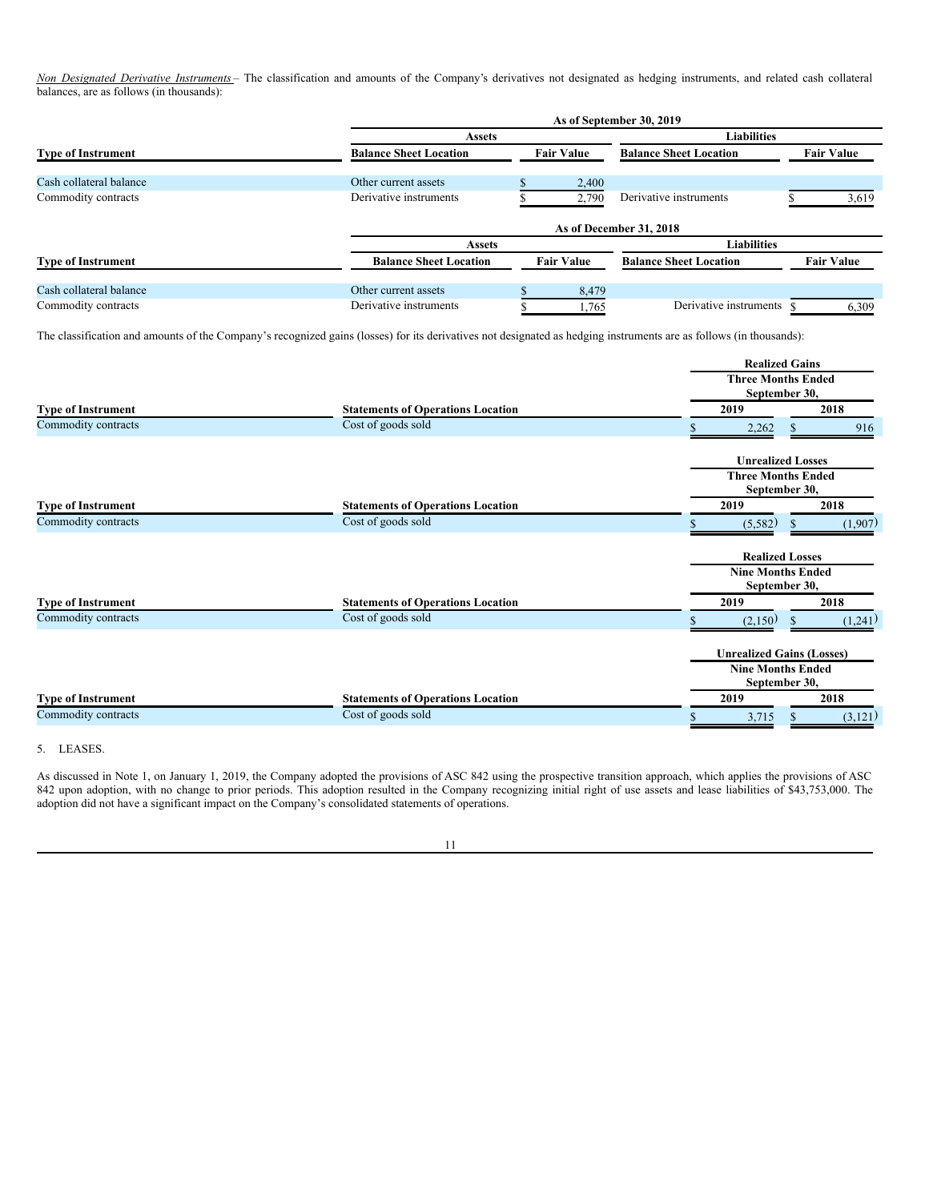*Non Designated Derivative Instruments* – The classification and amounts of the Company's derivatives not designated as hedging instruments, and related cash collateral balances, are as follows (in thousands):

| | As of September 30, 2019 | | | |
|---|---|---|---|---|
| | Assets | | Liabilities | |
| Type of Instrument | Balance Sheet Location | Fair Value | Balance Sheet Location | Fair Value |
| Cash collateral balance | Other current assets | $ 2,400 | | |
| Commodity contracts | Derivative instruments | $ 2,790 | Derivative instruments | $ 3,619 |

| | As of December 31, 2018 | | | |
|---|---|---|---|---|
| | Assets | | Liabilities | |
| Type of Instrument | Balance Sheet Location | Fair Value | Balance Sheet Location | Fair Value |
| Cash collateral balance | Other current assets | $ 8,479 | | |
| Commodity contracts | Derivative instruments | $ 1,765 | Derivative instruments | $ 6,309 |

The classification and amounts of the Company's recognized gains (losses) for its derivatives not designated as hedging instruments are as follows (in thousands):

| | | Realized Gains | |
|---|---|---|---|
| | | Three Months Ended September 30, | |
| Type of Instrument | Statements of Operations Location | 2019 | 2018 |
| Commodity contracts | Cost of goods sold | $ 2,262 | $ 916 |

| | | Unrealized Losses | |
|---|---|---|---|
| | | Three Months Ended September 30, | |
| Type of Instrument | Statements of Operations Location | 2019 | 2018 |
| Commodity contracts | Cost of goods sold | $ (5,582) | $ (1,907) |

| | | Realized Losses | |
|---|---|---|---|
| | | Nine Months Ended September 30, | |
| Type of Instrument | Statements of Operations Location | 2019 | 2018 |
| Commodity contracts | Cost of goods sold | $ (2,150) | $ (1,241) |

| | | Unrealized Gains (Losses) | |
|---|---|---|---|
| | | Nine Months Ended September 30, | |
| Type of Instrument | Statements of Operations Location | 2019 | 2018 |
| Commodity contracts | Cost of goods sold | $ 3,715 | $ (3,121) |

5. LEASES.

As discussed in Note 1, on January 1, 2019, the Company adopted the provisions of ASC 842 using the prospective transition approach, which applies the provisions of ASC 842 upon adoption, with no change to prior periods. This adoption resulted in the Company recognizing initial right of use assets and lease liabilities of $43,753,000. The adoption did not have a significant impact on the Company's consolidated statements of operations.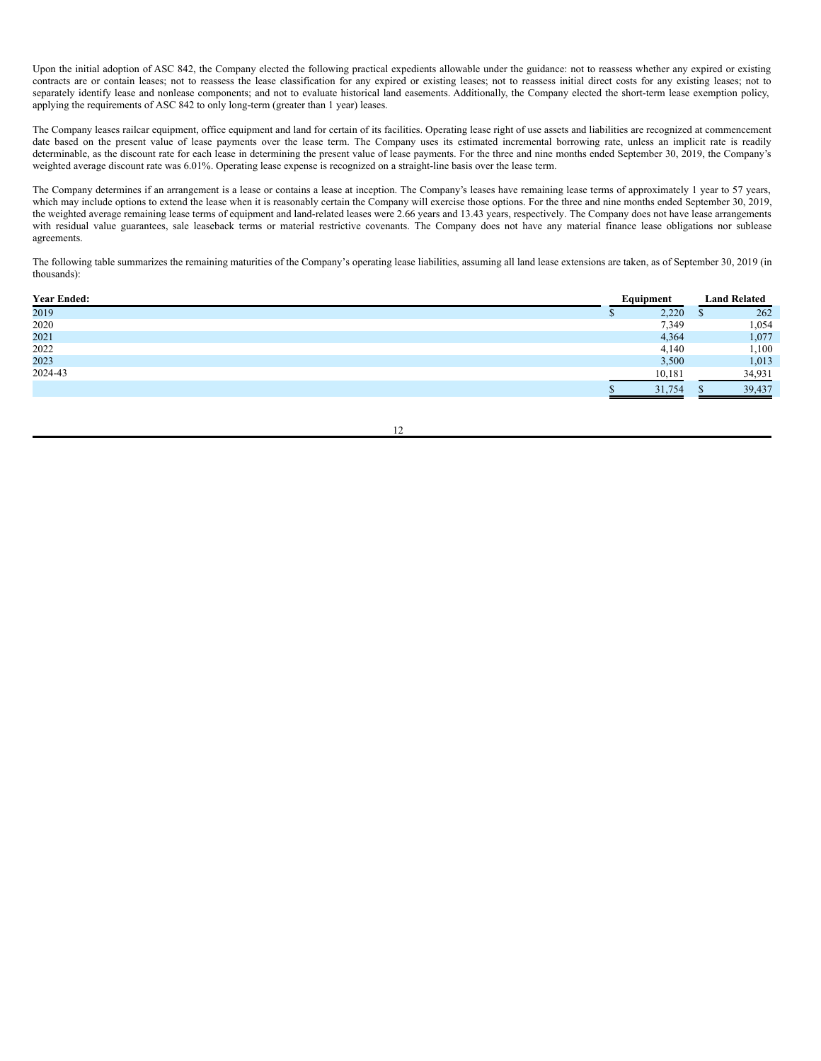Upon the initial adoption of ASC 842, the Company elected the following practical expedients allowable under the guidance: not to reassess whether any expired or existing contracts are or contain leases; not to reassess the lease classification for any expired or existing leases; not to reassess initial direct costs for any existing leases; not to separately identify lease and nonlease components; and not to evaluate historical land easements. Additionally, the Company elected the short-term lease exemption policy, applying the requirements of ASC 842 to only long-term (greater than 1 year) leases.

The Company leases railcar equipment, office equipment and land for certain of its facilities. Operating lease right of use assets and liabilities are recognized at commencement date based on the present value of lease payments over the lease term. The Company uses its estimated incremental borrowing rate, unless an implicit rate is readily determinable, as the discount rate for each lease in determining the present value of lease payments. For the three and nine months ended September 30, 2019, the Company's weighted average discount rate was 6.01%. Operating lease expense is recognized on a straight-line basis over the lease term.

The Company determines if an arrangement is a lease or contains a lease at inception. The Company's leases have remaining lease terms of approximately 1 year to 57 years, which may include options to extend the lease when it is reasonably certain the Company will exercise those options. For the three and nine months ended September 30, 2019, the weighted average remaining lease terms of equipment and land-related leases were 2.66 years and 13.43 years, respectively. The Company does not have lease arrangements with residual value guarantees, sale leaseback terms or material restrictive covenants. The Company does not have any material finance lease obligations nor sublease agreements.

The following table summarizes the remaining maturities of the Company's operating lease liabilities, assuming all land lease extensions are taken, as of September 30, 2019 (in thousands):

| **Year Ended:** | **Equipment** | **Land Related** |
|---|---|---|
| 2019 | $ 2,220 | $ 262 |
| 2020 | 7,349 | 1,054 |
| 2021 | 4,364 | 1,077 |
| 2022 | 4,140 | 1,100 |
| 2023 | 3,500 | 1,013 |
| 2024-43 | 10,181 | 34,931 |
| | $ 31,754 | $ 39,437 |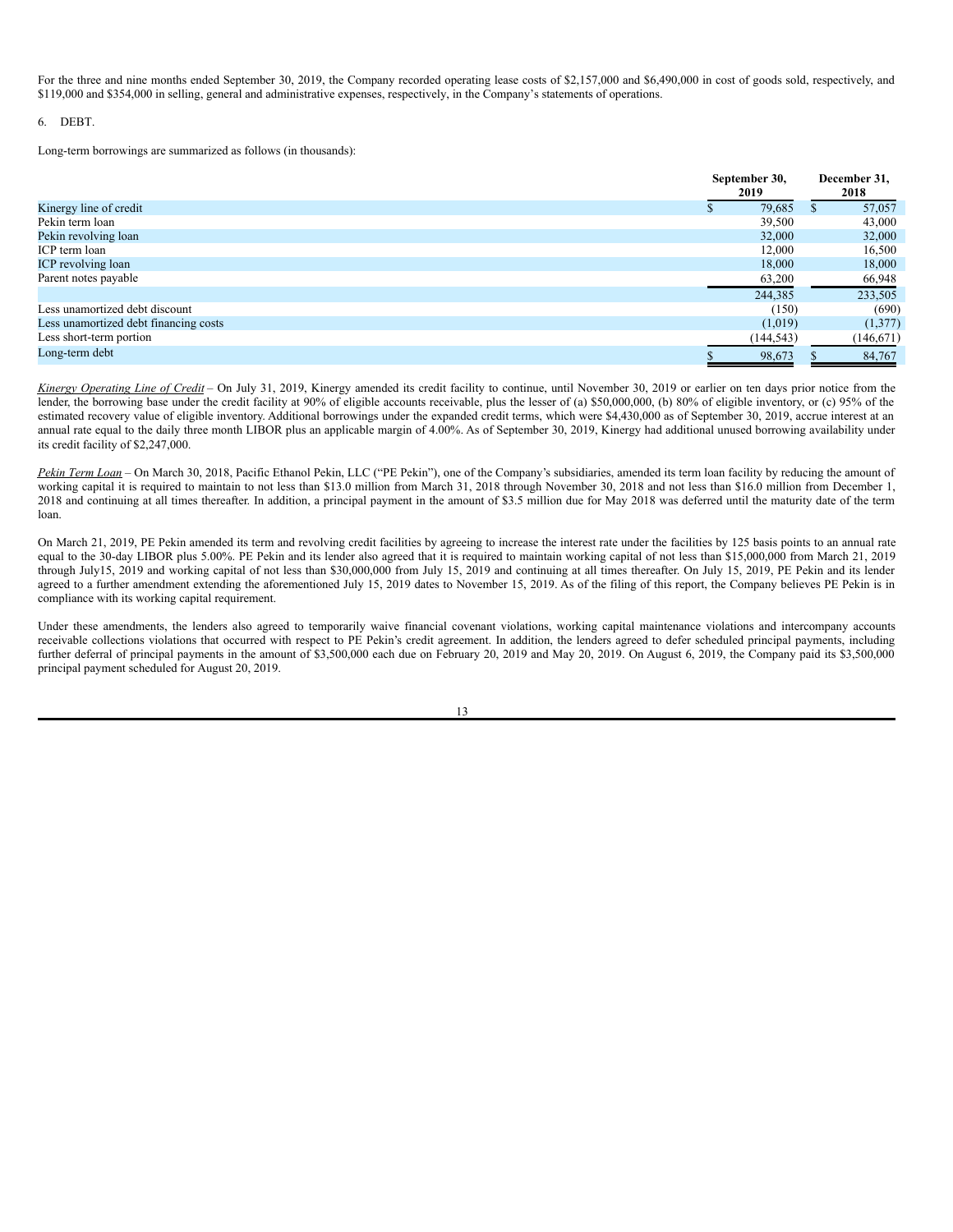For the three and nine months ended September 30, 2019, the Company recorded operating lease costs of $2,157,000 and $6,490,000 in cost of goods sold, respectively, and $119,000 and $354,000 in selling, general and administrative expenses, respectively, in the Company's statements of operations.

6. DEBT.

Long-term borrowings are summarized as follows (in thousands):

| | September 30, 2019 | December 31, 2018 |
|---|---|---|
| Kinergy line of credit | $ 79,685 | $ 57,057 |
| Pekin term loan | 39,500 | 43,000 |
| Pekin revolving loan | 32,000 | 32,000 |
| ICP term loan | 12,000 | 16,500 |
| ICP revolving loan | 18,000 | 18,000 |
| Parent notes payable | 63,200 | 66,948 |
| | 244,385 | 233,505 |
| Less unamortized debt discount | (150) | (690) |
| Less unamortized debt financing costs | (1,019) | (1,377) |
| Less short-term portion | (144,543) | (146,671) |
| Long-term debt | $ 98,673 | $ 84,767 |

*Kinergy Operating Line of Credit* – On July 31, 2019, Kinergy amended its credit facility to continue, until November 30, 2019 or earlier on ten days prior notice from the lender, the borrowing base under the credit facility at 90% of eligible accounts receivable, plus the lesser of (a) $50,000,000, (b) 80% of eligible inventory, or (c) 95% of the estimated recovery value of eligible inventory. Additional borrowings under the expanded credit terms, which were $4,430,000 as of September 30, 2019, accrue interest at an annual rate equal to the daily three month LIBOR plus an applicable margin of 4.00%. As of September 30, 2019, Kinergy had additional unused borrowing availability under its credit facility of $2,247,000.

*Pekin Term Loan* – On March 30, 2018, Pacific Ethanol Pekin, LLC ("PE Pekin"), one of the Company's subsidiaries, amended its term loan facility by reducing the amount of working capital it is required to maintain to not less than $13.0 million from March 31, 2018 through November 30, 2018 and not less than $16.0 million from December 1, 2018 and continuing at all times thereafter. In addition, a principal payment in the amount of $3.5 million due for May 2018 was deferred until the maturity date of the term loan.

On March 21, 2019, PE Pekin amended its term and revolving credit facilities by agreeing to increase the interest rate under the facilities by 125 basis points to an annual rate equal to the 30-day LIBOR plus 5.00%. PE Pekin and its lender also agreed that it is required to maintain working capital of not less than $15,000,000 from March 21, 2019 through July15, 2019 and working capital of not less than $30,000,000 from July 15, 2019 and continuing at all times thereafter. On July 15, 2019, PE Pekin and its lender agreed to a further amendment extending the aforementioned July 15, 2019 dates to November 15, 2019. As of the filing of this report, the Company believes PE Pekin is in compliance with its working capital requirement.

Under these amendments, the lenders also agreed to temporarily waive financial covenant violations, working capital maintenance violations and intercompany accounts receivable collections violations that occurred with respect to PE Pekin's credit agreement. In addition, the lenders agreed to defer scheduled principal payments, including further deferral of principal payments in the amount of $3,500,000 each due on February 20, 2019 and May 20, 2019. On August 6, 2019, the Company paid its $3,500,000 principal payment scheduled for August 20, 2019.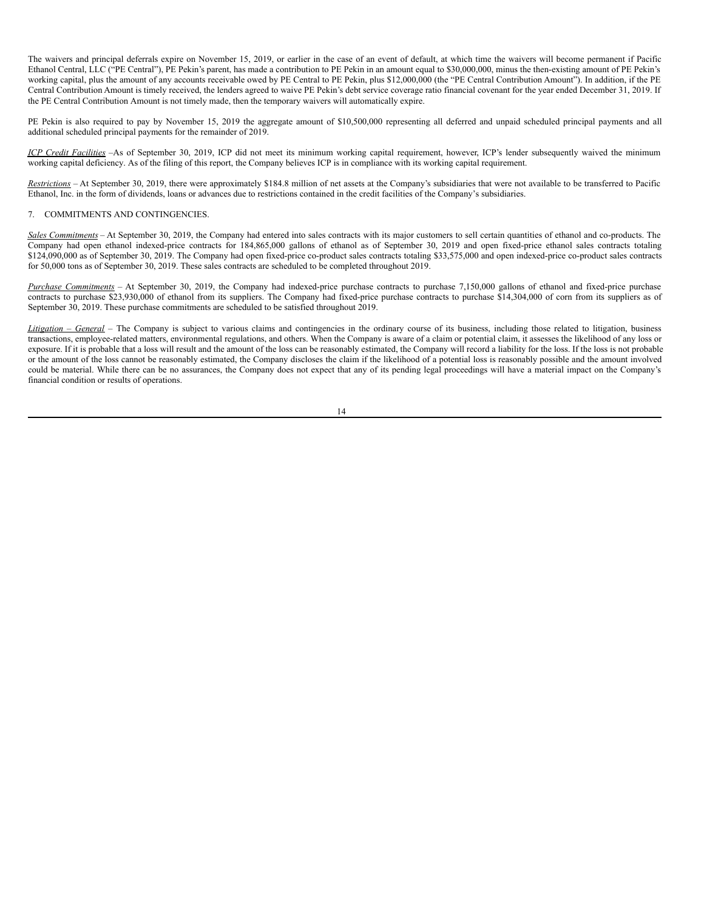The waivers and principal deferrals expire on November 15, 2019, or earlier in the case of an event of default, at which time the waivers will become permanent if Pacific Ethanol Central, LLC ("PE Central"), PE Pekin's parent, has made a contribution to PE Pekin in an amount equal to $30,000,000, minus the then-existing amount of PE Pekin's working capital, plus the amount of any accounts receivable owed by PE Central to PE Pekin, plus $12,000,000 (the "PE Central Contribution Amount"). In addition, if the PE Central Contribution Amount is timely received, the lenders agreed to waive PE Pekin's debt service coverage ratio financial covenant for the year ended December 31, 2019. If the PE Central Contribution Amount is not timely made, then the temporary waivers will automatically expire.

PE Pekin is also required to pay by November 15, 2019 the aggregate amount of $10,500,000 representing all deferred and unpaid scheduled principal payments and all additional scheduled principal payments for the remainder of 2019.

*ICP Credit Facilities* –As of September 30, 2019, ICP did not meet its minimum working capital requirement, however, ICP's lender subsequently waived the minimum working capital deficiency. As of the filing of this report, the Company believes ICP is in compliance with its working capital requirement.

*Restrictions* – At September 30, 2019, there were approximately $184.8 million of net assets at the Company's subsidiaries that were not available to be transferred to Pacific Ethanol, Inc. in the form of dividends, loans or advances due to restrictions contained in the credit facilities of the Company's subsidiaries.

7. COMMITMENTS AND CONTINGENCIES.

*Sales Commitments* – At September 30, 2019, the Company had entered into sales contracts with its major customers to sell certain quantities of ethanol and co-products. The Company had open ethanol indexed-price contracts for 184,865,000 gallons of ethanol as of September 30, 2019 and open fixed-price ethanol sales contracts totaling $124,090,000 as of September 30, 2019. The Company had open fixed-price co-product sales contracts totaling $33,575,000 and open indexed-price co-product sales contracts for 50,000 tons as of September 30, 2019. These sales contracts are scheduled to be completed throughout 2019.

*Purchase Commitments* – At September 30, 2019, the Company had indexed-price purchase contracts to purchase 7,150,000 gallons of ethanol and fixed-price purchase contracts to purchase $23,930,000 of ethanol from its suppliers. The Company had fixed-price purchase contracts to purchase $14,304,000 of corn from its suppliers as of September 30, 2019. These purchase commitments are scheduled to be satisfied throughout 2019.

*Litigation – General* – The Company is subject to various claims and contingencies in the ordinary course of its business, including those related to litigation, business transactions, employee-related matters, environmental regulations, and others. When the Company is aware of a claim or potential claim, it assesses the likelihood of any loss or exposure. If it is probable that a loss will result and the amount of the loss can be reasonably estimated, the Company will record a liability for the loss. If the loss is not probable or the amount of the loss cannot be reasonably estimated, the Company discloses the claim if the likelihood of a potential loss is reasonably possible and the amount involved could be material. While there can be no assurances, the Company does not expect that any of its pending legal proceedings will have a material impact on the Company's financial condition or results of operations.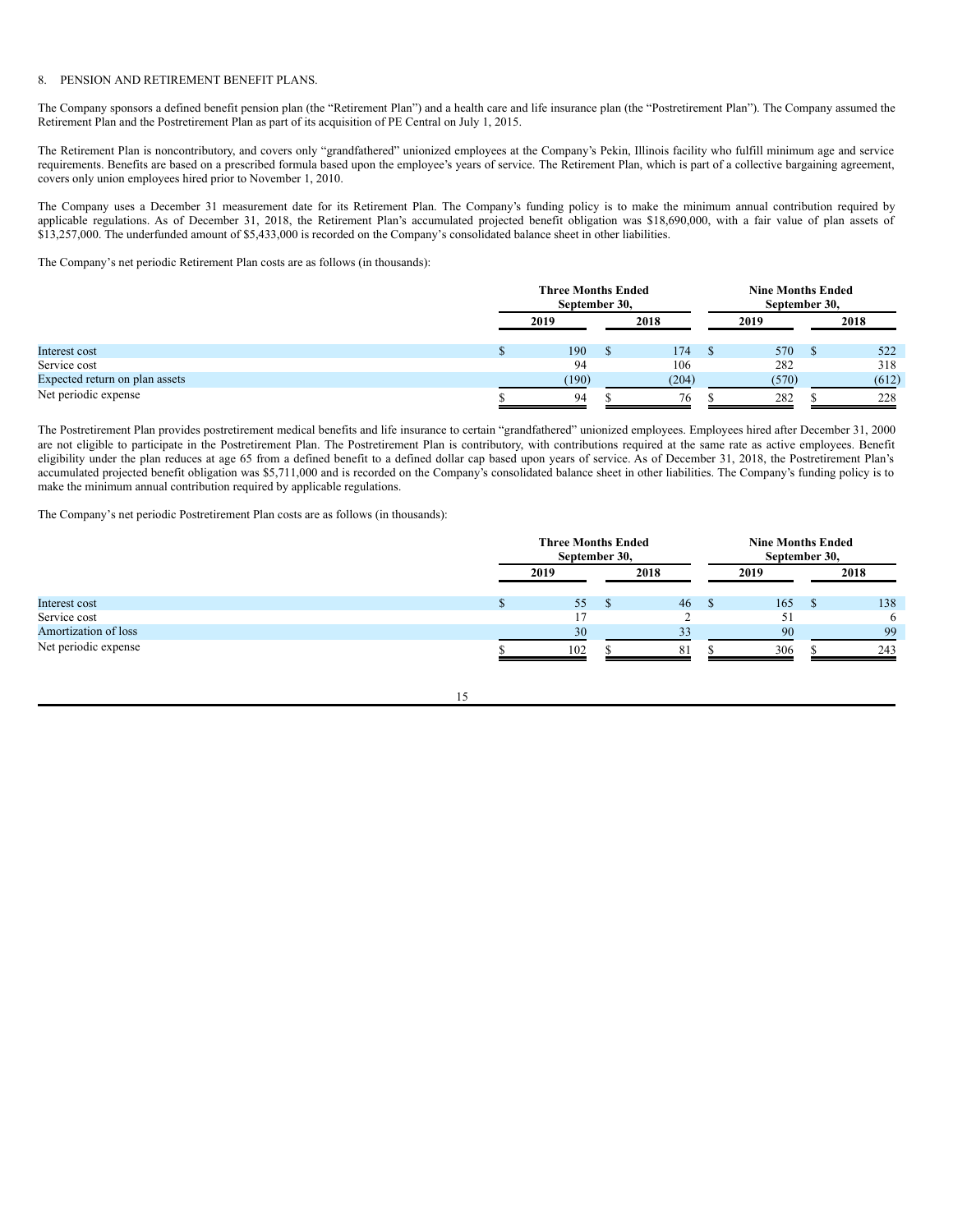8. PENSION AND RETIREMENT BENEFIT PLANS.

The Company sponsors a defined benefit pension plan (the "Retirement Plan") and a health care and life insurance plan (the "Postretirement Plan"). The Company assumed the Retirement Plan and the Postretirement Plan as part of its acquisition of PE Central on July 1, 2015.

The Retirement Plan is noncontributory, and covers only "grandfathered" unionized employees at the Company's Pekin, Illinois facility who fulfill minimum age and service requirements. Benefits are based on a prescribed formula based upon the employee's years of service. The Retirement Plan, which is part of a collective bargaining agreement, covers only union employees hired prior to November 1, 2010.

The Company uses a December 31 measurement date for its Retirement Plan. The Company's funding policy is to make the minimum annual contribution required by applicable regulations. As of December 31, 2018, the Retirement Plan's accumulated projected benefit obligation was $18,690,000, with a fair value of plan assets of $13,257,000. The underfunded amount of $5,433,000 is recorded on the Company's consolidated balance sheet in other liabilities.

The Company's net periodic Retirement Plan costs are as follows (in thousands):

| | Three Months Ended September 30, | | Nine Months Ended September 30, | |
|---|---|---|---|---|
| | 2019 | 2018 | 2019 | 2018 |
| Interest cost | $ 190 | $ 174 | $ 570 | $ 522 |
| Service cost | 94 | 106 | 282 | 318 |
| Expected return on plan assets | (190) | (204) | (570) | (612) |
| Net periodic expense | $ 94 | $ 76 | $ 282 | $ 228 |

The Postretirement Plan provides postretirement medical benefits and life insurance to certain "grandfathered" unionized employees. Employees hired after December 31, 2000 are not eligible to participate in the Postretirement Plan. The Postretirement Plan is contributory, with contributions required at the same rate as active employees. Benefit eligibility under the plan reduces at age 65 from a defined benefit to a defined dollar cap based upon years of service. As of December 31, 2018, the Postretirement Plan's accumulated projected benefit obligation was $5,711,000 and is recorded on the Company's consolidated balance sheet in other liabilities. The Company's funding policy is to make the minimum annual contribution required by applicable regulations.

The Company's net periodic Postretirement Plan costs are as follows (in thousands):

| | Three Months Ended September 30, | | Nine Months Ended September 30, | |
|---|---|---|---|---|
| | 2019 | 2018 | 2019 | 2018 |
| Interest cost | $ 55 | $ 46 | $ 165 | $ 138 |
| Service cost | 17 | 2 | 51 | 6 |
| Amortization of loss | 30 | 33 | 90 | 99 |
| Net periodic expense | $ 102 | $ 81 | $ 306 | $ 243 |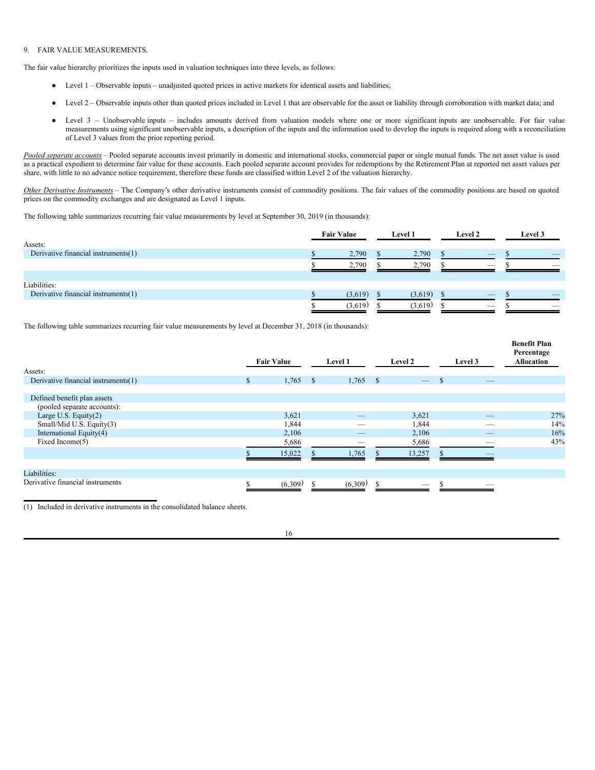9. FAIR VALUE MEASUREMENTS.

The fair value hierarchy prioritizes the inputs used in valuation techniques into three levels, as follows:

- Level 1 – Observable inputs – unadjusted quoted prices in active markets for identical assets and liabilities;
- Level 2 – Observable inputs other than quoted prices included in Level 1 that are observable for the asset or liability through corroboration with market data; and
- Level 3 – Unobservable inputs – includes amounts derived from valuation models where one or more significant inputs are unobservable. For fair value measurements using significant unobservable inputs, a description of the inputs and the information used to develop the inputs is required along with a reconciliation of Level 3 values from the prior reporting period.

*Pooled separate accounts* – Pooled separate accounts invest primarily in domestic and international stocks, commercial paper or single mutual funds. The net asset value is used as a practical expedient to determine fair value for these accounts. Each pooled separate account provides for redemptions by the Retirement Plan at reported net asset values per share, with little to no advance notice requirement, therefore these funds are classified within Level 2 of the valuation hierarchy.

*Other Derivative Instruments* – The Company's other derivative instruments consist of commodity positions. The fair values of the commodity positions are based on quoted prices on the commodity exchanges and are designated as Level 1 inputs.

The following table summarizes recurring fair value measurements by level at September 30, 2019 (in thousands):

| | Fair Value | Level 1 | Level 2 | Level 3 |
|---|---|---|---|---|
| Assets: | | | | |
| Derivative financial instruments(1) | $ 2,790 | $ 2,790 | $ — | $ — |
| | $ 2,790 | $ 2,790 | $ — | $ — |
| | | | | |
| Liabilities: | | | | |
| Derivative financial instruments(1) | $ (3,619) | $ (3,619) | $ — | $ — |
| | $ (3,619) | $ (3,619) | $ — | $ — |

The following table summarizes recurring fair value measurements by level at December 31, 2018 (in thousands):

| | Fair Value | Level 1 | Level 2 | Level 3 | Benefit Plan Percentage Allocation |
|---|---|---|---|---|---|
| Assets: | | | | | |
| Derivative financial instruments(1) | $ 1,765 | $ 1,765 | $ — | $ — | |
| | | | | | |
| Defined benefit plan assets (pooled separate accounts): | | | | | |
| Large U.S. Equity(2) | 3,621 | — | 3,621 | — | 27% |
| Small/Mid U.S. Equity(3) | 1,844 | — | 1,844 | — | 14% |
| International Equity(4) | 2,106 | — | 2,106 | — | 16% |
| Fixed Income(5) | 5,686 | — | 5,686 | — | 43% |
| | $ 15,022 | $ 1,765 | $ 13,257 | $ — | |
| | | | | | |
| Liabilities: | | | | | |
| Derivative financial instruments | $ (6,309) | $ (6,309) | $ — | $ — | |

(1) Included in derivative instruments in the consolidated balance sheets.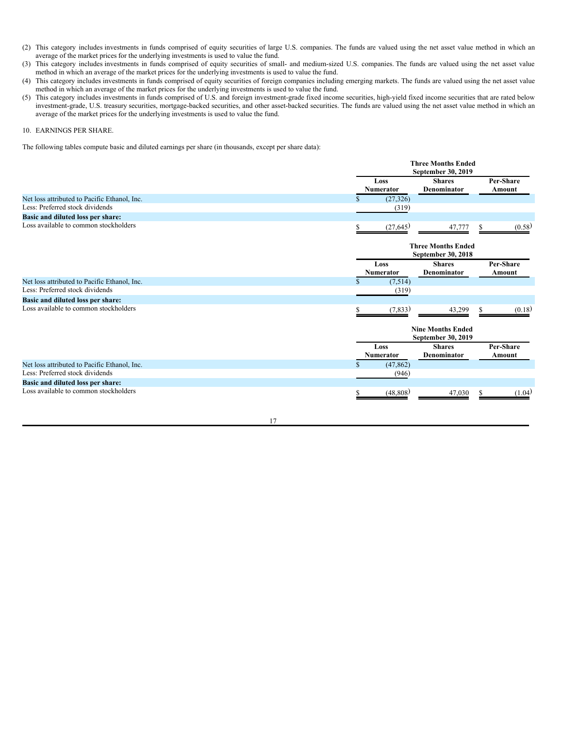(2) This category includes investments in funds comprised of equity securities of large U.S. companies. The funds are valued using the net asset value method in which an average of the market prices for the underlying investments is used to value the fund.

(3) This category includes investments in funds comprised of equity securities of small- and medium-sized U.S. companies. The funds are valued using the net asset value method in which an average of the market prices for the underlying investments is used to value the fund.

(4) This category includes investments in funds comprised of equity securities of foreign companies including emerging markets. The funds are valued using the net asset value method in which an average of the market prices for the underlying investments is used to value the fund.

(5) This category includes investments in funds comprised of U.S. and foreign investment-grade fixed income securities, high-yield fixed income securities that are rated below investment-grade, U.S. treasury securities, mortgage-backed securities, and other asset-backed securities. The funds are valued using the net asset value method in which an average of the market prices for the underlying investments is used to value the fund.

10. EARNINGS PER SHARE.

The following tables compute basic and diluted earnings per share (in thousands, except per share data):

| | Three Months Ended September 30, 2019 | | |
|---|---|---|---|
| | **Loss Numerator** | **Shares Denominator** | **Per-Share Amount** |
| Net loss attributed to Pacific Ethanol, Inc. | $ (27,326) | | |
| Less: Preferred stock dividends | (319) | | |
| **Basic and diluted loss per share:** | | | |
| Loss available to common stockholders | $ (27,645) | 47,777 | $ (0.58) |

| | Three Months Ended September 30, 2018 | | |
|---|---|---|---|
| | **Loss Numerator** | **Shares Denominator** | **Per-Share Amount** |
| Net loss attributed to Pacific Ethanol, Inc. | $ (7,514) | | |
| Less: Preferred stock dividends | (319) | | |
| **Basic and diluted loss per share:** | | | |
| Loss available to common stockholders | $ (7,833) | 43,299 | $ (0.18) |

| | Nine Months Ended September 30, 2019 | | |
|---|---|---|---|
| | **Loss Numerator** | **Shares Denominator** | **Per-Share Amount** |
| Net loss attributed to Pacific Ethanol, Inc. | $ (47,862) | | |
| Less: Preferred stock dividends | (946) | | |
| **Basic and diluted loss per share:** | | | |
| Loss available to common stockholders | $ (48,808) | 47,030 | $ (1.04) |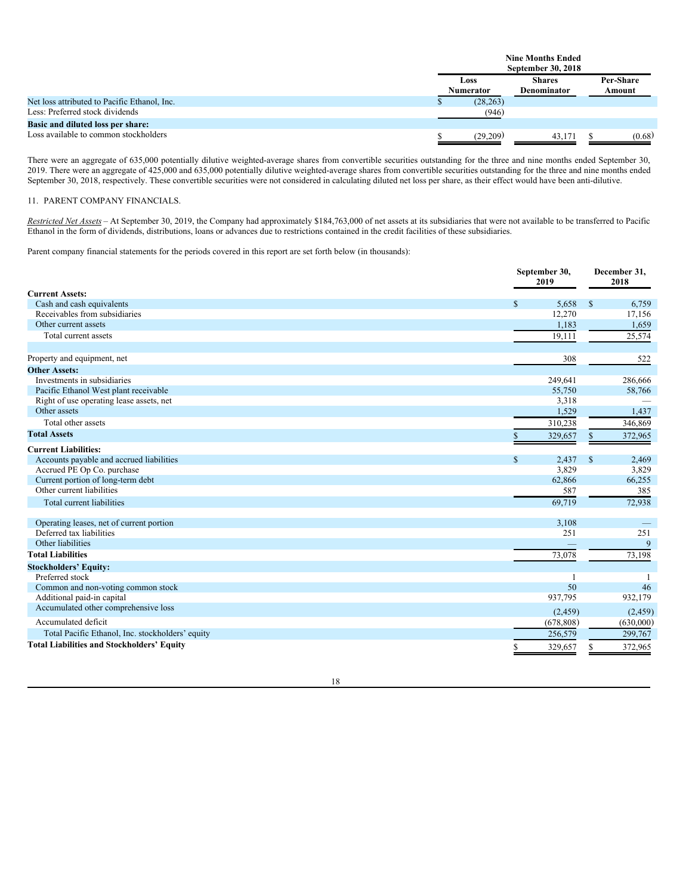| | Nine Months Ended September 30, 2018 | | |
|---|---|---|---|
| | Loss Numerator | Shares Denominator | Per-Share Amount |
| Net loss attributed to Pacific Ethanol, Inc. | $ (28,263) | | |
| Less: Preferred stock dividends | (946) | | |
| **Basic and diluted loss per share:** | | | |
| Loss available to common stockholders | $ (29,209) | 43,171 | $ (0.68) |

There were an aggregate of 635,000 potentially dilutive weighted-average shares from convertible securities outstanding for the three and nine months ended September 30, 2019. There were an aggregate of 425,000 and 635,000 potentially dilutive weighted-average shares from convertible securities outstanding for the three and nine months ended September 30, 2018, respectively. These convertible securities were not considered in calculating diluted net loss per share, as their effect would have been anti-dilutive.

11. PARENT COMPANY FINANCIALS.

*Restricted Net Assets* – At September 30, 2019, the Company had approximately $184,763,000 of net assets at its subsidiaries that were not available to be transferred to Pacific Ethanol in the form of dividends, distributions, loans or advances due to restrictions contained in the credit facilities of these subsidiaries.

Parent company financial statements for the periods covered in this report are set forth below (in thousands):

| | September 30, 2019 | December 31, 2018 |
|---|---|---|
| **Current Assets:** | | |
| Cash and cash equivalents | $ 5,658 | $ 6,759 |
| Receivables from subsidiaries | 12,270 | 17,156 |
| Other current assets | 1,183 | 1,659 |
| Total current assets | 19,111 | 25,574 |
| | | |
| Property and equipment, net | 308 | 522 |
| **Other Assets:** | | |
| Investments in subsidiaries | 249,641 | 286,666 |
| Pacific Ethanol West plant receivable | 55,750 | 58,766 |
| Right of use operating lease assets, net | 3,318 | — |
| Other assets | 1,529 | 1,437 |
| Total other assets | 310,238 | 346,869 |
| **Total Assets** | $ 329,657 | $ 372,965 |
| **Current Liabilities:** | | |
| Accounts payable and accrued liabilities | $ 2,437 | $ 2,469 |
| Accrued PE Op Co. purchase | 3,829 | 3,829 |
| Current portion of long-term debt | 62,866 | 66,255 |
| Other current liabilities | 587 | 385 |
| Total current liabilities | 69,719 | 72,938 |
| | | |
| Operating leases, net of current portion | 3,108 | — |
| Deferred tax liabilities | 251 | 251 |
| Other liabilities | — | 9 |
| **Total Liabilities** | 73,078 | 73,198 |
| **Stockholders' Equity:** | | |
| Preferred stock | 1 | 1 |
| Common and non-voting common stock | 50 | 46 |
| Additional paid-in capital | 937,795 | 932,179 |
| Accumulated other comprehensive loss | (2,459) | (2,459) |
| Accumulated deficit | (678,808) | (630,000) |
| Total Pacific Ethanol, Inc. stockholders' equity | 256,579 | 299,767 |
| **Total Liabilities and Stockholders' Equity** | $ 329,657 | $ 372,965 |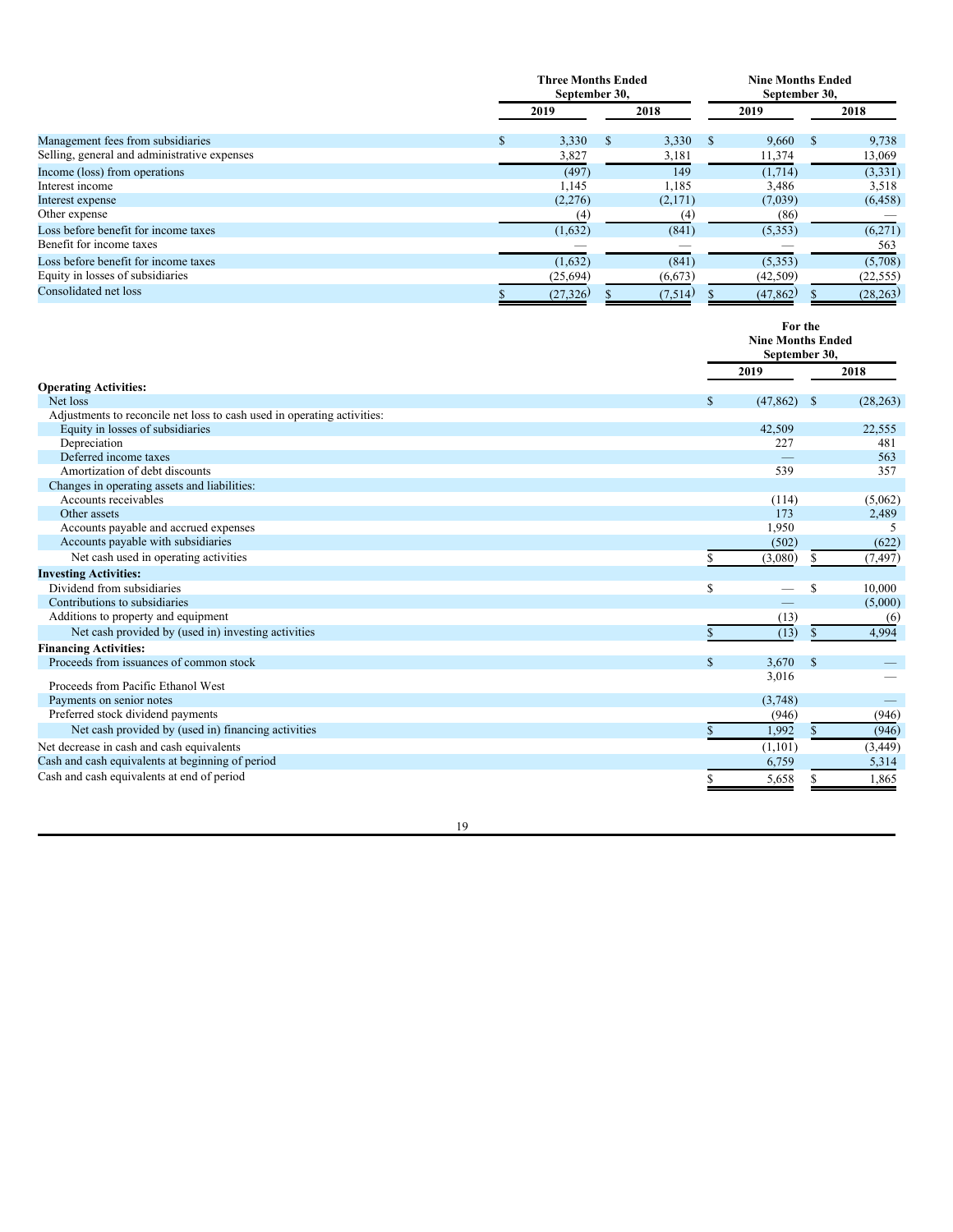| | Three Months Ended September 30, | | Nine Months Ended September 30, | |
|---|---|---|---|---|
| | 2019 | 2018 | 2019 | 2018 |
| Management fees from subsidiaries | $ 3,330 | $ 3,330 | $ 9,660 | $ 9,738 |
| Selling, general and administrative expenses | 3,827 | 3,181 | 11,374 | 13,069 |
| Income (loss) from operations | (497) | 149 | (1,714) | (3,331) |
| Interest income | 1,145 | 1,185 | 3,486 | 3,518 |
| Interest expense | (2,276) | (2,171) | (7,039) | (6,458) |
| Other expense | (4) | (4) | (86) | — |
| Loss before benefit for income taxes | (1,632) | (841) | (5,353) | (6,271) |
| Benefit for income taxes | — | — | — | 563 |
| Loss before benefit for income taxes | (1,632) | (841) | (5,353) | (5,708) |
| Equity in losses of subsidiaries | (25,694) | (6,673) | (42,509) | (22,555) |
| Consolidated net loss | $ (27,326) | $ (7,514) | $ (47,862) | $ (28,263) |

| | For the Nine Months Ended September 30, | |
|---|---|---|
| | 2019 | 2018 |
| **Operating Activities:** | | |
| Net loss | $ (47,862) | $ (28,263) |
| Adjustments to reconcile net loss to cash used in operating activities: | | |
| Equity in losses of subsidiaries | 42,509 | 22,555 |
| Depreciation | 227 | 481 |
| Deferred income taxes | — | 563 |
| Amortization of debt discounts | 539 | 357 |
| Changes in operating assets and liabilities: | | |
| Accounts receivables | (114) | (5,062) |
| Other assets | 173 | 2,489 |
| Accounts payable and accrued expenses | 1,950 | 5 |
| Accounts payable with subsidiaries | (502) | (622) |
| Net cash used in operating activities | $ (3,080) | $ (7,497) |
| **Investing Activities:** | | |
| Dividend from subsidiaries | $ — | $ 10,000 |
| Contributions to subsidiaries | — | (5,000) |
| Additions to property and equipment | (13) | (6) |
| Net cash provided by (used in) investing activities | $ (13) | $ 4,994 |
| **Financing Activities:** | | |
| Proceeds from issuances of common stock | $ 3,670 | $ — |
| Proceeds from Pacific Ethanol West | 3,016 | — |
| Payments on senior notes | (3,748) | — |
| Preferred stock dividend payments | (946) | (946) |
| Net cash provided by (used in) financing activities | $ 1,992 | $ (946) |
| Net decrease in cash and cash equivalents | (1,101) | (3,449) |
| Cash and cash equivalents at beginning of period | 6,759 | 5,314 |
| Cash and cash equivalents at end of period | $ 5,658 | $ 1,865 |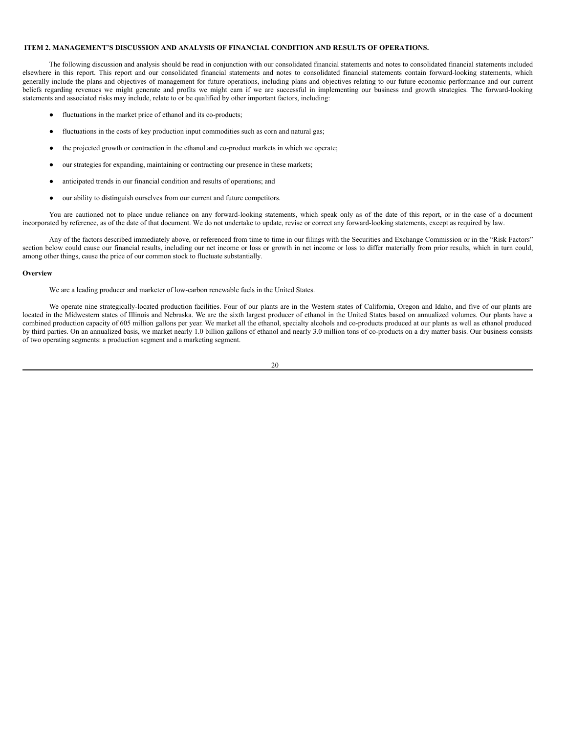## ITEM 2. MANAGEMENT'S DISCUSSION AND ANALYSIS OF FINANCIAL CONDITION AND RESULTS OF OPERATIONS.

The following discussion and analysis should be read in conjunction with our consolidated financial statements and notes to consolidated financial statements included elsewhere in this report. This report and our consolidated financial statements and notes to consolidated financial statements contain forward-looking statements, which generally include the plans and objectives of management for future operations, including plans and objectives relating to our future economic performance and our current beliefs regarding revenues we might generate and profits we might earn if we are successful in implementing our business and growth strategies. The forward-looking statements and associated risks may include, relate to or be qualified by other important factors, including:

- fluctuations in the market price of ethanol and its co-products;
- fluctuations in the costs of key production input commodities such as corn and natural gas;
- the projected growth or contraction in the ethanol and co-product markets in which we operate;
- our strategies for expanding, maintaining or contracting our presence in these markets;
- anticipated trends in our financial condition and results of operations; and
- our ability to distinguish ourselves from our current and future competitors.

You are cautioned not to place undue reliance on any forward-looking statements, which speak only as of the date of this report, or in the case of a document incorporated by reference, as of the date of that document. We do not undertake to update, revise or correct any forward-looking statements, except as required by law.

Any of the factors described immediately above, or referenced from time to time in our filings with the Securities and Exchange Commission or in the "Risk Factors" section below could cause our financial results, including our net income or loss or growth in net income or loss to differ materially from prior results, which in turn could, among other things, cause the price of our common stock to fluctuate substantially.

**Overview**

We are a leading producer and marketer of low-carbon renewable fuels in the United States.

We operate nine strategically-located production facilities. Four of our plants are in the Western states of California, Oregon and Idaho, and five of our plants are located in the Midwestern states of Illinois and Nebraska. We are the sixth largest producer of ethanol in the United States based on annualized volumes. Our plants have a combined production capacity of 605 million gallons per year. We market all the ethanol, specialty alcohols and co-products produced at our plants as well as ethanol produced by third parties. On an annualized basis, we market nearly 1.0 billion gallons of ethanol and nearly 3.0 million tons of co-products on a dry matter basis. Our business consists of two operating segments: a production segment and a marketing segment.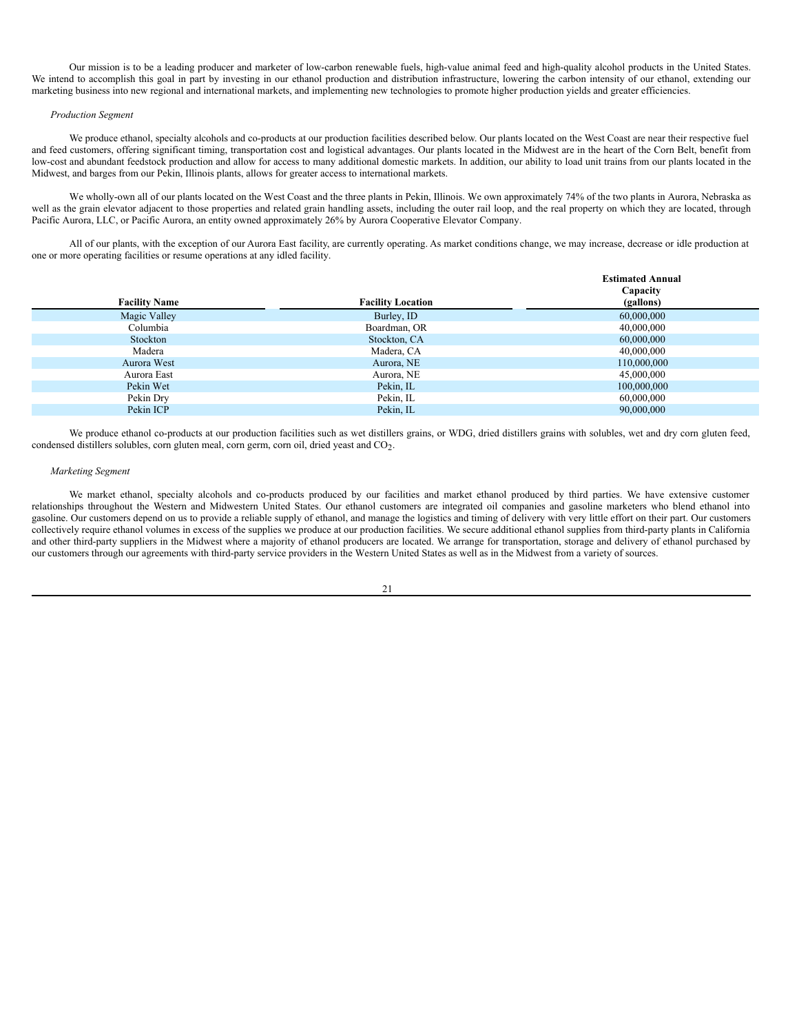Our mission is to be a leading producer and marketer of low-carbon renewable fuels, high-value animal feed and high-quality alcohol products in the United States. We intend to accomplish this goal in part by investing in our ethanol production and distribution infrastructure, lowering the carbon intensity of our ethanol, extending our marketing business into new regional and international markets, and implementing new technologies to promote higher production yields and greater efficiencies.

*Production Segment*

We produce ethanol, specialty alcohols and co-products at our production facilities described below. Our plants located on the West Coast are near their respective fuel and feed customers, offering significant timing, transportation cost and logistical advantages. Our plants located in the Midwest are in the heart of the Corn Belt, benefit from low-cost and abundant feedstock production and allow for access to many additional domestic markets. In addition, our ability to load unit trains from our plants located in the Midwest, and barges from our Pekin, Illinois plants, allows for greater access to international markets.

We wholly-own all of our plants located on the West Coast and the three plants in Pekin, Illinois. We own approximately 74% of the two plants in Aurora, Nebraska as well as the grain elevator adjacent to those properties and related grain handling assets, including the outer rail loop, and the real property on which they are located, through Pacific Aurora, LLC, or Pacific Aurora, an entity owned approximately 26% by Aurora Cooperative Elevator Company.

All of our plants, with the exception of our Aurora East facility, are currently operating. As market conditions change, we may increase, decrease or idle production at one or more operating facilities or resume operations at any idled facility.

| Facility Name | Facility Location | Estimated Annual Capacity (gallons) |
|---|---|---|
| Magic Valley | Burley, ID | 60,000,000 |
| Columbia | Boardman, OR | 40,000,000 |
| Stockton | Stockton, CA | 60,000,000 |
| Madera | Madera, CA | 40,000,000 |
| Aurora West | Aurora, NE | 110,000,000 |
| Aurora East | Aurora, NE | 45,000,000 |
| Pekin Wet | Pekin, IL | 100,000,000 |
| Pekin Dry | Pekin, IL | 60,000,000 |
| Pekin ICP | Pekin, IL | 90,000,000 |

We produce ethanol co-products at our production facilities such as wet distillers grains, or WDG, dried distillers grains with solubles, wet and dry corn gluten feed, condensed distillers solubles, corn gluten meal, corn germ, corn oil, dried yeast and $CO_2$.

*Marketing Segment*

We market ethanol, specialty alcohols and co-products produced by our facilities and market ethanol produced by third parties. We have extensive customer relationships throughout the Western and Midwestern United States. Our ethanol customers are integrated oil companies and gasoline marketers who blend ethanol into gasoline. Our customers depend on us to provide a reliable supply of ethanol, and manage the logistics and timing of delivery with very little effort on their part. Our customers collectively require ethanol volumes in excess of the supplies we produce at our production facilities. We secure additional ethanol supplies from third-party plants in California and other third-party suppliers in the Midwest where a majority of ethanol producers are located. We arrange for transportation, storage and delivery of ethanol purchased by our customers through our agreements with third-party service providers in the Western United States as well as in the Midwest from a variety of sources.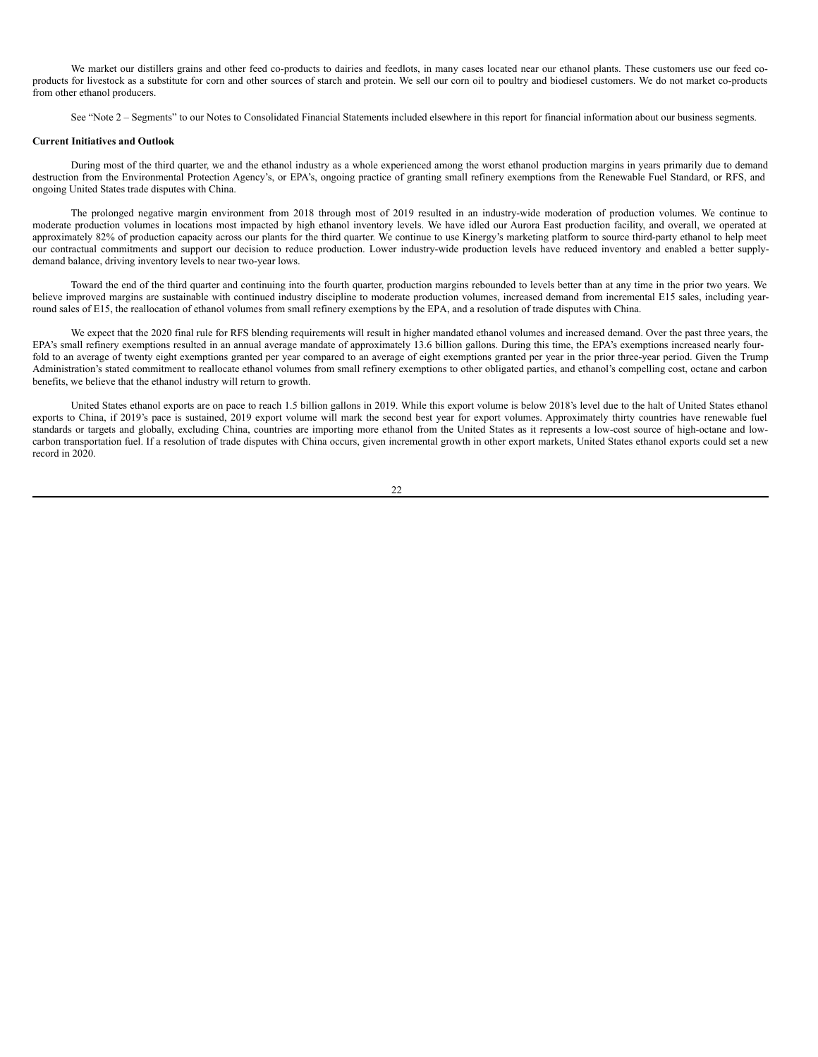We market our distillers grains and other feed co-products to dairies and feedlots, in many cases located near our ethanol plants. These customers use our feed co-products for livestock as a substitute for corn and other sources of starch and protein. We sell our corn oil to poultry and biodiesel customers. We do not market co-products from other ethanol producers.

See "Note 2 – Segments" to our Notes to Consolidated Financial Statements included elsewhere in this report for financial information about our business segments.

**Current Initiatives and Outlook**

During most of the third quarter, we and the ethanol industry as a whole experienced among the worst ethanol production margins in years primarily due to demand destruction from the Environmental Protection Agency's, or EPA's, ongoing practice of granting small refinery exemptions from the Renewable Fuel Standard, or RFS, and ongoing United States trade disputes with China.

The prolonged negative margin environment from 2018 through most of 2019 resulted in an industry-wide moderation of production volumes. We continue to moderate production volumes in locations most impacted by high ethanol inventory levels. We have idled our Aurora East production facility, and overall, we operated at approximately 82% of production capacity across our plants for the third quarter. We continue to use Kinergy's marketing platform to source third-party ethanol to help meet our contractual commitments and support our decision to reduce production. Lower industry-wide production levels have reduced inventory and enabled a better supply-demand balance, driving inventory levels to near two-year lows.

Toward the end of the third quarter and continuing into the fourth quarter, production margins rebounded to levels better than at any time in the prior two years. We believe improved margins are sustainable with continued industry discipline to moderate production volumes, increased demand from incremental E15 sales, including year-round sales of E15, the reallocation of ethanol volumes from small refinery exemptions by the EPA, and a resolution of trade disputes with China.

We expect that the 2020 final rule for RFS blending requirements will result in higher mandated ethanol volumes and increased demand. Over the past three years, the EPA's small refinery exemptions resulted in an annual average mandate of approximately 13.6 billion gallons. During this time, the EPA's exemptions increased nearly four-fold to an average of twenty eight exemptions granted per year compared to an average of eight exemptions granted per year in the prior three-year period. Given the Trump Administration's stated commitment to reallocate ethanol volumes from small refinery exemptions to other obligated parties, and ethanol's compelling cost, octane and carbon benefits, we believe that the ethanol industry will return to growth.

United States ethanol exports are on pace to reach 1.5 billion gallons in 2019. While this export volume is below 2018's level due to the halt of United States ethanol exports to China, if 2019's pace is sustained, 2019 export volume will mark the second best year for export volumes. Approximately thirty countries have renewable fuel standards or targets and globally, excluding China, countries are importing more ethanol from the United States as it represents a low-cost source of high-octane and low-carbon transportation fuel. If a resolution of trade disputes with China occurs, given incremental growth in other export markets, United States ethanol exports could set a new record in 2020.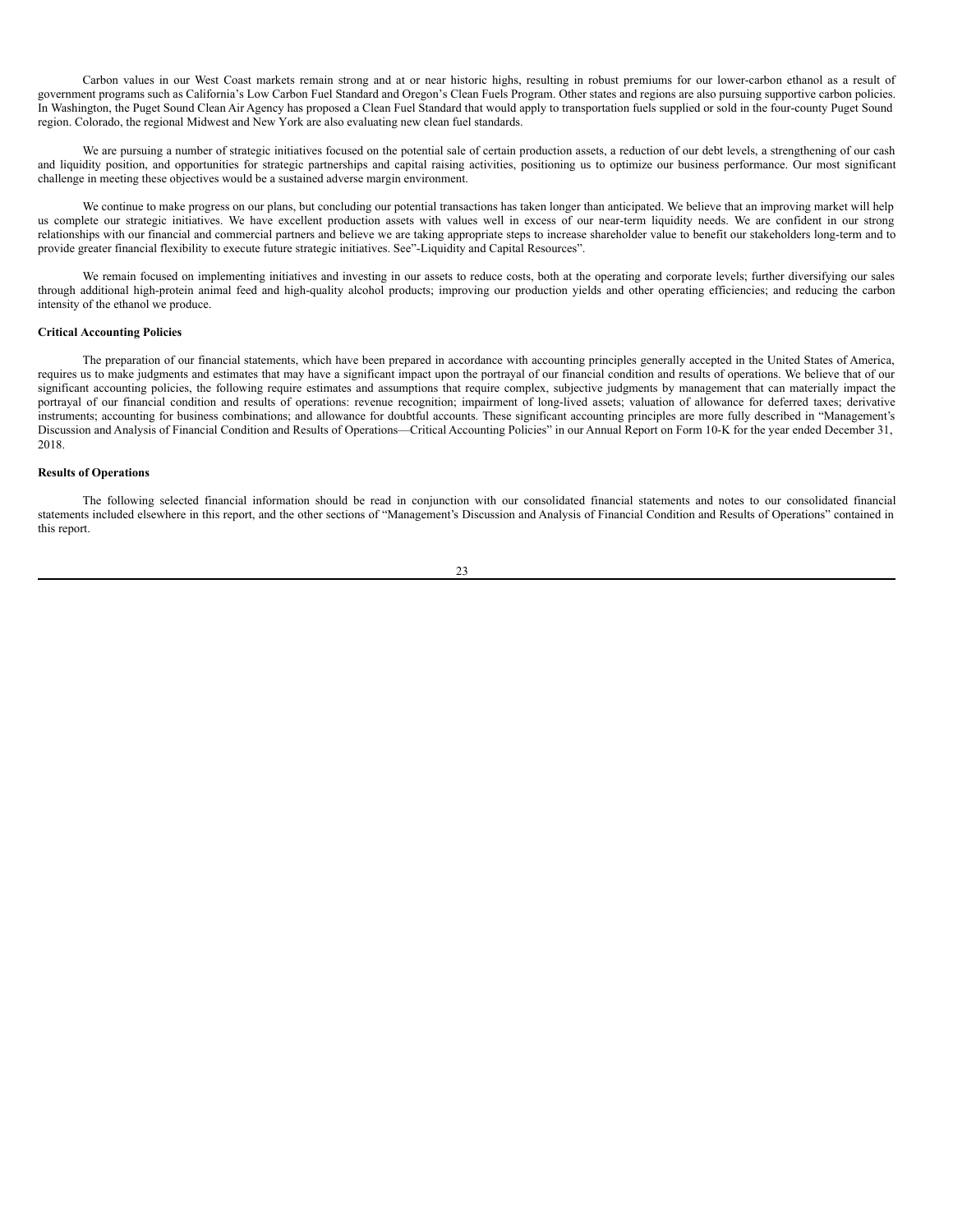Carbon values in our West Coast markets remain strong and at or near historic highs, resulting in robust premiums for our lower-carbon ethanol as a result of government programs such as California's Low Carbon Fuel Standard and Oregon's Clean Fuels Program. Other states and regions are also pursuing supportive carbon policies. In Washington, the Puget Sound Clean Air Agency has proposed a Clean Fuel Standard that would apply to transportation fuels supplied or sold in the four-county Puget Sound region. Colorado, the regional Midwest and New York are also evaluating new clean fuel standards.

We are pursuing a number of strategic initiatives focused on the potential sale of certain production assets, a reduction of our debt levels, a strengthening of our cash and liquidity position, and opportunities for strategic partnerships and capital raising activities, positioning us to optimize our business performance. Our most significant challenge in meeting these objectives would be a sustained adverse margin environment.

We continue to make progress on our plans, but concluding our potential transactions has taken longer than anticipated. We believe that an improving market will help us complete our strategic initiatives. We have excellent production assets with values well in excess of our near-term liquidity needs. We are confident in our strong relationships with our financial and commercial partners and believe we are taking appropriate steps to increase shareholder value to benefit our stakeholders long-term and to provide greater financial flexibility to execute future strategic initiatives. See"-Liquidity and Capital Resources".

We remain focused on implementing initiatives and investing in our assets to reduce costs, both at the operating and corporate levels; further diversifying our sales through additional high-protein animal feed and high-quality alcohol products; improving our production yields and other operating efficiencies; and reducing the carbon intensity of the ethanol we produce.

**Critical Accounting Policies**

The preparation of our financial statements, which have been prepared in accordance with accounting principles generally accepted in the United States of America, requires us to make judgments and estimates that may have a significant impact upon the portrayal of our financial condition and results of operations. We believe that of our significant accounting policies, the following require estimates and assumptions that require complex, subjective judgments by management that can materially impact the portrayal of our financial condition and results of operations: revenue recognition; impairment of long-lived assets; valuation of allowance for deferred taxes; derivative instruments; accounting for business combinations; and allowance for doubtful accounts. These significant accounting principles are more fully described in "Management's Discussion and Analysis of Financial Condition and Results of Operations—Critical Accounting Policies" in our Annual Report on Form 10-K for the year ended December 31, 2018.

**Results of Operations**

The following selected financial information should be read in conjunction with our consolidated financial statements and notes to our consolidated financial statements included elsewhere in this report, and the other sections of "Management's Discussion and Analysis of Financial Condition and Results of Operations" contained in this report.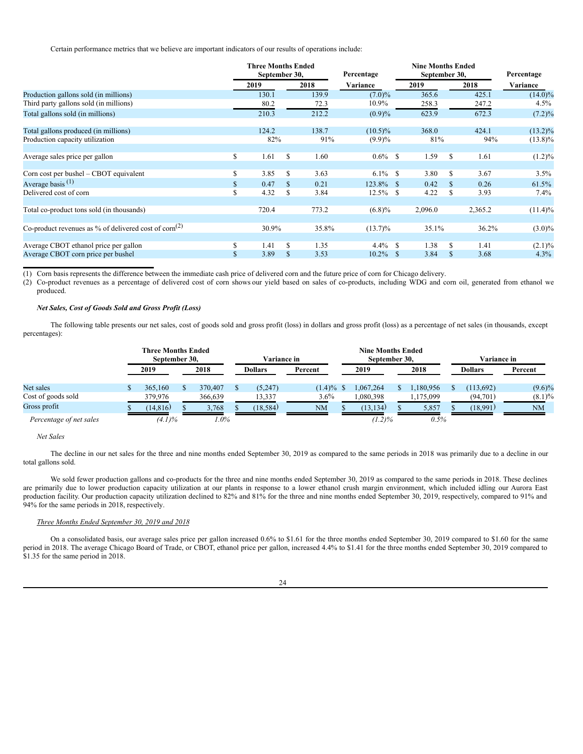Certain performance metrics that we believe are important indicators of our results of operations include:

| | Three Months Ended September 30, | | Percentage | Nine Months Ended September 30, | | Percentage |
|---|---|---|---|---|---|---|
| | 2019 | 2018 | Variance | 2019 | 2018 | Variance |
| Production gallons sold (in millions) | 130.1 | 139.9 | (7.0)% | 365.6 | 425.1 | (14.0)% |
| Third party gallons sold (in millions) | 80.2 | 72.3 | 10.9% | 258.3 | 247.2 | 4.5% |
| Total gallons sold (in millions) | 210.3 | 212.2 | (0.9)% | 623.9 | 672.3 | (7.2)% |
| Total gallons produced (in millions) | 124.2 | 138.7 | (10.5)% | 368.0 | 424.1 | (13.2)% |
| Production capacity utilization | 82% | 91% | (9.9)% | 81% | 94% | (13.8)% |
| Average sales price per gallon | $ 1.61 | $ 1.60 | 0.6% | $ 1.59 | $ 1.61 | (1.2)% |
| Corn cost per bushel – CBOT equivalent | $ 3.85 | $ 3.63 | 6.1% | $ 3.80 | $ 3.67 | 3.5% |
| Average basis [1] | $ 0.47 | $ 0.21 | 123.8% | $ 0.42 | $ 0.26 | 61.5% |
| Delivered cost of corn | $ 4.32 | $ 3.84 | 12.5% | $ 4.22 | $ 3.93 | 7.4% |
| Total co-product tons sold (in thousands) | 720.4 | 773.2 | (6.8)% | 2,096.0 | 2,365.2 | (11.4)% |
| Co-product revenues as % of delivered cost of corn[2] | 30.9% | 35.8% | (13.7)% | 35.1% | 36.2% | (3.0)% |
| Average CBOT ethanol price per gallon | $ 1.41 | $ 1.35 | 4.4% | $ 1.38 | $ 1.41 | (2.1)% |
| Average CBOT corn price per bushel | $ 3.89 | $ 3.53 | 10.2% | $ 3.84 | $ 3.68 | 4.3% |

(1) Corn basis represents the difference between the immediate cash price of delivered corn and the future price of corn for Chicago delivery.

(2) Co-product revenues as a percentage of delivered cost of corn shows our yield based on sales of co-products, including WDG and corn oil, generated from ethanol we produced.

***Net Sales, Cost of Goods Sold and Gross Profit (Loss)***

The following table presents our net sales, cost of goods sold and gross profit (loss) in dollars and gross profit (loss) as a percentage of net sales (in thousands, except percentages):

| | Three Months Ended September 30, | | Variance in | | Nine Months Ended September 30, | | Variance in | |
|---|---|---|---|---|---|---|---|---|
| | 2019 | 2018 | Dollars | Percent | 2019 | 2018 | Dollars | Percent |
| Net sales | $ 365,160 | $ 370,407 | $ (5,247) | (1.4)% | $ 1,067,264 | $ 1,180,956 | $ (113,692) | (9.6)% |
| Cost of goods sold | 379,976 | 366,639 | 13,337 | 3.6% | 1,080,398 | 1,175,099 | (94,701) | (8.1)% |
| Gross profit | $ (14,816) | $ 3,768 | $ (18,584) | NM | $ (13,134) | $ 5,857 | $ (18,991) | NM |
| *Percentage of net sales* | *(4.1)%* | *1.0%* | | | *(1.2)%* | *0.5%* | | |

*Net Sales*

The decline in our net sales for the three and nine months ended September 30, 2019 as compared to the same periods in 2018 was primarily due to a decline in our total gallons sold.

We sold fewer production gallons and co-products for the three and nine months ended September 30, 2019 as compared to the same periods in 2018. These declines are primarily due to lower production capacity utilization at our plants in response to a lower ethanol crush margin environment, which included idling our Aurora East production facility. Our production capacity utilization declined to 82% and 81% for the three and nine months ended September 30, 2019, respectively, compared to 91% and 94% for the same periods in 2018, respectively.

*Three Months Ended September 30, 2019 and 2018*

On a consolidated basis, our average sales price per gallon increased 0.6% to $1.61 for the three months ended September 30, 2019 compared to $1.60 for the same period in 2018. The average Chicago Board of Trade, or CBOT, ethanol price per gallon, increased 4.4% to $1.41 for the three months ended September 30, 2019 compared to $1.35 for the same period in 2018.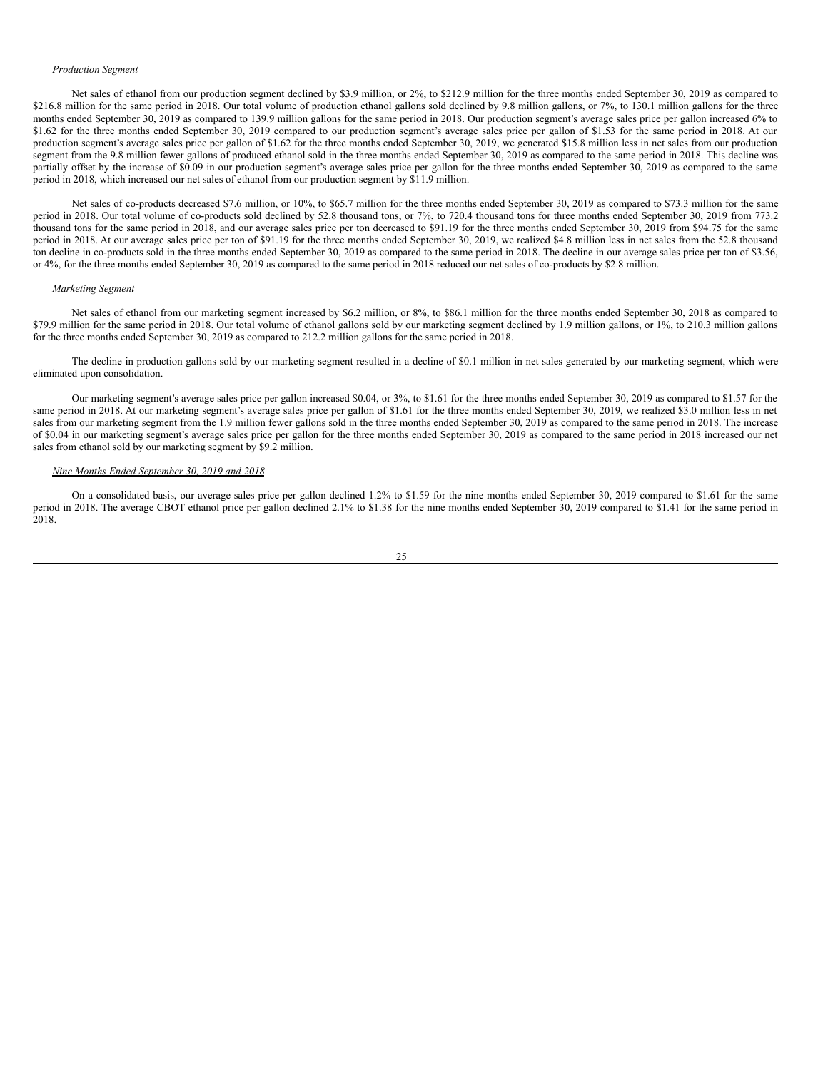*Production Segment*

Net sales of ethanol from our production segment declined by $3.9 million, or 2%, to $212.9 million for the three months ended September 30, 2019 as compared to $216.8 million for the same period in 2018. Our total volume of production ethanol gallons sold declined by 9.8 million gallons, or 7%, to 130.1 million gallons for the three months ended September 30, 2019 as compared to 139.9 million gallons for the same period in 2018. Our production segment's average sales price per gallon increased 6% to $1.62 for the three months ended September 30, 2019 compared to our production segment's average sales price per gallon of $1.53 for the same period in 2018. At our production segment's average sales price per gallon of $1.62 for the three months ended September 30, 2019, we generated $15.8 million less in net sales from our production segment from the 9.8 million fewer gallons of produced ethanol sold in the three months ended September 30, 2019 as compared to the same period in 2018. This decline was partially offset by the increase of $0.09 in our production segment's average sales price per gallon for the three months ended September 30, 2019 as compared to the same period in 2018, which increased our net sales of ethanol from our production segment by $11.9 million.

Net sales of co-products decreased $7.6 million, or 10%, to $65.7 million for the three months ended September 30, 2019 as compared to $73.3 million for the same period in 2018. Our total volume of co-products sold declined by 52.8 thousand tons, or 7%, to 720.4 thousand tons for three months ended September 30, 2019 from 773.2 thousand tons for the same period in 2018, and our average sales price per ton decreased to $91.19 for the three months ended September 30, 2019 from $94.75 for the same period in 2018. At our average sales price per ton of $91.19 for the three months ended September 30, 2019, we realized $4.8 million less in net sales from the 52.8 thousand ton decline in co-products sold in the three months ended September 30, 2019 as compared to the same period in 2018. The decline in our average sales price per ton of $3.56, or 4%, for the three months ended September 30, 2019 as compared to the same period in 2018 reduced our net sales of co-products by $2.8 million.

*Marketing Segment*

Net sales of ethanol from our marketing segment increased by $6.2 million, or 8%, to $86.1 million for the three months ended September 30, 2018 as compared to $79.9 million for the same period in 2018. Our total volume of ethanol gallons sold by our marketing segment declined by 1.9 million gallons, or 1%, to 210.3 million gallons for the three months ended September 30, 2019 as compared to 212.2 million gallons for the same period in 2018.

The decline in production gallons sold by our marketing segment resulted in a decline of $0.1 million in net sales generated by our marketing segment, which were eliminated upon consolidation.

Our marketing segment's average sales price per gallon increased $0.04, or 3%, to $1.61 for the three months ended September 30, 2019 as compared to $1.57 for the same period in 2018. At our marketing segment's average sales price per gallon of $1.61 for the three months ended September 30, 2019, we realized $3.0 million less in net sales from our marketing segment from the 1.9 million fewer gallons sold in the three months ended September 30, 2019 as compared to the same period in 2018. The increase of $0.04 in our marketing segment's average sales price per gallon for the three months ended September 30, 2019 as compared to the same period in 2018 increased our net sales from ethanol sold by our marketing segment by $9.2 million.

*Nine Months Ended September 30, 2019 and 2018*

On a consolidated basis, our average sales price per gallon declined 1.2% to $1.59 for the nine months ended September 30, 2019 compared to $1.61 for the same period in 2018. The average CBOT ethanol price per gallon declined 2.1% to $1.38 for the nine months ended September 30, 2019 compared to $1.41 for the same period in 2018.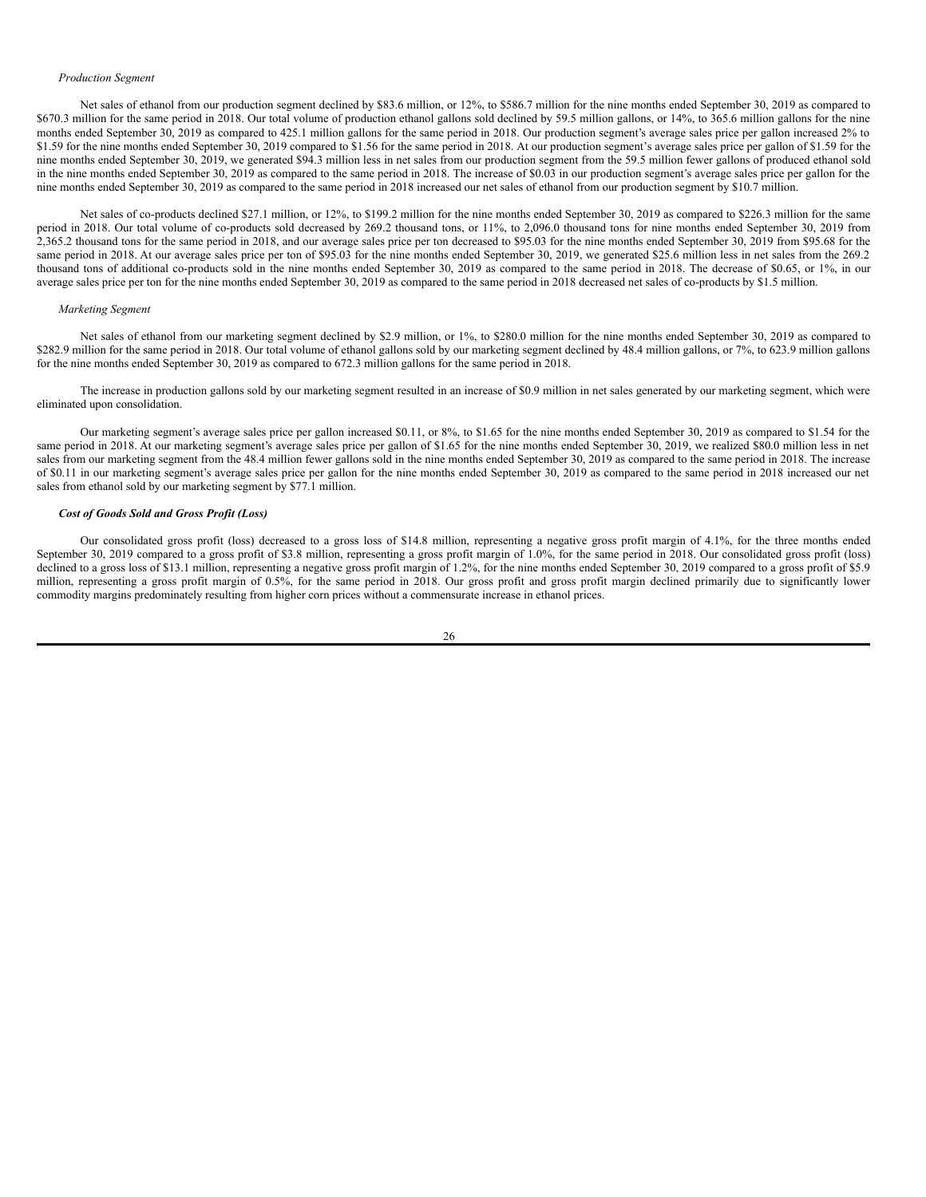*Production Segment*

Net sales of ethanol from our production segment declined by $83.6 million, or 12%, to $586.7 million for the nine months ended September 30, 2019 as compared to $670.3 million for the same period in 2018. Our total volume of production ethanol gallons sold declined by 59.5 million gallons, or 14%, to 365.6 million gallons for the nine months ended September 30, 2019 as compared to 425.1 million gallons for the same period in 2018. Our production segment's average sales price per gallon increased 2% to $1.59 for the nine months ended September 30, 2019 compared to $1.56 for the same period in 2018. At our production segment's average sales price per gallon of $1.59 for the nine months ended September 30, 2019, we generated $94.3 million less in net sales from our production segment from the 59.5 million fewer gallons of produced ethanol sold in the nine months ended September 30, 2019 as compared to the same period in 2018. The increase of $0.03 in our production segment's average sales price per gallon for the nine months ended September 30, 2019 as compared to the same period in 2018 increased our net sales of ethanol from our production segment by $10.7 million.

Net sales of co-products declined $27.1 million, or 12%, to $199.2 million for the nine months ended September 30, 2019 as compared to $226.3 million for the same period in 2018. Our total volume of co-products sold decreased by 269.2 thousand tons, or 11%, to 2,096.0 thousand tons for nine months ended September 30, 2019 from 2,365.2 thousand tons for the same period in 2018, and our average sales price per ton decreased to $95.03 for the nine months ended September 30, 2019 from $95.68 for the same period in 2018. At our average sales price per ton of $95.03 for the nine months ended September 30, 2019, we generated $25.6 million less in net sales from the 269.2 thousand tons of additional co-products sold in the nine months ended September 30, 2019 as compared to the same period in 2018. The decrease of $0.65, or 1%, in our average sales price per ton for the nine months ended September 30, 2019 as compared to the same period in 2018 decreased net sales of co-products by $1.5 million.

*Marketing Segment*

Net sales of ethanol from our marketing segment declined by $2.9 million, or 1%, to $280.0 million for the nine months ended September 30, 2019 as compared to $282.9 million for the same period in 2018. Our total volume of ethanol gallons sold by our marketing segment declined by 48.4 million gallons, or 7%, to 623.9 million gallons for the nine months ended September 30, 2019 as compared to 672.3 million gallons for the same period in 2018.

The increase in production gallons sold by our marketing segment resulted in an increase of $0.9 million in net sales generated by our marketing segment, which were eliminated upon consolidation.

Our marketing segment's average sales price per gallon increased $0.11, or 8%, to $1.65 for the nine months ended September 30, 2019 as compared to $1.54 for the same period in 2018. At our marketing segment's average sales price per gallon of $1.65 for the nine months ended September 30, 2019, we realized $80.0 million less in net sales from our marketing segment from the 48.4 million fewer gallons sold in the nine months ended September 30, 2019 as compared to the same period in 2018. The increase of $0.11 in our marketing segment's average sales price per gallon for the nine months ended September 30, 2019 as compared to the same period in 2018 increased our net sales from ethanol sold by our marketing segment by $77.1 million.

***Cost of Goods Sold and Gross Profit (Loss)***

Our consolidated gross profit (loss) decreased to a gross loss of $14.8 million, representing a negative gross profit margin of 4.1%, for the three months ended September 30, 2019 compared to a gross profit of $3.8 million, representing a gross profit margin of 1.0%, for the same period in 2018. Our consolidated gross profit (loss) declined to a gross loss of $13.1 million, representing a negative gross profit margin of 1.2%, for the nine months ended September 30, 2019 compared to a gross profit of $5.9 million, representing a gross profit margin of 0.5%, for the same period in 2018. Our gross profit and gross profit margin declined primarily due to significantly lower commodity margins predominately resulting from higher corn prices without a commensurate increase in ethanol prices.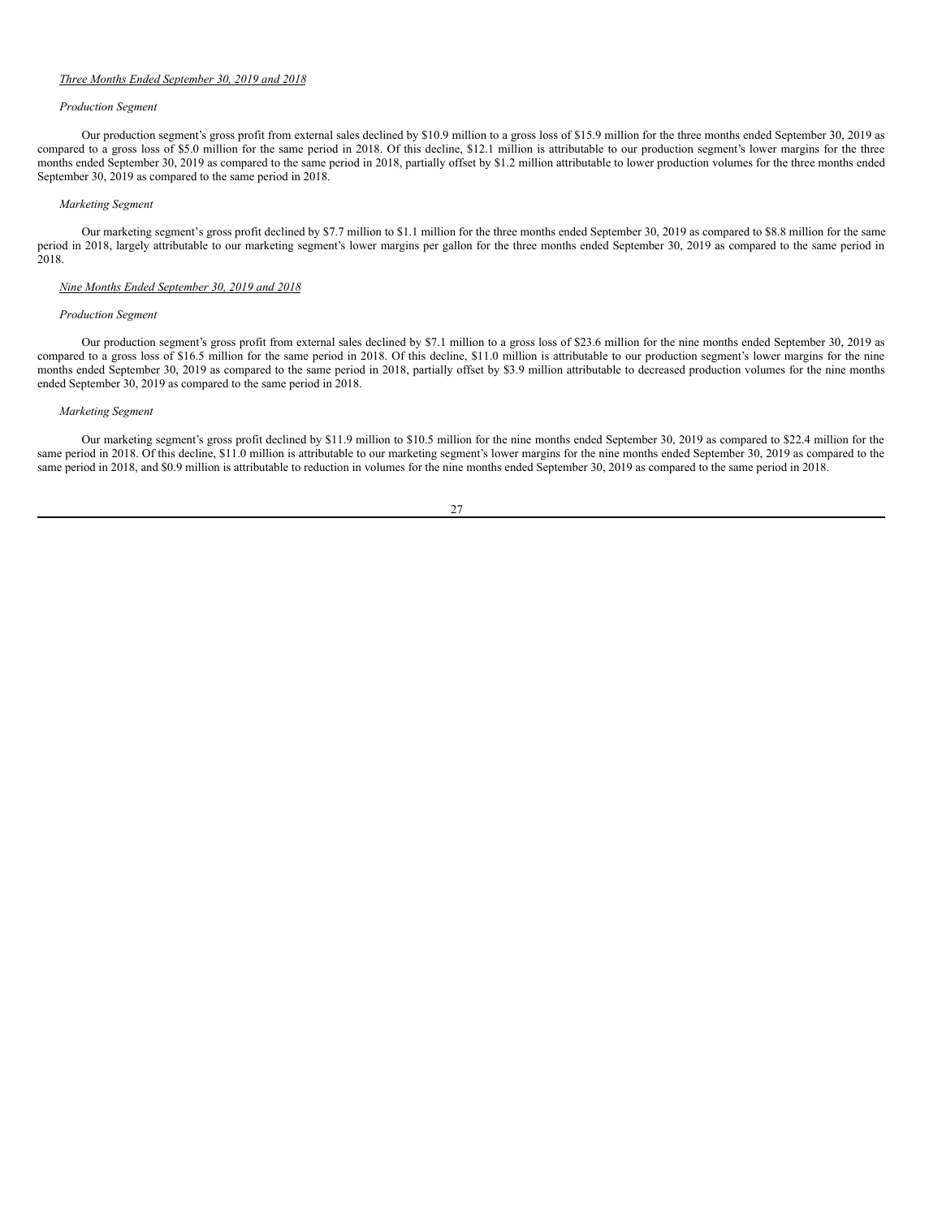*Three Months Ended September 30, 2019 and 2018*

*Production Segment*

Our production segment's gross profit from external sales declined by $10.9 million to a gross loss of $15.9 million for the three months ended September 30, 2019 as compared to a gross loss of $5.0 million for the same period in 2018. Of this decline, $12.1 million is attributable to our production segment's lower margins for the three months ended September 30, 2019 as compared to the same period in 2018, partially offset by $1.2 million attributable to lower production volumes for the three months ended September 30, 2019 as compared to the same period in 2018.

*Marketing Segment*

Our marketing segment's gross profit declined by $7.7 million to $1.1 million for the three months ended September 30, 2019 as compared to $8.8 million for the same period in 2018, largely attributable to our marketing segment's lower margins per gallon for the three months ended September 30, 2019 as compared to the same period in 2018.

*Nine Months Ended September 30, 2019 and 2018*

*Production Segment*

Our production segment's gross profit from external sales declined by $7.1 million to a gross loss of $23.6 million for the nine months ended September 30, 2019 as compared to a gross loss of $16.5 million for the same period in 2018. Of this decline, $11.0 million is attributable to our production segment's lower margins for the nine months ended September 30, 2019 as compared to the same period in 2018, partially offset by $3.9 million attributable to decreased production volumes for the nine months ended September 30, 2019 as compared to the same period in 2018.

*Marketing Segment*

Our marketing segment's gross profit declined by $11.9 million to $10.5 million for the nine months ended September 30, 2019 as compared to $22.4 million for the same period in 2018. Of this decline, $11.0 million is attributable to our marketing segment's lower margins for the nine months ended September 30, 2019 as compared to the same period in 2018, and $0.9 million is attributable to reduction in volumes for the nine months ended September 30, 2019 as compared to the same period in 2018.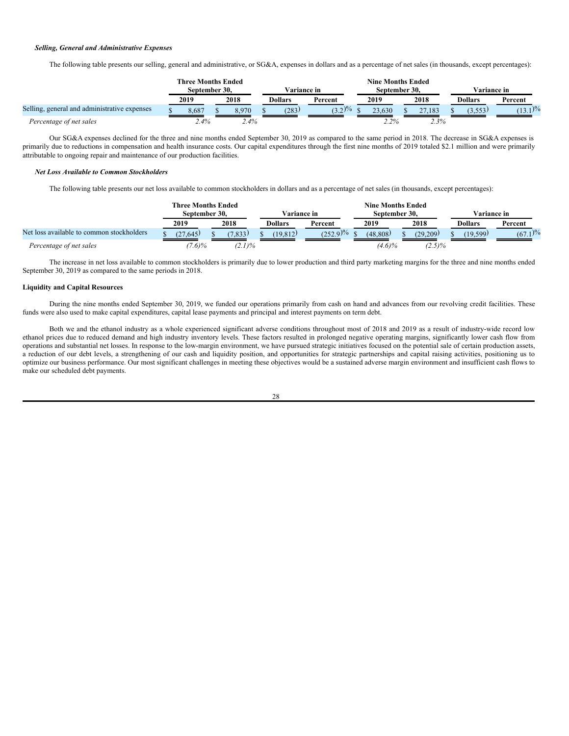### *Selling, General and Administrative Expenses*

The following table presents our selling, general and administrative, or SG&A, expenses in dollars and as a percentage of net sales (in thousands, except percentages):

| | Three Months Ended September 30, | | Variance in | | Nine Months Ended September 30, | | Variance in | |
|---|---|---|---|---|---|---|---|---|
| | 2019 | 2018 | Dollars | Percent | 2019 | 2018 | Dollars | Percent |
| Selling, general and administrative expenses | $ 8,687 | $ 8,970 | $ (283) | (3.2)% | $ 23,630 | $ 27,183 | $ (3,553) | (13.1)% |
| *Percentage of net sales* | *2.4%* | *2.4%* | | | *2.2%* | *2.3%* | | |

Our SG&A expenses declined for the three and nine months ended September 30, 2019 as compared to the same period in 2018. The decrease in SG&A expenses is primarily due to reductions in compensation and health insurance costs. Our capital expenditures through the first nine months of 2019 totaled $2.1 million and were primarily attributable to ongoing repair and maintenance of our production facilities.

### *Net Loss Available to Common Stockholders*

The following table presents our net loss available to common stockholders in dollars and as a percentage of net sales (in thousands, except percentages):

| | Three Months Ended September 30, | | Variance in | | Nine Months Ended September 30, | | Variance in | |
|---|---|---|---|---|---|---|---|---|
| | 2019 | 2018 | Dollars | Percent | 2019 | 2018 | Dollars | Percent |
| Net loss available to common stockholders | $ (27,645) | $ (7,833) | $ (19,812) | (252.9)% | $ (48,808) | $ (29,209) | $ (19,599) | (67.1)% |
| *Percentage of net sales* | *(7.6)%* | *(2.1)%* | | | *(4.6)%* | *(2.5)%* | | |

The increase in net loss available to common stockholders is primarily due to lower production and third party marketing margins for the three and nine months ended September 30, 2019 as compared to the same periods in 2018.

## Liquidity and Capital Resources

During the nine months ended September 30, 2019, we funded our operations primarily from cash on hand and advances from our revolving credit facilities. These funds were also used to make capital expenditures, capital lease payments and principal and interest payments on term debt.

Both we and the ethanol industry as a whole experienced significant adverse conditions throughout most of 2018 and 2019 as a result of industry-wide record low ethanol prices due to reduced demand and high industry inventory levels. These factors resulted in prolonged negative operating margins, significantly lower cash flow from operations and substantial net losses. In response to the low-margin environment, we have pursued strategic initiatives focused on the potential sale of certain production assets, a reduction of our debt levels, a strengthening of our cash and liquidity position, and opportunities for strategic partnerships and capital raising activities, positioning us to optimize our business performance. Our most significant challenges in meeting these objectives would be a sustained adverse margin environment and insufficient cash flows to make our scheduled debt payments.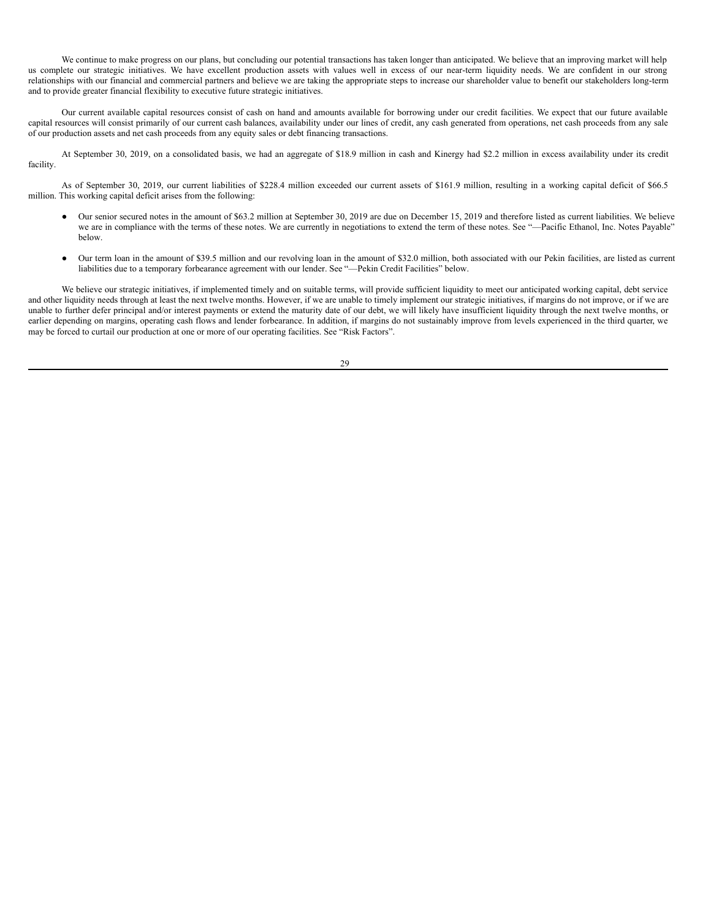We continue to make progress on our plans, but concluding our potential transactions has taken longer than anticipated. We believe that an improving market will help us complete our strategic initiatives. We have excellent production assets with values well in excess of our near-term liquidity needs. We are confident in our strong relationships with our financial and commercial partners and believe we are taking the appropriate steps to increase our shareholder value to benefit our stakeholders long-term and to provide greater financial flexibility to executive future strategic initiatives.

Our current available capital resources consist of cash on hand and amounts available for borrowing under our credit facilities. We expect that our future available capital resources will consist primarily of our current cash balances, availability under our lines of credit, any cash generated from operations, net cash proceeds from any sale of our production assets and net cash proceeds from any equity sales or debt financing transactions.

At September 30, 2019, on a consolidated basis, we had an aggregate of $18.9 million in cash and Kinergy had $2.2 million in excess availability under its credit facility.

As of September 30, 2019, our current liabilities of $228.4 million exceeded our current assets of $161.9 million, resulting in a working capital deficit of $66.5 million. This working capital deficit arises from the following:

- Our senior secured notes in the amount of $63.2 million at September 30, 2019 are due on December 15, 2019 and therefore listed as current liabilities. We believe we are in compliance with the terms of these notes. We are currently in negotiations to extend the term of these notes. See "—Pacific Ethanol, Inc. Notes Payable" below.
- Our term loan in the amount of $39.5 million and our revolving loan in the amount of $32.0 million, both associated with our Pekin facilities, are listed as current liabilities due to a temporary forbearance agreement with our lender. See "—Pekin Credit Facilities" below.

We believe our strategic initiatives, if implemented timely and on suitable terms, will provide sufficient liquidity to meet our anticipated working capital, debt service and other liquidity needs through at least the next twelve months. However, if we are unable to timely implement our strategic initiatives, if margins do not improve, or if we are unable to further defer principal and/or interest payments or extend the maturity date of our debt, we will likely have insufficient liquidity through the next twelve months, or earlier depending on margins, operating cash flows and lender forbearance. In addition, if margins do not sustainably improve from levels experienced in the third quarter, we may be forced to curtail our production at one or more of our operating facilities. See "Risk Factors".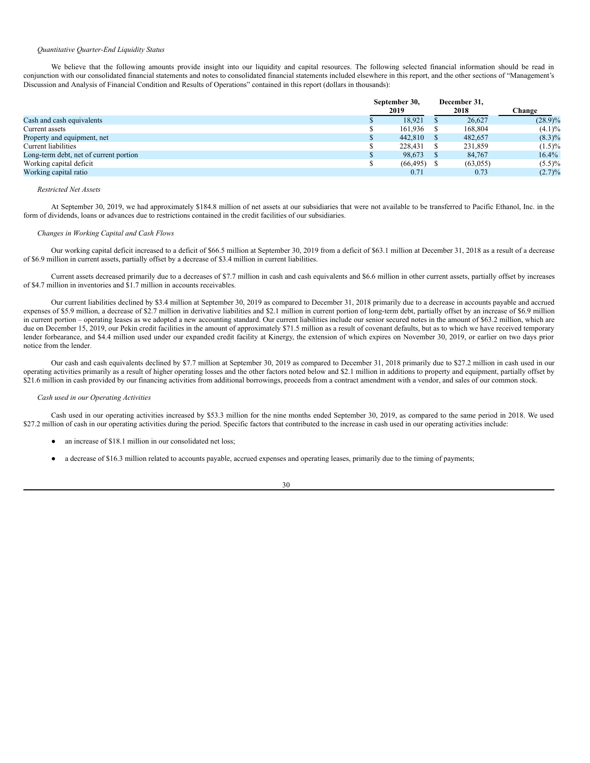*Quantitative Quarter-End Liquidity Status*

We believe that the following amounts provide insight into our liquidity and capital resources. The following selected financial information should be read in conjunction with our consolidated financial statements and notes to consolidated financial statements included elsewhere in this report, and the other sections of "Management's Discussion and Analysis of Financial Condition and Results of Operations" contained in this report (dollars in thousands):

| | September 30, 2019 | December 31, 2018 | Change |
|---|---|---|---|
| Cash and cash equivalents | $ 18,921 | $ 26,627 | (28.9)% |
| Current assets | $ 161,936 | $ 168,804 | (4.1)% |
| Property and equipment, net | $ 442,810 | $ 482,657 | (8.3)% |
| Current liabilities | $ 228,431 | $ 231,859 | (1.5)% |
| Long-term debt, net of current portion | $ 98,673 | $ 84,767 | 16.4% |
| Working capital deficit | $ (66,495) | $ (63,055) | (5.5)% |
| Working capital ratio | 0.71 | 0.73 | (2.7)% |

*Restricted Net Assets*

At September 30, 2019, we had approximately $184.8 million of net assets at our subsidiaries that were not available to be transferred to Pacific Ethanol, Inc. in the form of dividends, loans or advances due to restrictions contained in the credit facilities of our subsidiaries.

*Changes in Working Capital and Cash Flows*

Our working capital deficit increased to a deficit of $66.5 million at September 30, 2019 from a deficit of $63.1 million at December 31, 2018 as a result of a decrease of $6.9 million in current assets, partially offset by a decrease of $3.4 million in current liabilities.

Current assets decreased primarily due to a decreases of $7.7 million in cash and cash equivalents and $6.6 million in other current assets, partially offset by increases of $4.7 million in inventories and $1.7 million in accounts receivables.

Our current liabilities declined by $3.4 million at September 30, 2019 as compared to December 31, 2018 primarily due to a decrease in accounts payable and accrued expenses of $5.9 million, a decrease of $2.7 million in derivative liabilities and $2.1 million in current portion of long-term debt, partially offset by an increase of $6.9 million in current portion – operating leases as we adopted a new accounting standard. Our current liabilities include our senior secured notes in the amount of $63.2 million, which are due on December 15, 2019, our Pekin credit facilities in the amount of approximately $71.5 million as a result of covenant defaults, but as to which we have received temporary lender forbearance, and $4.4 million used under our expanded credit facility at Kinergy, the extension of which expires on November 30, 2019, or earlier on two days prior notice from the lender.

Our cash and cash equivalents declined by $7.7 million at September 30, 2019 as compared to December 31, 2018 primarily due to $27.2 million in cash used in our operating activities primarily as a result of higher operating losses and the other factors noted below and $2.1 million in additions to property and equipment, partially offset by $21.6 million in cash provided by our financing activities from additional borrowings, proceeds from a contract amendment with a vendor, and sales of our common stock.

*Cash used in our Operating Activities*

Cash used in our operating activities increased by $53.3 million for the nine months ended September 30, 2019, as compared to the same period in 2018. We used $27.2 million of cash in our operating activities during the period. Specific factors that contributed to the increase in cash used in our operating activities include:

- an increase of $18.1 million in our consolidated net loss;
- a decrease of $16.3 million related to accounts payable, accrued expenses and operating leases, primarily due to the timing of payments;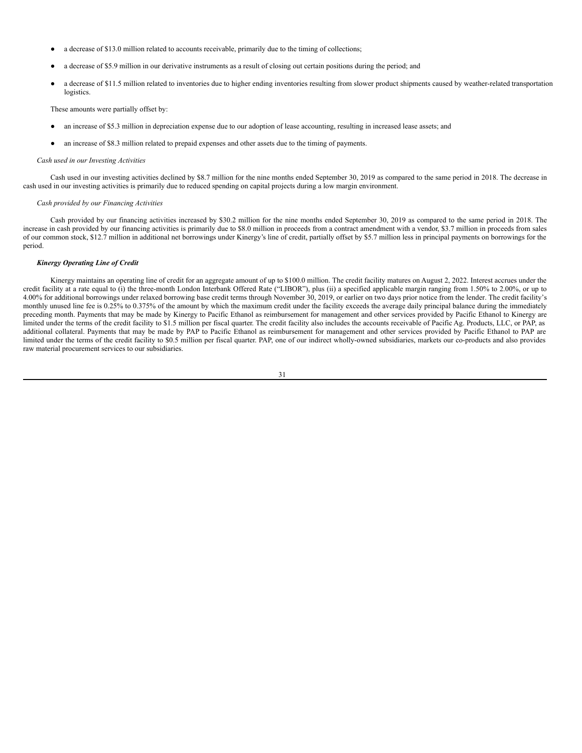- a decrease of $13.0 million related to accounts receivable, primarily due to the timing of collections;
- a decrease of $5.9 million in our derivative instruments as a result of closing out certain positions during the period; and
- a decrease of $11.5 million related to inventories due to higher ending inventories resulting from slower product shipments caused by weather-related transportation logistics.

These amounts were partially offset by:

- an increase of $5.3 million in depreciation expense due to our adoption of lease accounting, resulting in increased lease assets; and
- an increase of $8.3 million related to prepaid expenses and other assets due to the timing of payments.

*Cash used in our Investing Activities*

Cash used in our investing activities declined by $8.7 million for the nine months ended September 30, 2019 as compared to the same period in 2018. The decrease in cash used in our investing activities is primarily due to reduced spending on capital projects during a low margin environment.

*Cash provided by our Financing Activities*

Cash provided by our financing activities increased by $30.2 million for the nine months ended September 30, 2019 as compared to the same period in 2018. The increase in cash provided by our financing activities is primarily due to $8.0 million in proceeds from a contract amendment with a vendor, $3.7 million in proceeds from sales of our common stock, $12.7 million in additional net borrowings under Kinergy's line of credit, partially offset by $5.7 million less in principal payments on borrowings for the period.

***Kinergy Operating Line of Credit***

Kinergy maintains an operating line of credit for an aggregate amount of up to $100.0 million. The credit facility matures on August 2, 2022. Interest accrues under the credit facility at a rate equal to (i) the three-month London Interbank Offered Rate ("LIBOR"), plus (ii) a specified applicable margin ranging from 1.50% to 2.00%, or up to 4.00% for additional borrowings under relaxed borrowing base credit terms through November 30, 2019, or earlier on two days prior notice from the lender. The credit facility's monthly unused line fee is 0.25% to 0.375% of the amount by which the maximum credit under the facility exceeds the average daily principal balance during the immediately preceding month. Payments that may be made by Kinergy to Pacific Ethanol as reimbursement for management and other services provided by Pacific Ethanol to Kinergy are limited under the terms of the credit facility to $1.5 million per fiscal quarter. The credit facility also includes the accounts receivable of Pacific Ag. Products, LLC, or PAP, as additional collateral. Payments that may be made by PAP to Pacific Ethanol as reimbursement for management and other services provided by Pacific Ethanol to PAP are limited under the terms of the credit facility to $0.5 million per fiscal quarter. PAP, one of our indirect wholly-owned subsidiaries, markets our co-products and also provides raw material procurement services to our subsidiaries.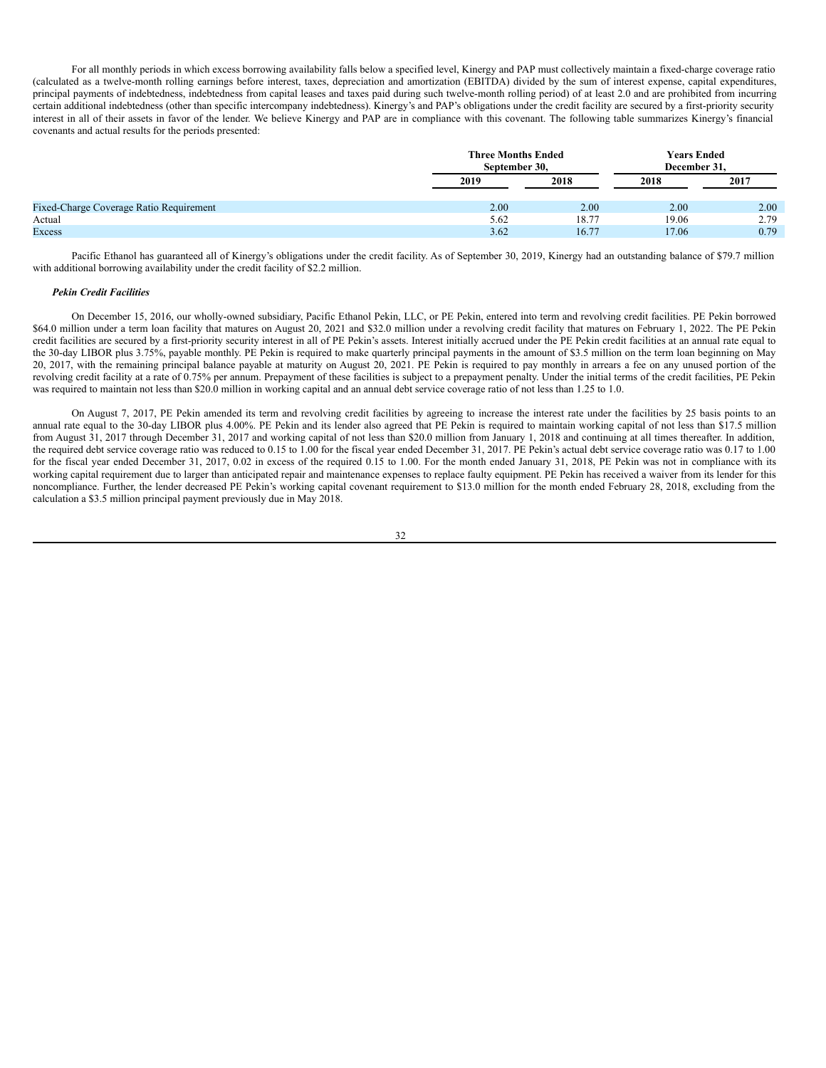For all monthly periods in which excess borrowing availability falls below a specified level, Kinergy and PAP must collectively maintain a fixed-charge coverage ratio (calculated as a twelve-month rolling earnings before interest, taxes, depreciation and amortization (EBITDA) divided by the sum of interest expense, capital expenditures, principal payments of indebtedness, indebtedness from capital leases and taxes paid during such twelve-month rolling period) of at least 2.0 and are prohibited from incurring certain additional indebtedness (other than specific intercompany indebtedness). Kinergy's and PAP's obligations under the credit facility are secured by a first-priority security interest in all of their assets in favor of the lender. We believe Kinergy and PAP are in compliance with this covenant. The following table summarizes Kinergy's financial covenants and actual results for the periods presented:

| | Three Months Ended September 30, | | Years Ended December 31, | |
|---|---|---|---|---|
| | 2019 | 2018 | 2018 | 2017 |
| Fixed-Charge Coverage Ratio Requirement | 2.00 | 2.00 | 2.00 | 2.00 |
| Actual | 5.62 | 18.77 | 19.06 | 2.79 |
| Excess | 3.62 | 16.77 | 17.06 | 0.79 |

Pacific Ethanol has guaranteed all of Kinergy's obligations under the credit facility. As of September 30, 2019, Kinergy had an outstanding balance of $79.7 million with additional borrowing availability under the credit facility of $2.2 million.

***Pekin Credit Facilities***

On December 15, 2016, our wholly-owned subsidiary, Pacific Ethanol Pekin, LLC, or PE Pekin, entered into term and revolving credit facilities. PE Pekin borrowed $64.0 million under a term loan facility that matures on August 20, 2021 and $32.0 million under a revolving credit facility that matures on February 1, 2022. The PE Pekin credit facilities are secured by a first-priority security interest in all of PE Pekin's assets. Interest initially accrued under the PE Pekin credit facilities at an annual rate equal to the 30-day LIBOR plus 3.75%, payable monthly. PE Pekin is required to make quarterly principal payments in the amount of $3.5 million on the term loan beginning on May 20, 2017, with the remaining principal balance payable at maturity on August 20, 2021. PE Pekin is required to pay monthly in arrears a fee on any unused portion of the revolving credit facility at a rate of 0.75% per annum. Prepayment of these facilities is subject to a prepayment penalty. Under the initial terms of the credit facilities, PE Pekin was required to maintain not less than $20.0 million in working capital and an annual debt service coverage ratio of not less than 1.25 to 1.0.

On August 7, 2017, PE Pekin amended its term and revolving credit facilities by agreeing to increase the interest rate under the facilities by 25 basis points to an annual rate equal to the 30-day LIBOR plus 4.00%. PE Pekin and its lender also agreed that PE Pekin is required to maintain working capital of not less than $17.5 million from August 31, 2017 through December 31, 2017 and working capital of not less than $20.0 million from January 1, 2018 and continuing at all times thereafter. In addition, the required debt service coverage ratio was reduced to 0.15 to 1.00 for the fiscal year ended December 31, 2017. PE Pekin's actual debt service coverage ratio was 0.17 to 1.00 for the fiscal year ended December 31, 2017, 0.02 in excess of the required 0.15 to 1.00. For the month ended January 31, 2018, PE Pekin was not in compliance with its working capital requirement due to larger than anticipated repair and maintenance expenses to replace faulty equipment. PE Pekin has received a waiver from its lender for this noncompliance. Further, the lender decreased PE Pekin's working capital covenant requirement to $13.0 million for the month ended February 28, 2018, excluding from the calculation a $3.5 million principal payment previously due in May 2018.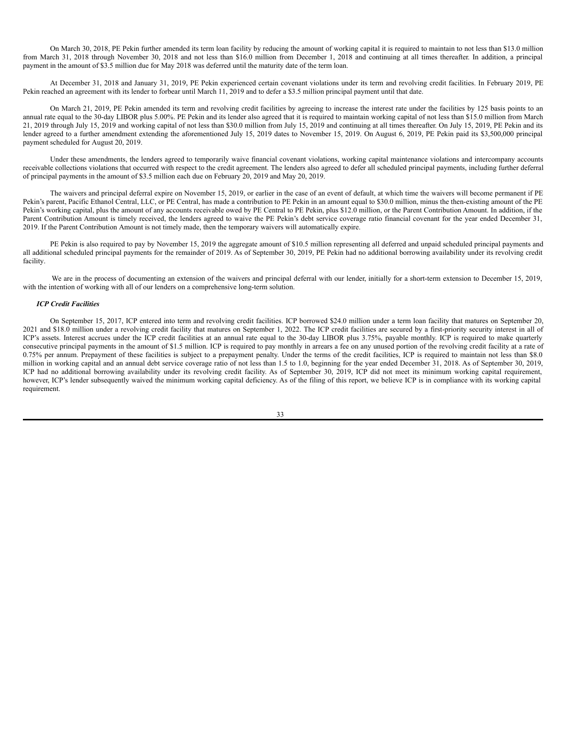On March 30, 2018, PE Pekin further amended its term loan facility by reducing the amount of working capital it is required to maintain to not less than $13.0 million from March 31, 2018 through November 30, 2018 and not less than $16.0 million from December 1, 2018 and continuing at all times thereafter. In addition, a principal payment in the amount of $3.5 million due for May 2018 was deferred until the maturity date of the term loan.

At December 31, 2018 and January 31, 2019, PE Pekin experienced certain covenant violations under its term and revolving credit facilities. In February 2019, PE Pekin reached an agreement with its lender to forbear until March 11, 2019 and to defer a $3.5 million principal payment until that date.

On March 21, 2019, PE Pekin amended its term and revolving credit facilities by agreeing to increase the interest rate under the facilities by 125 basis points to an annual rate equal to the 30-day LIBOR plus 5.00%. PE Pekin and its lender also agreed that it is required to maintain working capital of not less than $15.0 million from March 21, 2019 through July 15, 2019 and working capital of not less than $30.0 million from July 15, 2019 and continuing at all times thereafter. On July 15, 2019, PE Pekin and its lender agreed to a further amendment extending the aforementioned July 15, 2019 dates to November 15, 2019. On August 6, 2019, PE Pekin paid its $3,500,000 principal payment scheduled for August 20, 2019.

Under these amendments, the lenders agreed to temporarily waive financial covenant violations, working capital maintenance violations and intercompany accounts receivable collections violations that occurred with respect to the credit agreement. The lenders also agreed to defer all scheduled principal payments, including further deferral of principal payments in the amount of $3.5 million each due on February 20, 2019 and May 20, 2019.

The waivers and principal deferral expire on November 15, 2019, or earlier in the case of an event of default, at which time the waivers will become permanent if PE Pekin's parent, Pacific Ethanol Central, LLC, or PE Central, has made a contribution to PE Pekin in an amount equal to $30.0 million, minus the then-existing amount of the PE Pekin's working capital, plus the amount of any accounts receivable owed by PE Central to PE Pekin, plus $12.0 million, or the Parent Contribution Amount. In addition, if the Parent Contribution Amount is timely received, the lenders agreed to waive the PE Pekin's debt service coverage ratio financial covenant for the year ended December 31, 2019. If the Parent Contribution Amount is not timely made, then the temporary waivers will automatically expire.

PE Pekin is also required to pay by November 15, 2019 the aggregate amount of $10.5 million representing all deferred and unpaid scheduled principal payments and all additional scheduled principal payments for the remainder of 2019. As of September 30, 2019, PE Pekin had no additional borrowing availability under its revolving credit facility.

We are in the process of documenting an extension of the waivers and principal deferral with our lender, initially for a short-term extension to December 15, 2019, with the intention of working with all of our lenders on a comprehensive long-term solution.

***ICP Credit Facilities***

On September 15, 2017, ICP entered into term and revolving credit facilities. ICP borrowed $24.0 million under a term loan facility that matures on September 20, 2021 and $18.0 million under a revolving credit facility that matures on September 1, 2022. The ICP credit facilities are secured by a first-priority security interest in all of ICP's assets. Interest accrues under the ICP credit facilities at an annual rate equal to the 30-day LIBOR plus 3.75%, payable monthly. ICP is required to make quarterly consecutive principal payments in the amount of $1.5 million. ICP is required to pay monthly in arrears a fee on any unused portion of the revolving credit facility at a rate of 0.75% per annum. Prepayment of these facilities is subject to a prepayment penalty. Under the terms of the credit facilities, ICP is required to maintain not less than $8.0 million in working capital and an annual debt service coverage ratio of not less than 1.5 to 1.0, beginning for the year ended December 31, 2018. As of September 30, 2019, ICP had no additional borrowing availability under its revolving credit facility. As of September 30, 2019, ICP did not meet its minimum working capital requirement, however, ICP's lender subsequently waived the minimum working capital deficiency. As of the filing of this report, we believe ICP is in compliance with its working capital requirement.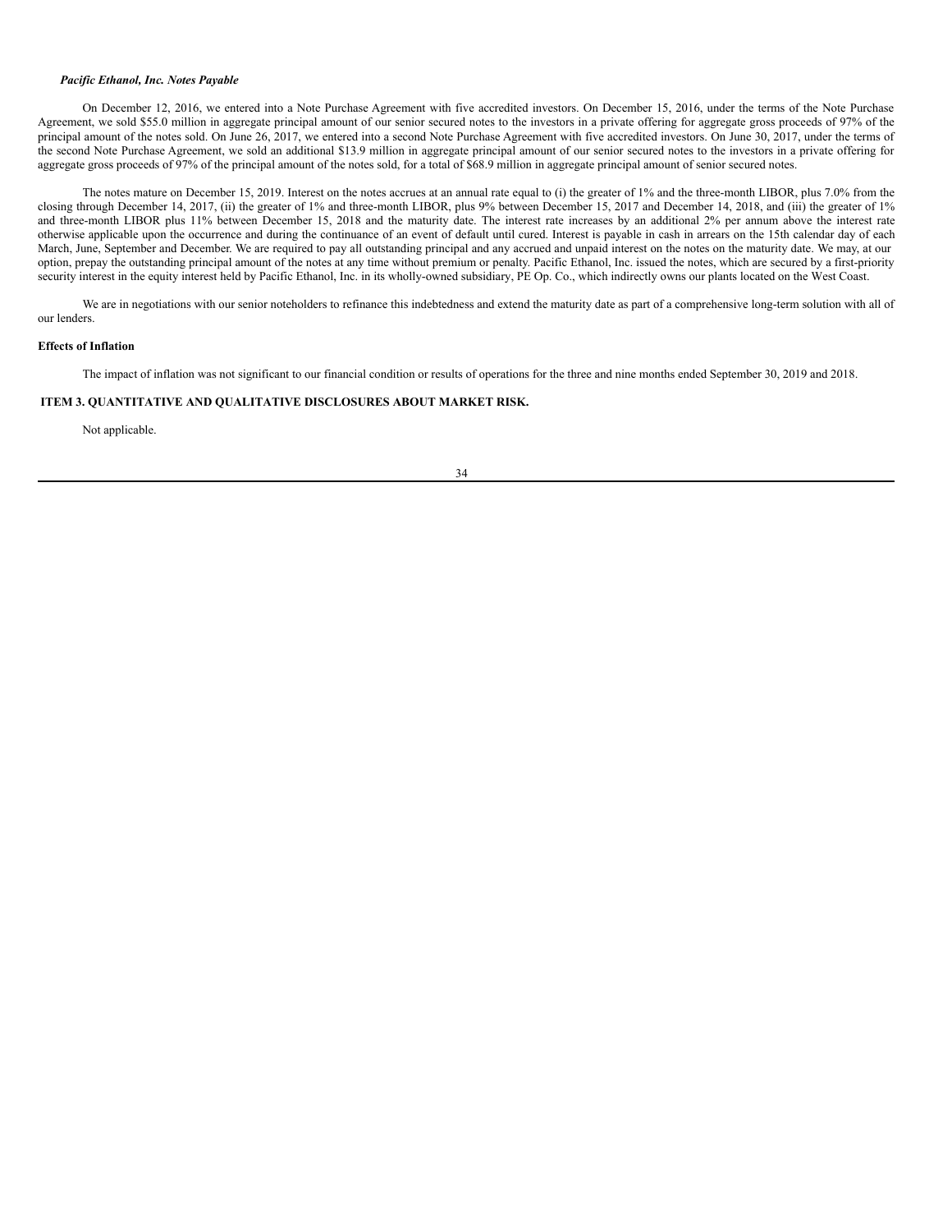***Pacific Ethanol, Inc. Notes Payable***

On December 12, 2016, we entered into a Note Purchase Agreement with five accredited investors. On December 15, 2016, under the terms of the Note Purchase Agreement, we sold $55.0 million in aggregate principal amount of our senior secured notes to the investors in a private offering for aggregate gross proceeds of 97% of the principal amount of the notes sold. On June 26, 2017, we entered into a second Note Purchase Agreement with five accredited investors. On June 30, 2017, under the terms of the second Note Purchase Agreement, we sold an additional $13.9 million in aggregate principal amount of our senior secured notes to the investors in a private offering for aggregate gross proceeds of 97% of the principal amount of the notes sold, for a total of $68.9 million in aggregate principal amount of senior secured notes.

The notes mature on December 15, 2019. Interest on the notes accrues at an annual rate equal to (i) the greater of 1% and the three-month LIBOR, plus 7.0% from the closing through December 14, 2017, (ii) the greater of 1% and three-month LIBOR, plus 9% between December 15, 2017 and December 14, 2018, and (iii) the greater of 1% and three-month LIBOR plus 11% between December 15, 2018 and the maturity date. The interest rate increases by an additional 2% per annum above the interest rate otherwise applicable upon the occurrence and during the continuance of an event of default until cured. Interest is payable in cash in arrears on the 15th calendar day of each March, June, September and December. We are required to pay all outstanding principal and any accrued and unpaid interest on the notes on the maturity date. We may, at our option, prepay the outstanding principal amount of the notes at any time without premium or penalty. Pacific Ethanol, Inc. issued the notes, which are secured by a first-priority security interest in the equity interest held by Pacific Ethanol, Inc. in its wholly-owned subsidiary, PE Op. Co., which indirectly owns our plants located on the West Coast.

We are in negotiations with our senior noteholders to refinance this indebtedness and extend the maturity date as part of a comprehensive long-term solution with all of our lenders.

**Effects of Inflation**

The impact of inflation was not significant to our financial condition or results of operations for the three and nine months ended September 30, 2019 and 2018.

## ITEM 3. QUANTITATIVE AND QUALITATIVE DISCLOSURES ABOUT MARKET RISK.

Not applicable.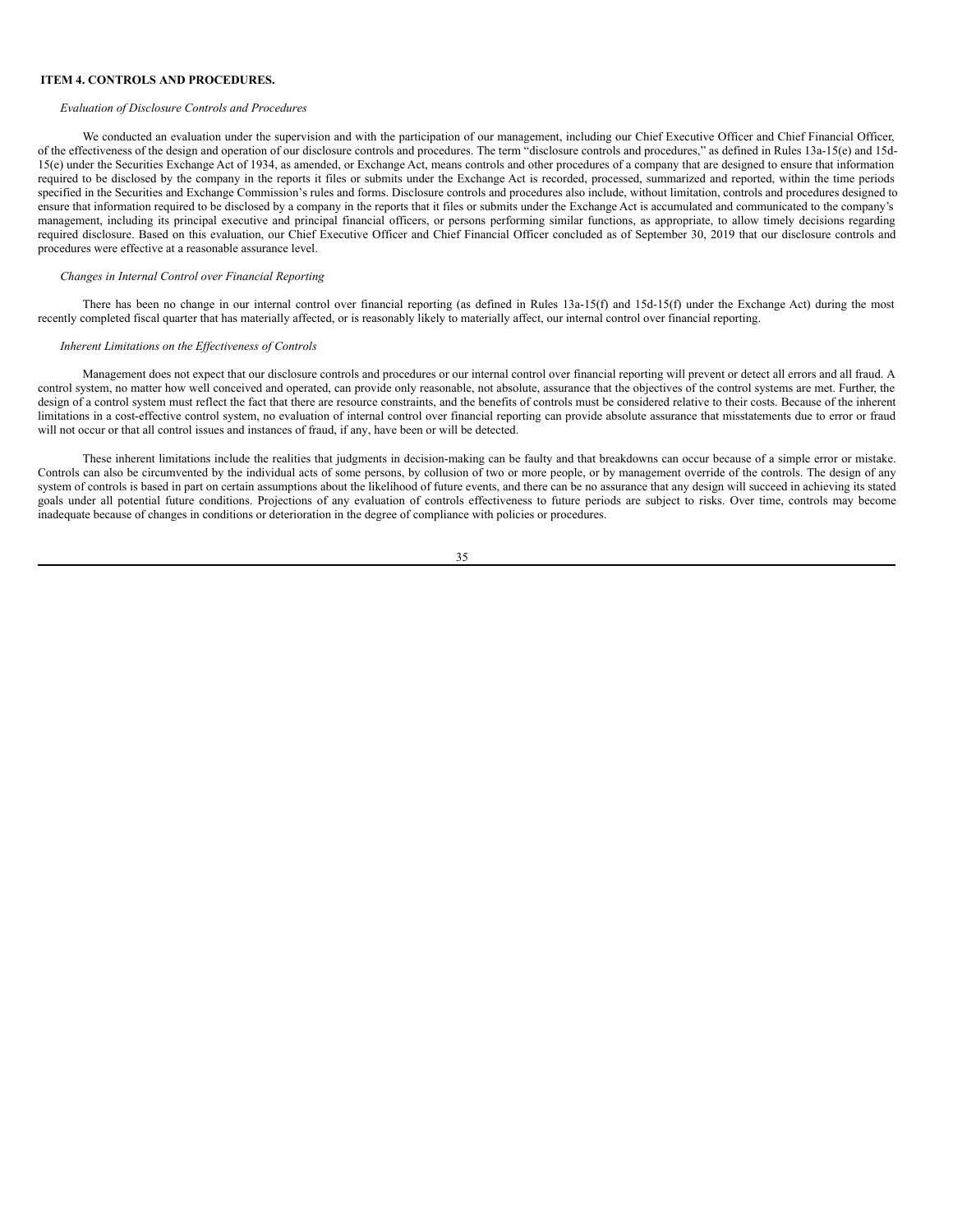## ITEM 4. CONTROLS AND PROCEDURES.

*Evaluation of Disclosure Controls and Procedures*

We conducted an evaluation under the supervision and with the participation of our management, including our Chief Executive Officer and Chief Financial Officer, of the effectiveness of the design and operation of our disclosure controls and procedures. The term "disclosure controls and procedures," as defined in Rules 13a-15(e) and 15d-15(e) under the Securities Exchange Act of 1934, as amended, or Exchange Act, means controls and other procedures of a company that are designed to ensure that information required to be disclosed by the company in the reports it files or submits under the Exchange Act is recorded, processed, summarized and reported, within the time periods specified in the Securities and Exchange Commission's rules and forms. Disclosure controls and procedures also include, without limitation, controls and procedures designed to ensure that information required to be disclosed by a company in the reports that it files or submits under the Exchange Act is accumulated and communicated to the company's management, including its principal executive and principal financial officers, or persons performing similar functions, as appropriate, to allow timely decisions regarding required disclosure. Based on this evaluation, our Chief Executive Officer and Chief Financial Officer concluded as of September 30, 2019 that our disclosure controls and procedures were effective at a reasonable assurance level.

*Changes in Internal Control over Financial Reporting*

There has been no change in our internal control over financial reporting (as defined in Rules 13a-15(f) and 15d-15(f) under the Exchange Act) during the most recently completed fiscal quarter that has materially affected, or is reasonably likely to materially affect, our internal control over financial reporting.

*Inherent Limitations on the Effectiveness of Controls*

Management does not expect that our disclosure controls and procedures or our internal control over financial reporting will prevent or detect all errors and all fraud. A control system, no matter how well conceived and operated, can provide only reasonable, not absolute, assurance that the objectives of the control systems are met. Further, the design of a control system must reflect the fact that there are resource constraints, and the benefits of controls must be considered relative to their costs. Because of the inherent limitations in a cost-effective control system, no evaluation of internal control over financial reporting can provide absolute assurance that misstatements due to error or fraud will not occur or that all control issues and instances of fraud, if any, have been or will be detected.

These inherent limitations include the realities that judgments in decision-making can be faulty and that breakdowns can occur because of a simple error or mistake. Controls can also be circumvented by the individual acts of some persons, by collusion of two or more people, or by management override of the controls. The design of any system of controls is based in part on certain assumptions about the likelihood of future events, and there can be no assurance that any design will succeed in achieving its stated goals under all potential future conditions. Projections of any evaluation of controls effectiveness to future periods are subject to risks. Over time, controls may become inadequate because of changes in conditions or deterioration in the degree of compliance with policies or procedures.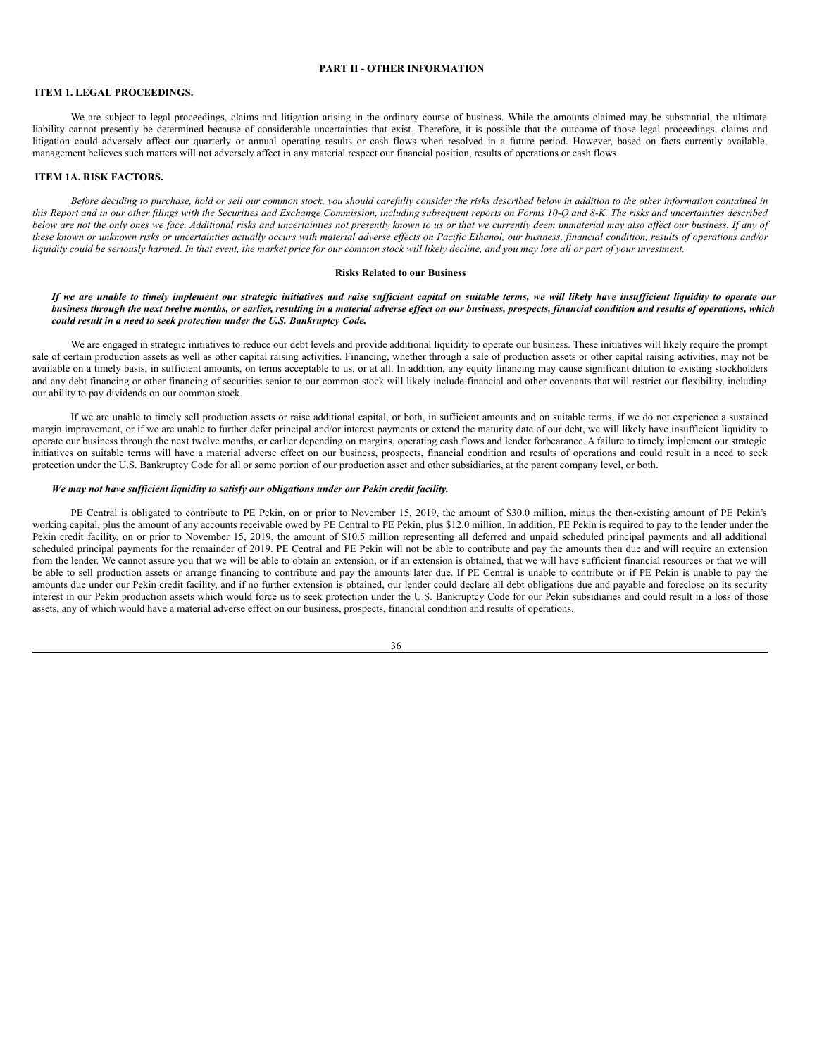# PART II - OTHER INFORMATION

## ITEM 1. LEGAL PROCEEDINGS.

We are subject to legal proceedings, claims and litigation arising in the ordinary course of business. While the amounts claimed may be substantial, the ultimate liability cannot presently be determined because of considerable uncertainties that exist. Therefore, it is possible that the outcome of those legal proceedings, claims and litigation could adversely affect our quarterly or annual operating results or cash flows when resolved in a future period. However, based on facts currently available, management believes such matters will not adversely affect in any material respect our financial position, results of operations or cash flows.

## ITEM 1A. RISK FACTORS.

*Before deciding to purchase, hold or sell our common stock, you should carefully consider the risks described below in addition to the other information contained in this Report and in our other filings with the Securities and Exchange Commission, including subsequent reports on Forms 10-Q and 8-K. The risks and uncertainties described below are not the only ones we face. Additional risks and uncertainties not presently known to us or that we currently deem immaterial may also affect our business. If any of these known or unknown risks or uncertainties actually occurs with material adverse effects on Pacific Ethanol, our business, financial condition, results of operations and/or liquidity could be seriously harmed. In that event, the market price for our common stock will likely decline, and you may lose all or part of your investment.*

### Risks Related to our Business

***If we are unable to timely implement our strategic initiatives and raise sufficient capital on suitable terms, we will likely have insufficient liquidity to operate our business through the next twelve months, or earlier, resulting in a material adverse effect on our business, prospects, financial condition and results of operations, which could result in a need to seek protection under the U.S. Bankruptcy Code.***

We are engaged in strategic initiatives to reduce our debt levels and provide additional liquidity to operate our business. These initiatives will likely require the prompt sale of certain production assets as well as other capital raising activities. Financing, whether through a sale of production assets or other capital raising activities, may not be available on a timely basis, in sufficient amounts, on terms acceptable to us, or at all. In addition, any equity financing may cause significant dilution to existing stockholders and any debt financing or other financing of securities senior to our common stock will likely include financial and other covenants that will restrict our flexibility, including our ability to pay dividends on our common stock.

If we are unable to timely sell production assets or raise additional capital, or both, in sufficient amounts and on suitable terms, if we do not experience a sustained margin improvement, or if we are unable to further defer principal and/or interest payments or extend the maturity date of our debt, we will likely have insufficient liquidity to operate our business through the next twelve months, or earlier depending on margins, operating cash flows and lender forbearance. A failure to timely implement our strategic initiatives on suitable terms will have a material adverse effect on our business, prospects, financial condition and results of operations and could result in a need to seek protection under the U.S. Bankruptcy Code for all or some portion of our production asset and other subsidiaries, at the parent company level, or both.

***We may not have sufficient liquidity to satisfy our obligations under our Pekin credit facility.***

PE Central is obligated to contribute to PE Pekin, on or prior to November 15, 2019, the amount of $30.0 million, minus the then-existing amount of PE Pekin's working capital, plus the amount of any accounts receivable owed by PE Central to PE Pekin, plus $12.0 million. In addition, PE Pekin is required to pay to the lender under the Pekin credit facility, on or prior to November 15, 2019, the amount of $10.5 million representing all deferred and unpaid scheduled principal payments and all additional scheduled principal payments for the remainder of 2019. PE Central and PE Pekin will not be able to contribute and pay the amounts then due and will require an extension from the lender. We cannot assure you that we will be able to obtain an extension, or if an extension is obtained, that we will have sufficient financial resources or that we will be able to sell production assets or arrange financing to contribute and pay the amounts later due. If PE Central is unable to contribute or if PE Pekin is unable to pay the amounts due under our Pekin credit facility, and if no further extension is obtained, our lender could declare all debt obligations due and payable and foreclose on its security interest in our Pekin production assets which would force us to seek protection under the U.S. Bankruptcy Code for our Pekin subsidiaries and could result in a loss of those assets, any of which would have a material adverse effect on our business, prospects, financial condition and results of operations.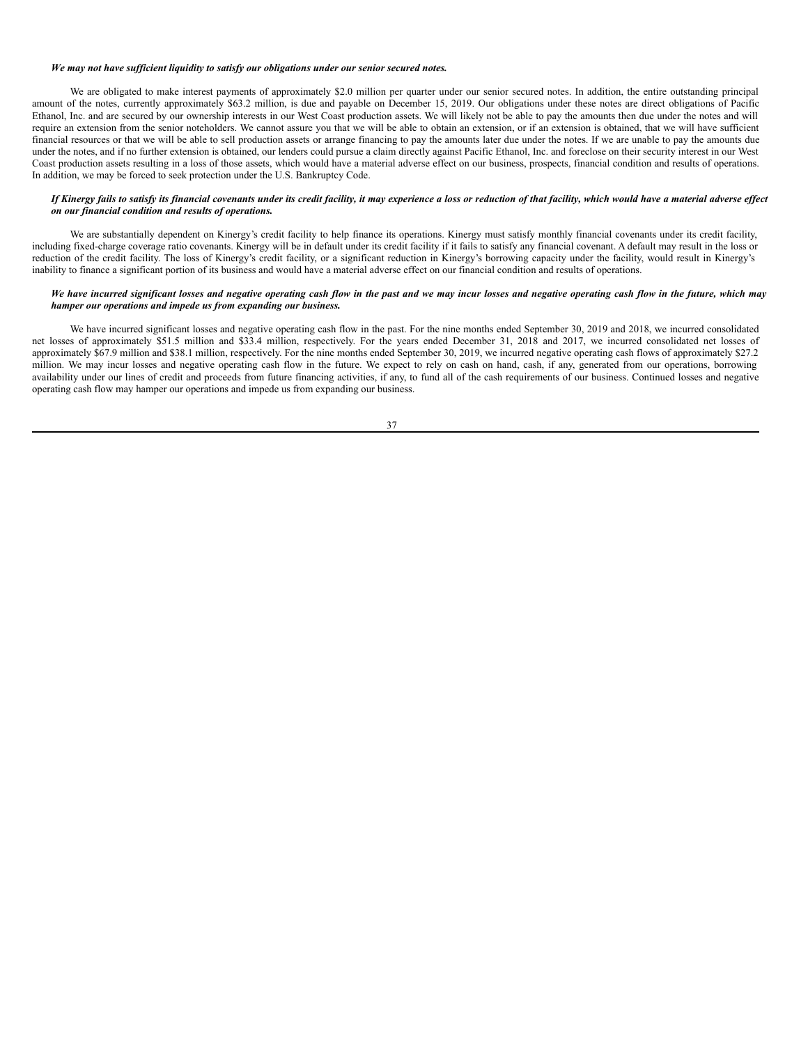***We may not have sufficient liquidity to satisfy our obligations under our senior secured notes.***

We are obligated to make interest payments of approximately $2.0 million per quarter under our senior secured notes. In addition, the entire outstanding principal amount of the notes, currently approximately $63.2 million, is due and payable on December 15, 2019. Our obligations under these notes are direct obligations of Pacific Ethanol, Inc. and are secured by our ownership interests in our West Coast production assets. We will likely not be able to pay the amounts then due under the notes and will require an extension from the senior noteholders. We cannot assure you that we will be able to obtain an extension, or if an extension is obtained, that we will have sufficient financial resources or that we will be able to sell production assets or arrange financing to pay the amounts later due under the notes. If we are unable to pay the amounts due under the notes, and if no further extension is obtained, our lenders could pursue a claim directly against Pacific Ethanol, Inc. and foreclose on their security interest in our West Coast production assets resulting in a loss of those assets, which would have a material adverse effect on our business, prospects, financial condition and results of operations. In addition, we may be forced to seek protection under the U.S. Bankruptcy Code.

***If Kinergy fails to satisfy its financial covenants under its credit facility, it may experience a loss or reduction of that facility, which would have a material adverse effect on our financial condition and results of operations.***

We are substantially dependent on Kinergy's credit facility to help finance its operations. Kinergy must satisfy monthly financial covenants under its credit facility, including fixed-charge coverage ratio covenants. Kinergy will be in default under its credit facility if it fails to satisfy any financial covenant. A default may result in the loss or reduction of the credit facility. The loss of Kinergy's credit facility, or a significant reduction in Kinergy's borrowing capacity under the facility, would result in Kinergy's inability to finance a significant portion of its business and would have a material adverse effect on our financial condition and results of operations.

***We have incurred significant losses and negative operating cash flow in the past and we may incur losses and negative operating cash flow in the future, which may hamper our operations and impede us from expanding our business.***

We have incurred significant losses and negative operating cash flow in the past. For the nine months ended September 30, 2019 and 2018, we incurred consolidated net losses of approximately $51.5 million and $33.4 million, respectively. For the years ended December 31, 2018 and 2017, we incurred consolidated net losses of approximately $67.9 million and $38.1 million, respectively. For the nine months ended September 30, 2019, we incurred negative operating cash flows of approximately $27.2 million. We may incur losses and negative operating cash flow in the future. We expect to rely on cash on hand, cash, if any, generated from our operations, borrowing availability under our lines of credit and proceeds from future financing activities, if any, to fund all of the cash requirements of our business. Continued losses and negative operating cash flow may hamper our operations and impede us from expanding our business.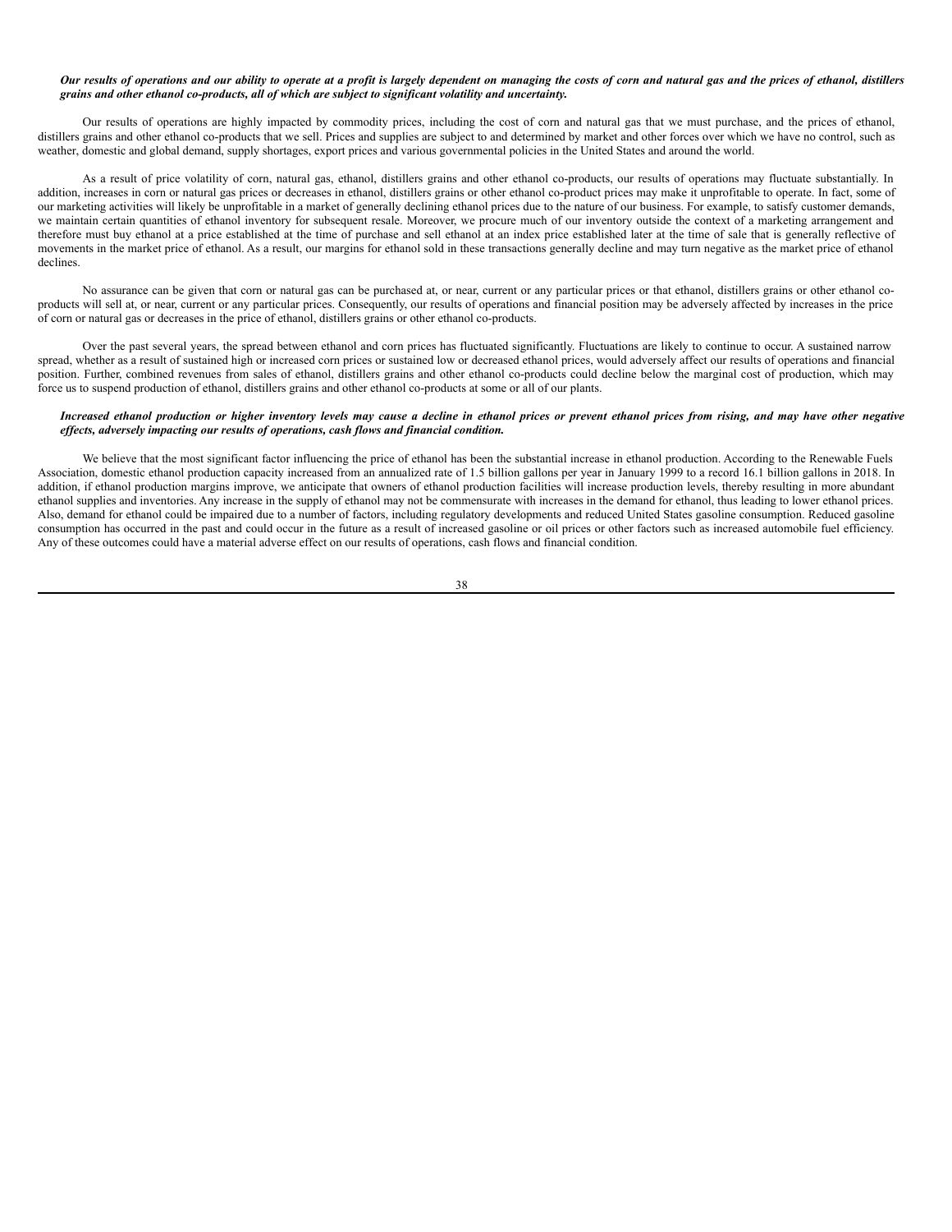***Our results of operations and our ability to operate at a profit is largely dependent on managing the costs of corn and natural gas and the prices of ethanol, distillers grains and other ethanol co-products, all of which are subject to significant volatility and uncertainty.***

Our results of operations are highly impacted by commodity prices, including the cost of corn and natural gas that we must purchase, and the prices of ethanol, distillers grains and other ethanol co-products that we sell. Prices and supplies are subject to and determined by market and other forces over which we have no control, such as weather, domestic and global demand, supply shortages, export prices and various governmental policies in the United States and around the world.

As a result of price volatility of corn, natural gas, ethanol, distillers grains and other ethanol co-products, our results of operations may fluctuate substantially. In addition, increases in corn or natural gas prices or decreases in ethanol, distillers grains or other ethanol co-product prices may make it unprofitable to operate. In fact, some of our marketing activities will likely be unprofitable in a market of generally declining ethanol prices due to the nature of our business. For example, to satisfy customer demands, we maintain certain quantities of ethanol inventory for subsequent resale. Moreover, we procure much of our inventory outside the context of a marketing arrangement and therefore must buy ethanol at a price established at the time of purchase and sell ethanol at an index price established later at the time of sale that is generally reflective of movements in the market price of ethanol. As a result, our margins for ethanol sold in these transactions generally decline and may turn negative as the market price of ethanol declines.

No assurance can be given that corn or natural gas can be purchased at, or near, current or any particular prices or that ethanol, distillers grains or other ethanol co-products will sell at, or near, current or any particular prices. Consequently, our results of operations and financial position may be adversely affected by increases in the price of corn or natural gas or decreases in the price of ethanol, distillers grains or other ethanol co-products.

Over the past several years, the spread between ethanol and corn prices has fluctuated significantly. Fluctuations are likely to continue to occur. A sustained narrow spread, whether as a result of sustained high or increased corn prices or sustained low or decreased ethanol prices, would adversely affect our results of operations and financial position. Further, combined revenues from sales of ethanol, distillers grains and other ethanol co-products could decline below the marginal cost of production, which may force us to suspend production of ethanol, distillers grains and other ethanol co-products at some or all of our plants.

***Increased ethanol production or higher inventory levels may cause a decline in ethanol prices or prevent ethanol prices from rising, and may have other negative effects, adversely impacting our results of operations, cash flows and financial condition.***

We believe that the most significant factor influencing the price of ethanol has been the substantial increase in ethanol production. According to the Renewable Fuels Association, domestic ethanol production capacity increased from an annualized rate of 1.5 billion gallons per year in January 1999 to a record 16.1 billion gallons in 2018. In addition, if ethanol production margins improve, we anticipate that owners of ethanol production facilities will increase production levels, thereby resulting in more abundant ethanol supplies and inventories. Any increase in the supply of ethanol may not be commensurate with increases in the demand for ethanol, thus leading to lower ethanol prices. Also, demand for ethanol could be impaired due to a number of factors, including regulatory developments and reduced United States gasoline consumption. Reduced gasoline consumption has occurred in the past and could occur in the future as a result of increased gasoline or oil prices or other factors such as increased automobile fuel efficiency. Any of these outcomes could have a material adverse effect on our results of operations, cash flows and financial condition.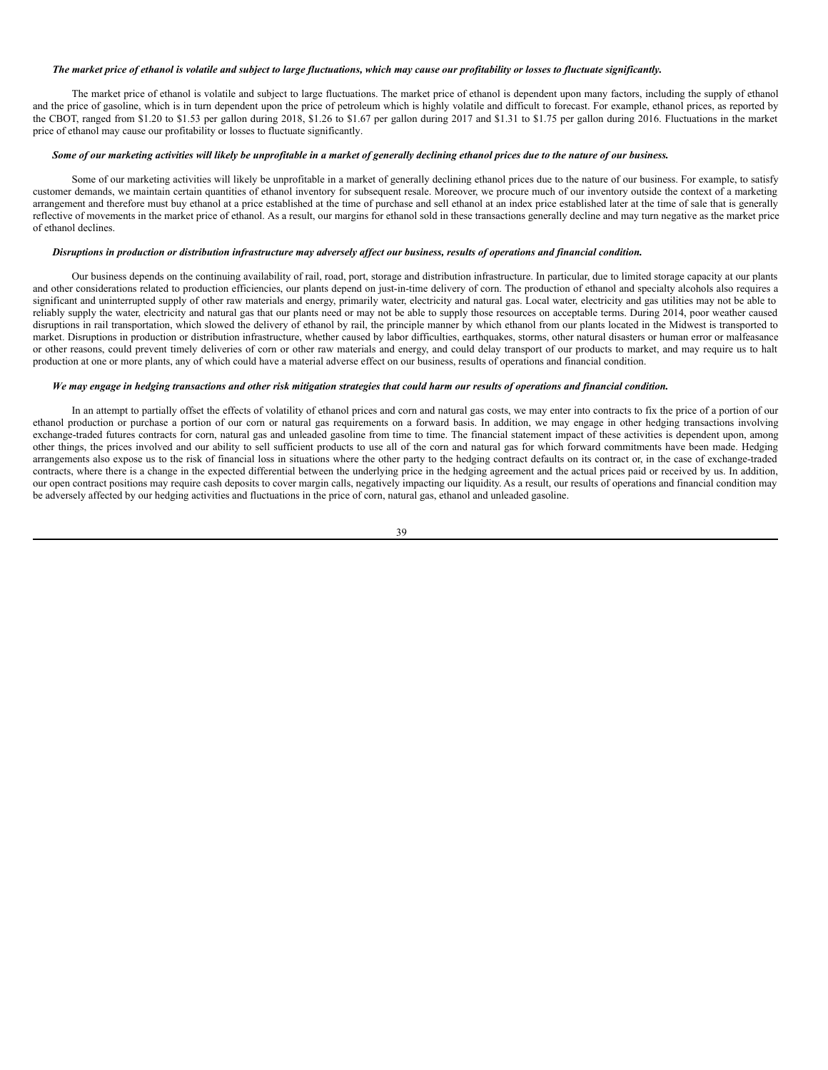***The market price of ethanol is volatile and subject to large fluctuations, which may cause our profitability or losses to fluctuate significantly.***

The market price of ethanol is volatile and subject to large fluctuations. The market price of ethanol is dependent upon many factors, including the supply of ethanol and the price of gasoline, which is in turn dependent upon the price of petroleum which is highly volatile and difficult to forecast. For example, ethanol prices, as reported by the CBOT, ranged from $1.20 to $1.53 per gallon during 2018, $1.26 to $1.67 per gallon during 2017 and $1.31 to $1.75 per gallon during 2016. Fluctuations in the market price of ethanol may cause our profitability or losses to fluctuate significantly.

***Some of our marketing activities will likely be unprofitable in a market of generally declining ethanol prices due to the nature of our business.***

Some of our marketing activities will likely be unprofitable in a market of generally declining ethanol prices due to the nature of our business. For example, to satisfy customer demands, we maintain certain quantities of ethanol inventory for subsequent resale. Moreover, we procure much of our inventory outside the context of a marketing arrangement and therefore must buy ethanol at a price established at the time of purchase and sell ethanol at an index price established later at the time of sale that is generally reflective of movements in the market price of ethanol. As a result, our margins for ethanol sold in these transactions generally decline and may turn negative as the market price of ethanol declines.

***Disruptions in production or distribution infrastructure may adversely affect our business, results of operations and financial condition.***

Our business depends on the continuing availability of rail, road, port, storage and distribution infrastructure. In particular, due to limited storage capacity at our plants and other considerations related to production efficiencies, our plants depend on just-in-time delivery of corn. The production of ethanol and specialty alcohols also requires a significant and uninterrupted supply of other raw materials and energy, primarily water, electricity and natural gas. Local water, electricity and gas utilities may not be able to reliably supply the water, electricity and natural gas that our plants need or may not be able to supply those resources on acceptable terms. During 2014, poor weather caused disruptions in rail transportation, which slowed the delivery of ethanol by rail, the principle manner by which ethanol from our plants located in the Midwest is transported to market. Disruptions in production or distribution infrastructure, whether caused by labor difficulties, earthquakes, storms, other natural disasters or human error or malfeasance or other reasons, could prevent timely deliveries of corn or other raw materials and energy, and could delay transport of our products to market, and may require us to halt production at one or more plants, any of which could have a material adverse effect on our business, results of operations and financial condition.

***We may engage in hedging transactions and other risk mitigation strategies that could harm our results of operations and financial condition.***

In an attempt to partially offset the effects of volatility of ethanol prices and corn and natural gas costs, we may enter into contracts to fix the price of a portion of our ethanol production or purchase a portion of our corn or natural gas requirements on a forward basis. In addition, we may engage in other hedging transactions involving exchange-traded futures contracts for corn, natural gas and unleaded gasoline from time to time. The financial statement impact of these activities is dependent upon, among other things, the prices involved and our ability to sell sufficient products to use all of the corn and natural gas for which forward commitments have been made. Hedging arrangements also expose us to the risk of financial loss in situations where the other party to the hedging contract defaults on its contract or, in the case of exchange-traded contracts, where there is a change in the expected differential between the underlying price in the hedging agreement and the actual prices paid or received by us. In addition, our open contract positions may require cash deposits to cover margin calls, negatively impacting our liquidity. As a result, our results of operations and financial condition may be adversely affected by our hedging activities and fluctuations in the price of corn, natural gas, ethanol and unleaded gasoline.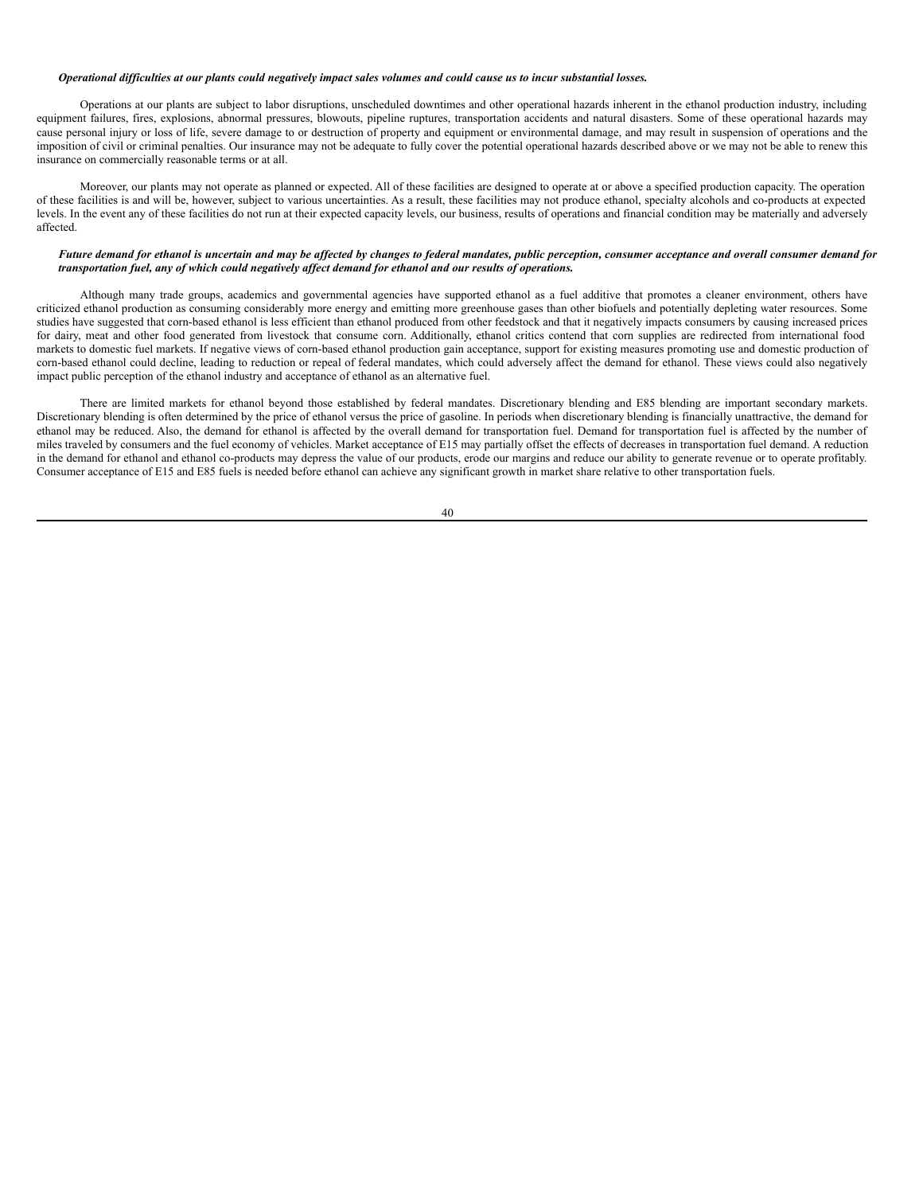***Operational difficulties at our plants could negatively impact sales volumes and could cause us to incur substantial losses.***

Operations at our plants are subject to labor disruptions, unscheduled downtimes and other operational hazards inherent in the ethanol production industry, including equipment failures, fires, explosions, abnormal pressures, blowouts, pipeline ruptures, transportation accidents and natural disasters. Some of these operational hazards may cause personal injury or loss of life, severe damage to or destruction of property and equipment or environmental damage, and may result in suspension of operations and the imposition of civil or criminal penalties. Our insurance may not be adequate to fully cover the potential operational hazards described above or we may not be able to renew this insurance on commercially reasonable terms or at all.

Moreover, our plants may not operate as planned or expected. All of these facilities are designed to operate at or above a specified production capacity. The operation of these facilities is and will be, however, subject to various uncertainties. As a result, these facilities may not produce ethanol, specialty alcohols and co-products at expected levels. In the event any of these facilities do not run at their expected capacity levels, our business, results of operations and financial condition may be materially and adversely affected.

***Future demand for ethanol is uncertain and may be affected by changes to federal mandates, public perception, consumer acceptance and overall consumer demand for transportation fuel, any of which could negatively affect demand for ethanol and our results of operations.***

Although many trade groups, academics and governmental agencies have supported ethanol as a fuel additive that promotes a cleaner environment, others have criticized ethanol production as consuming considerably more energy and emitting more greenhouse gases than other biofuels and potentially depleting water resources. Some studies have suggested that corn-based ethanol is less efficient than ethanol produced from other feedstock and that it negatively impacts consumers by causing increased prices for dairy, meat and other food generated from livestock that consume corn. Additionally, ethanol critics contend that corn supplies are redirected from international food markets to domestic fuel markets. If negative views of corn-based ethanol production gain acceptance, support for existing measures promoting use and domestic production of corn-based ethanol could decline, leading to reduction or repeal of federal mandates, which could adversely affect the demand for ethanol. These views could also negatively impact public perception of the ethanol industry and acceptance of ethanol as an alternative fuel.

There are limited markets for ethanol beyond those established by federal mandates. Discretionary blending and E85 blending are important secondary markets. Discretionary blending is often determined by the price of ethanol versus the price of gasoline. In periods when discretionary blending is financially unattractive, the demand for ethanol may be reduced. Also, the demand for ethanol is affected by the overall demand for transportation fuel. Demand for transportation fuel is affected by the number of miles traveled by consumers and the fuel economy of vehicles. Market acceptance of E15 may partially offset the effects of decreases in transportation fuel demand. A reduction in the demand for ethanol and ethanol co-products may depress the value of our products, erode our margins and reduce our ability to generate revenue or to operate profitably. Consumer acceptance of E15 and E85 fuels is needed before ethanol can achieve any significant growth in market share relative to other transportation fuels.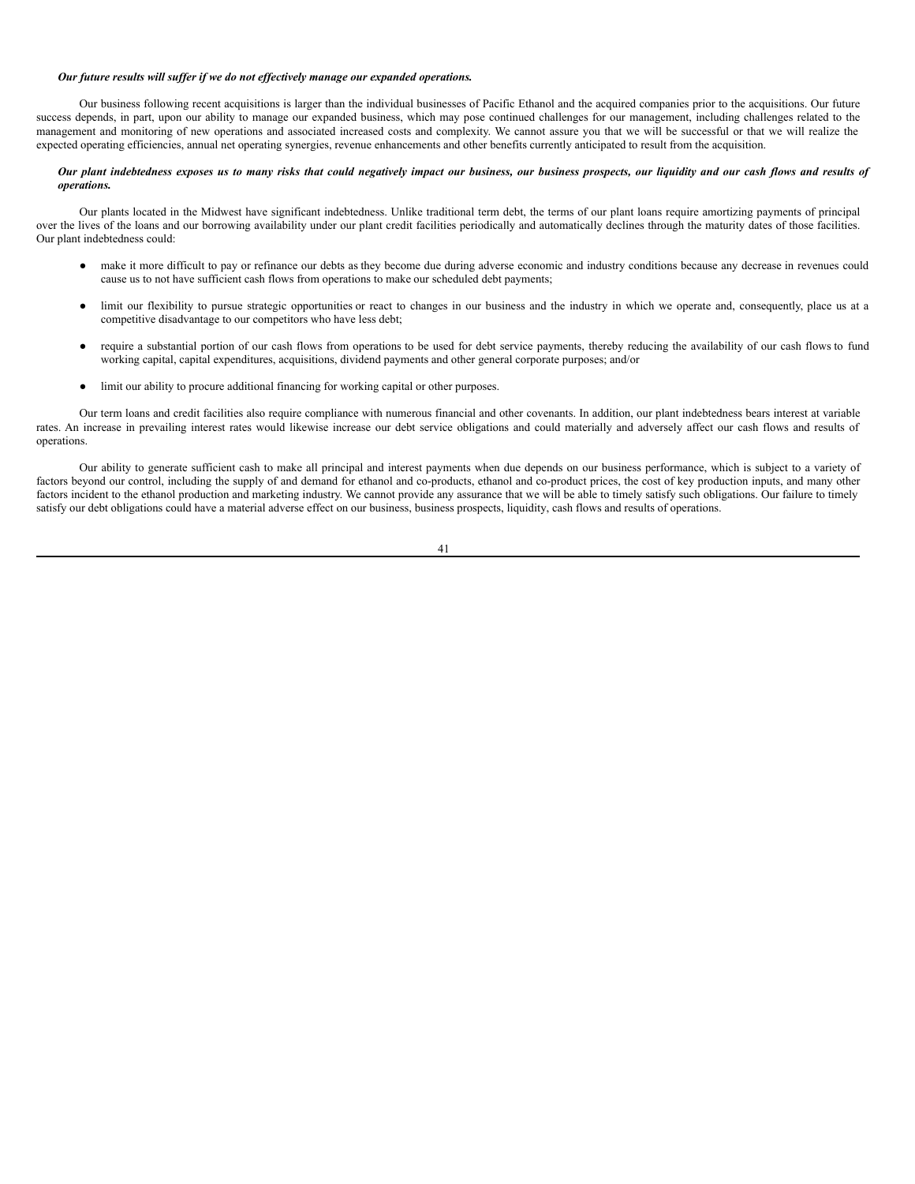***Our future results will suffer if we do not effectively manage our expanded operations.***

Our business following recent acquisitions is larger than the individual businesses of Pacific Ethanol and the acquired companies prior to the acquisitions. Our future success depends, in part, upon our ability to manage our expanded business, which may pose continued challenges for our management, including challenges related to the management and monitoring of new operations and associated increased costs and complexity. We cannot assure you that we will be successful or that we will realize the expected operating efficiencies, annual net operating synergies, revenue enhancements and other benefits currently anticipated to result from the acquisition.

***Our plant indebtedness exposes us to many risks that could negatively impact our business, our business prospects, our liquidity and our cash flows and results of operations.***

Our plants located in the Midwest have significant indebtedness. Unlike traditional term debt, the terms of our plant loans require amortizing payments of principal over the lives of the loans and our borrowing availability under our plant credit facilities periodically and automatically declines through the maturity dates of those facilities. Our plant indebtedness could:

- make it more difficult to pay or refinance our debts as they become due during adverse economic and industry conditions because any decrease in revenues could cause us to not have sufficient cash flows from operations to make our scheduled debt payments;
- limit our flexibility to pursue strategic opportunities or react to changes in our business and the industry in which we operate and, consequently, place us at a competitive disadvantage to our competitors who have less debt;
- require a substantial portion of our cash flows from operations to be used for debt service payments, thereby reducing the availability of our cash flows to fund working capital, capital expenditures, acquisitions, dividend payments and other general corporate purposes; and/or
- limit our ability to procure additional financing for working capital or other purposes.

Our term loans and credit facilities also require compliance with numerous financial and other covenants. In addition, our plant indebtedness bears interest at variable rates. An increase in prevailing interest rates would likewise increase our debt service obligations and could materially and adversely affect our cash flows and results of operations.

Our ability to generate sufficient cash to make all principal and interest payments when due depends on our business performance, which is subject to a variety of factors beyond our control, including the supply of and demand for ethanol and co-products, ethanol and co-product prices, the cost of key production inputs, and many other factors incident to the ethanol production and marketing industry. We cannot provide any assurance that we will be able to timely satisfy such obligations. Our failure to timely satisfy our debt obligations could have a material adverse effect on our business, business prospects, liquidity, cash flows and results of operations.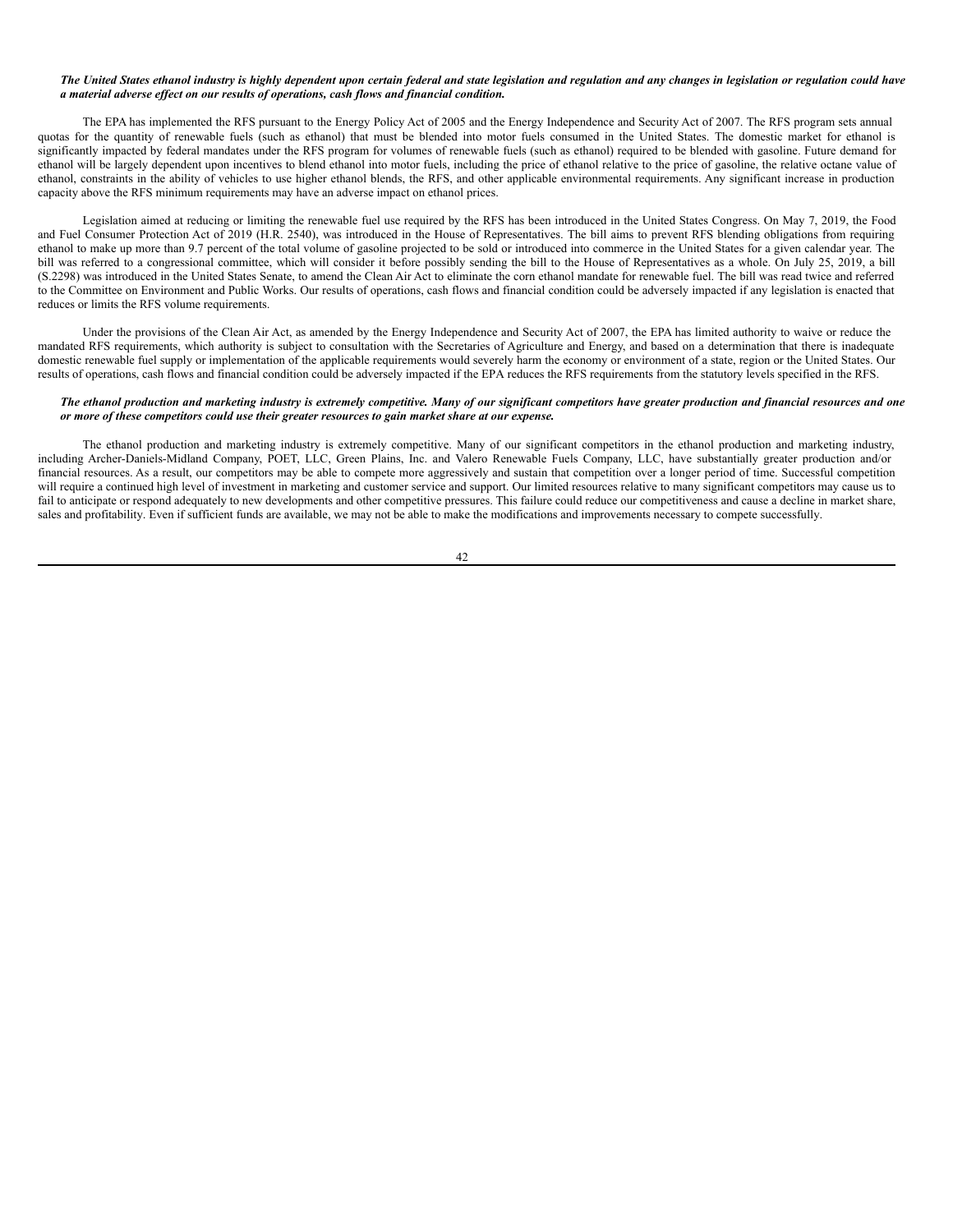***The United States ethanol industry is highly dependent upon certain federal and state legislation and regulation and any changes in legislation or regulation could have a material adverse effect on our results of operations, cash flows and financial condition.***

The EPA has implemented the RFS pursuant to the Energy Policy Act of 2005 and the Energy Independence and Security Act of 2007. The RFS program sets annual quotas for the quantity of renewable fuels (such as ethanol) that must be blended into motor fuels consumed in the United States. The domestic market for ethanol is significantly impacted by federal mandates under the RFS program for volumes of renewable fuels (such as ethanol) required to be blended with gasoline. Future demand for ethanol will be largely dependent upon incentives to blend ethanol into motor fuels, including the price of ethanol relative to the price of gasoline, the relative octane value of ethanol, constraints in the ability of vehicles to use higher ethanol blends, the RFS, and other applicable environmental requirements. Any significant increase in production capacity above the RFS minimum requirements may have an adverse impact on ethanol prices.

Legislation aimed at reducing or limiting the renewable fuel use required by the RFS has been introduced in the United States Congress. On May 7, 2019, the Food and Fuel Consumer Protection Act of 2019 (H.R. 2540), was introduced in the House of Representatives. The bill aims to prevent RFS blending obligations from requiring ethanol to make up more than 9.7 percent of the total volume of gasoline projected to be sold or introduced into commerce in the United States for a given calendar year. The bill was referred to a congressional committee, which will consider it before possibly sending the bill to the House of Representatives as a whole. On July 25, 2019, a bill (S.2298) was introduced in the United States Senate, to amend the Clean Air Act to eliminate the corn ethanol mandate for renewable fuel. The bill was read twice and referred to the Committee on Environment and Public Works. Our results of operations, cash flows and financial condition could be adversely impacted if any legislation is enacted that reduces or limits the RFS volume requirements.

Under the provisions of the Clean Air Act, as amended by the Energy Independence and Security Act of 2007, the EPA has limited authority to waive or reduce the mandated RFS requirements, which authority is subject to consultation with the Secretaries of Agriculture and Energy, and based on a determination that there is inadequate domestic renewable fuel supply or implementation of the applicable requirements would severely harm the economy or environment of a state, region or the United States. Our results of operations, cash flows and financial condition could be adversely impacted if the EPA reduces the RFS requirements from the statutory levels specified in the RFS.

***The ethanol production and marketing industry is extremely competitive. Many of our significant competitors have greater production and financial resources and one or more of these competitors could use their greater resources to gain market share at our expense.***

The ethanol production and marketing industry is extremely competitive. Many of our significant competitors in the ethanol production and marketing industry, including Archer-Daniels-Midland Company, POET, LLC, Green Plains, Inc. and Valero Renewable Fuels Company, LLC, have substantially greater production and/or financial resources. As a result, our competitors may be able to compete more aggressively and sustain that competition over a longer period of time. Successful competition will require a continued high level of investment in marketing and customer service and support. Our limited resources relative to many significant competitors may cause us to fail to anticipate or respond adequately to new developments and other competitive pressures. This failure could reduce our competitiveness and cause a decline in market share, sales and profitability. Even if sufficient funds are available, we may not be able to make the modifications and improvements necessary to compete successfully.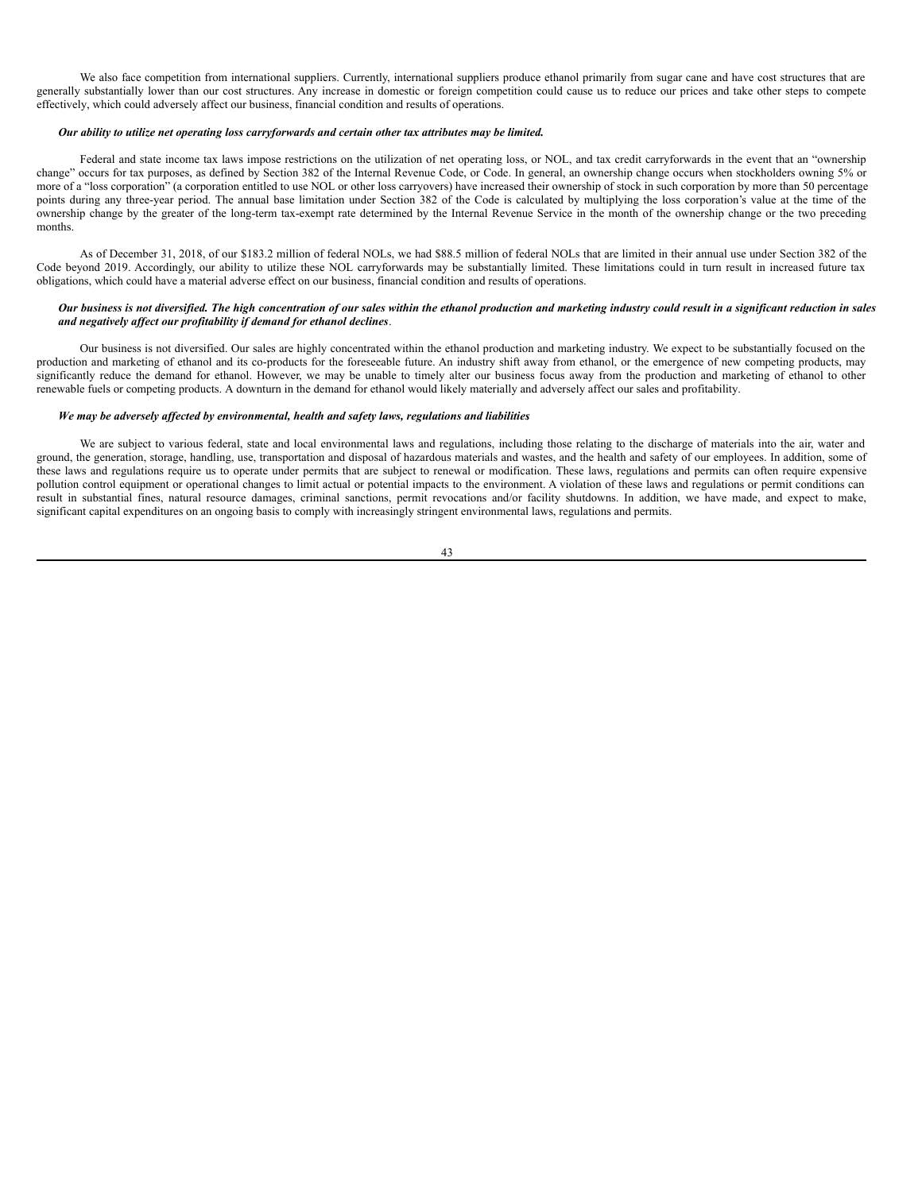We also face competition from international suppliers. Currently, international suppliers produce ethanol primarily from sugar cane and have cost structures that are generally substantially lower than our cost structures. Any increase in domestic or foreign competition could cause us to reduce our prices and take other steps to compete effectively, which could adversely affect our business, financial condition and results of operations.

***Our ability to utilize net operating loss carryforwards and certain other tax attributes may be limited.***

Federal and state income tax laws impose restrictions on the utilization of net operating loss, or NOL, and tax credit carryforwards in the event that an "ownership change" occurs for tax purposes, as defined by Section 382 of the Internal Revenue Code, or Code. In general, an ownership change occurs when stockholders owning 5% or more of a "loss corporation" (a corporation entitled to use NOL or other loss carryovers) have increased their ownership of stock in such corporation by more than 50 percentage points during any three-year period. The annual base limitation under Section 382 of the Code is calculated by multiplying the loss corporation's value at the time of the ownership change by the greater of the long-term tax-exempt rate determined by the Internal Revenue Service in the month of the ownership change or the two preceding months.

As of December 31, 2018, of our $183.2 million of federal NOLs, we had $88.5 million of federal NOLs that are limited in their annual use under Section 382 of the Code beyond 2019. Accordingly, our ability to utilize these NOL carryforwards may be substantially limited. These limitations could in turn result in increased future tax obligations, which could have a material adverse effect on our business, financial condition and results of operations.

***Our business is not diversified. The high concentration of our sales within the ethanol production and marketing industry could result in a significant reduction in sales and negatively affect our profitability if demand for ethanol declines*.**

Our business is not diversified. Our sales are highly concentrated within the ethanol production and marketing industry. We expect to be substantially focused on the production and marketing of ethanol and its co-products for the foreseeable future. An industry shift away from ethanol, or the emergence of new competing products, may significantly reduce the demand for ethanol. However, we may be unable to timely alter our business focus away from the production and marketing of ethanol to other renewable fuels or competing products. A downturn in the demand for ethanol would likely materially and adversely affect our sales and profitability.

***We may be adversely affected by environmental, health and safety laws, regulations and liabilities***

We are subject to various federal, state and local environmental laws and regulations, including those relating to the discharge of materials into the air, water and ground, the generation, storage, handling, use, transportation and disposal of hazardous materials and wastes, and the health and safety of our employees. In addition, some of these laws and regulations require us to operate under permits that are subject to renewal or modification. These laws, regulations and permits can often require expensive pollution control equipment or operational changes to limit actual or potential impacts to the environment. A violation of these laws and regulations or permit conditions can result in substantial fines, natural resource damages, criminal sanctions, permit revocations and/or facility shutdowns. In addition, we have made, and expect to make, significant capital expenditures on an ongoing basis to comply with increasingly stringent environmental laws, regulations and permits.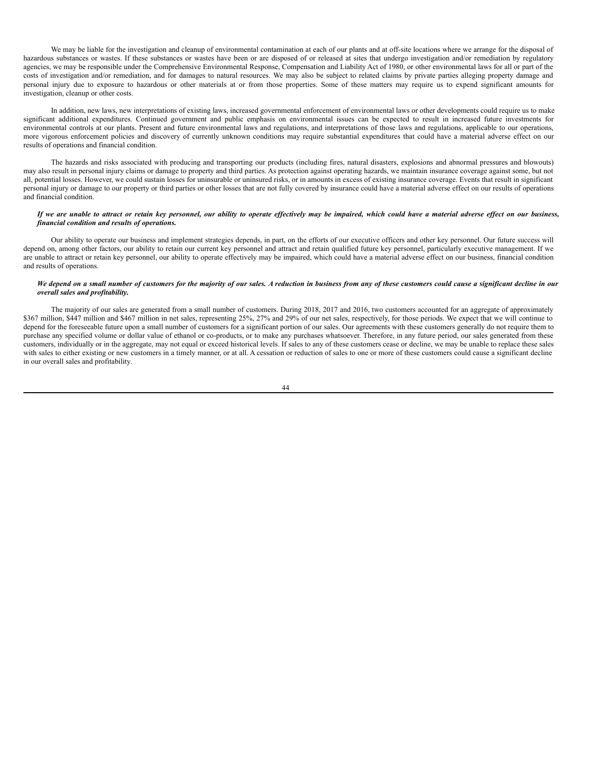We may be liable for the investigation and cleanup of environmental contamination at each of our plants and at off-site locations where we arrange for the disposal of hazardous substances or wastes. If these substances or wastes have been or are disposed of or released at sites that undergo investigation and/or remediation by regulatory agencies, we may be responsible under the Comprehensive Environmental Response, Compensation and Liability Act of 1980, or other environmental laws for all or part of the costs of investigation and/or remediation, and for damages to natural resources. We may also be subject to related claims by private parties alleging property damage and personal injury due to exposure to hazardous or other materials at or from those properties. Some of these matters may require us to expend significant amounts for investigation, cleanup or other costs.

In addition, new laws, new interpretations of existing laws, increased governmental enforcement of environmental laws or other developments could require us to make significant additional expenditures. Continued government and public emphasis on environmental issues can be expected to result in increased future investments for environmental controls at our plants. Present and future environmental laws and regulations, and interpretations of those laws and regulations, applicable to our operations, more vigorous enforcement policies and discovery of currently unknown conditions may require substantial expenditures that could have a material adverse effect on our results of operations and financial condition.

The hazards and risks associated with producing and transporting our products (including fires, natural disasters, explosions and abnormal pressures and blowouts) may also result in personal injury claims or damage to property and third parties. As protection against operating hazards, we maintain insurance coverage against some, but not all, potential losses. However, we could sustain losses for uninsurable or uninsured risks, or in amounts in excess of existing insurance coverage. Events that result in significant personal injury or damage to our property or third parties or other losses that are not fully covered by insurance could have a material adverse effect on our results of operations and financial condition.

***If we are unable to attract or retain key personnel, our ability to operate effectively may be impaired, which could have a material adverse effect on our business, financial condition and results of operations.***

Our ability to operate our business and implement strategies depends, in part, on the efforts of our executive officers and other key personnel. Our future success will depend on, among other factors, our ability to retain our current key personnel and attract and retain qualified future key personnel, particularly executive management. If we are unable to attract or retain key personnel, our ability to operate effectively may be impaired, which could have a material adverse effect on our business, financial condition and results of operations.

***We depend on a small number of customers for the majority of our sales. A reduction in business from any of these customers could cause a significant decline in our overall sales and profitability.***

The majority of our sales are generated from a small number of customers. During 2018, 2017 and 2016, two customers accounted for an aggregate of approximately $367 million, $447 million and $467 million in net sales, representing 25%, 27% and 29% of our net sales, respectively, for those periods. We expect that we will continue to depend for the foreseeable future upon a small number of customers for a significant portion of our sales. Our agreements with these customers generally do not require them to purchase any specified volume or dollar value of ethanol or co-products, or to make any purchases whatsoever. Therefore, in any future period, our sales generated from these customers, individually or in the aggregate, may not equal or exceed historical levels. If sales to any of these customers cease or decline, we may be unable to replace these sales with sales to either existing or new customers in a timely manner, or at all. A cessation or reduction of sales to one or more of these customers could cause a significant decline in our overall sales and profitability.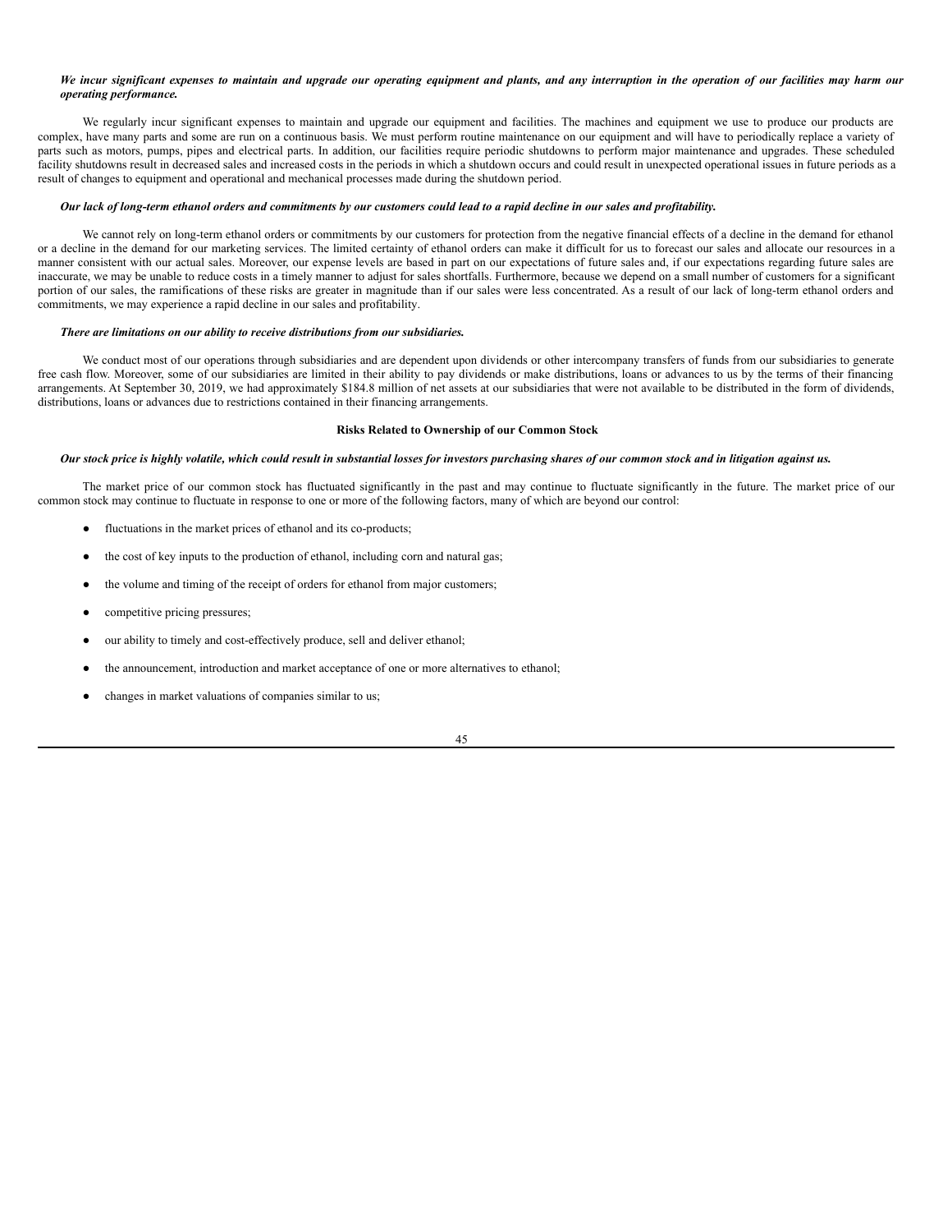***We incur significant expenses to maintain and upgrade our operating equipment and plants, and any interruption in the operation of our facilities may harm our operating performance.***

We regularly incur significant expenses to maintain and upgrade our equipment and facilities. The machines and equipment we use to produce our products are complex, have many parts and some are run on a continuous basis. We must perform routine maintenance on our equipment and will have to periodically replace a variety of parts such as motors, pumps, pipes and electrical parts. In addition, our facilities require periodic shutdowns to perform major maintenance and upgrades. These scheduled facility shutdowns result in decreased sales and increased costs in the periods in which a shutdown occurs and could result in unexpected operational issues in future periods as a result of changes to equipment and operational and mechanical processes made during the shutdown period.

***Our lack of long-term ethanol orders and commitments by our customers could lead to a rapid decline in our sales and profitability.***

We cannot rely on long-term ethanol orders or commitments by our customers for protection from the negative financial effects of a decline in the demand for ethanol or a decline in the demand for our marketing services. The limited certainty of ethanol orders can make it difficult for us to forecast our sales and allocate our resources in a manner consistent with our actual sales. Moreover, our expense levels are based in part on our expectations of future sales and, if our expectations regarding future sales are inaccurate, we may be unable to reduce costs in a timely manner to adjust for sales shortfalls. Furthermore, because we depend on a small number of customers for a significant portion of our sales, the ramifications of these risks are greater in magnitude than if our sales were less concentrated. As a result of our lack of long-term ethanol orders and commitments, we may experience a rapid decline in our sales and profitability.

***There are limitations on our ability to receive distributions from our subsidiaries.***

We conduct most of our operations through subsidiaries and are dependent upon dividends or other intercompany transfers of funds from our subsidiaries to generate free cash flow. Moreover, some of our subsidiaries are limited in their ability to pay dividends or make distributions, loans or advances to us by the terms of their financing arrangements. At September 30, 2019, we had approximately $184.8 million of net assets at our subsidiaries that were not available to be distributed in the form of dividends, distributions, loans or advances due to restrictions contained in their financing arrangements.

**Risks Related to Ownership of our Common Stock**

***Our stock price is highly volatile, which could result in substantial losses for investors purchasing shares of our common stock and in litigation against us.***

The market price of our common stock has fluctuated significantly in the past and may continue to fluctuate significantly in the future. The market price of our common stock may continue to fluctuate in response to one or more of the following factors, many of which are beyond our control:

- fluctuations in the market prices of ethanol and its co-products;
- the cost of key inputs to the production of ethanol, including corn and natural gas;
- the volume and timing of the receipt of orders for ethanol from major customers;
- competitive pricing pressures;
- our ability to timely and cost-effectively produce, sell and deliver ethanol;
- the announcement, introduction and market acceptance of one or more alternatives to ethanol;
- changes in market valuations of companies similar to us;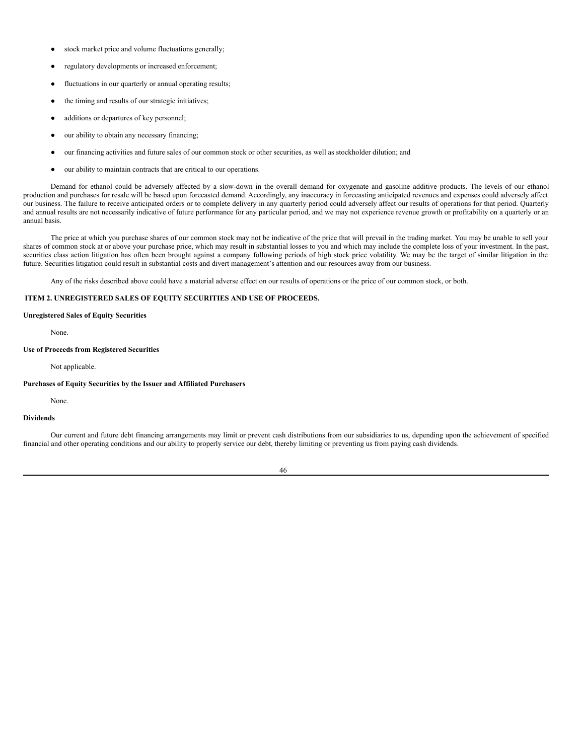- stock market price and volume fluctuations generally;
- regulatory developments or increased enforcement;
- fluctuations in our quarterly or annual operating results;
- the timing and results of our strategic initiatives;
- additions or departures of key personnel;
- our ability to obtain any necessary financing;
- our financing activities and future sales of our common stock or other securities, as well as stockholder dilution; and
- our ability to maintain contracts that are critical to our operations.

Demand for ethanol could be adversely affected by a slow-down in the overall demand for oxygenate and gasoline additive products. The levels of our ethanol production and purchases for resale will be based upon forecasted demand. Accordingly, any inaccuracy in forecasting anticipated revenues and expenses could adversely affect our business. The failure to receive anticipated orders or to complete delivery in any quarterly period could adversely affect our results of operations for that period. Quarterly and annual results are not necessarily indicative of future performance for any particular period, and we may not experience revenue growth or profitability on a quarterly or an annual basis.

The price at which you purchase shares of our common stock may not be indicative of the price that will prevail in the trading market. You may be unable to sell your shares of common stock at or above your purchase price, which may result in substantial losses to you and which may include the complete loss of your investment. In the past, securities class action litigation has often been brought against a company following periods of high stock price volatility. We may be the target of similar litigation in the future. Securities litigation could result in substantial costs and divert management's attention and our resources away from our business.

Any of the risks described above could have a material adverse effect on our results of operations or the price of our common stock, or both.

## ITEM 2. UNREGISTERED SALES OF EQUITY SECURITIES AND USE OF PROCEEDS.

**Unregistered Sales of Equity Securities**

None.

**Use of Proceeds from Registered Securities**

Not applicable.

**Purchases of Equity Securities by the Issuer and Affiliated Purchasers**

None.

**Dividends**

Our current and future debt financing arrangements may limit or prevent cash distributions from our subsidiaries to us, depending upon the achievement of specified financial and other operating conditions and our ability to properly service our debt, thereby limiting or preventing us from paying cash dividends.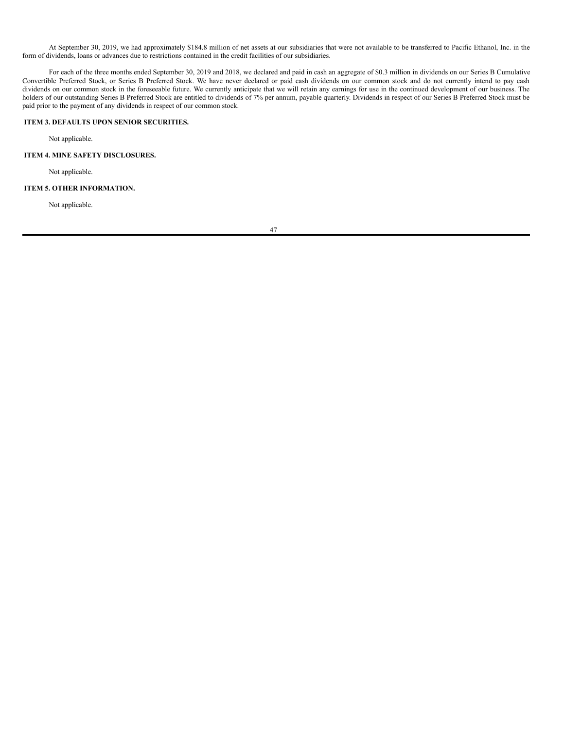At September 30, 2019, we had approximately $184.8 million of net assets at our subsidiaries that were not available to be transferred to Pacific Ethanol, Inc. in the form of dividends, loans or advances due to restrictions contained in the credit facilities of our subsidiaries.

For each of the three months ended September 30, 2019 and 2018, we declared and paid in cash an aggregate of $0.3 million in dividends on our Series B Cumulative Convertible Preferred Stock, or Series B Preferred Stock. We have never declared or paid cash dividends on our common stock and do not currently intend to pay cash dividends on our common stock in the foreseeable future. We currently anticipate that we will retain any earnings for use in the continued development of our business. The holders of our outstanding Series B Preferred Stock are entitled to dividends of 7% per annum, payable quarterly. Dividends in respect of our Series B Preferred Stock must be paid prior to the payment of any dividends in respect of our common stock.

## ITEM 3. DEFAULTS UPON SENIOR SECURITIES.

Not applicable.

## ITEM 4. MINE SAFETY DISCLOSURES.

Not applicable.

## ITEM 5. OTHER INFORMATION.

Not applicable.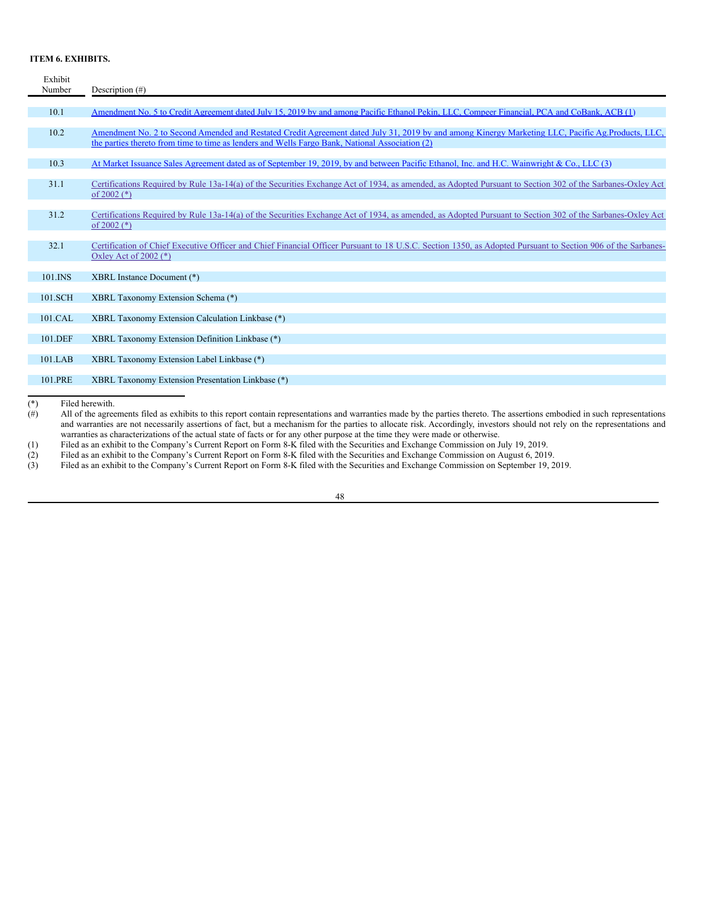**ITEM 6. EXHIBITS.**

| Exhibit Number | Description (#) |
|---|---|
| 10.1 | Amendment No. 5 to Credit Agreement dated July 15, 2019 by and among Pacific Ethanol Pekin, LLC, Compeer Financial, PCA and CoBank, ACB (1) |
| 10.2 | Amendment No. 2 to Second Amended and Restated Credit Agreement dated July 31, 2019 by and among Kinergy Marketing LLC, Pacific Ag.Products, LLC, the parties thereto from time to time as lenders and Wells Fargo Bank, National Association (2) |
| 10.3 | At Market Issuance Sales Agreement dated as of September 19, 2019, by and between Pacific Ethanol, Inc. and H.C. Wainwright & Co., LLC (3) |
| 31.1 | Certifications Required by Rule 13a-14(a) of the Securities Exchange Act of 1934, as amended, as Adopted Pursuant to Section 302 of the Sarbanes-Oxley Act of 2002 (*) |
| 31.2 | Certifications Required by Rule 13a-14(a) of the Securities Exchange Act of 1934, as amended, as Adopted Pursuant to Section 302 of the Sarbanes-Oxley Act of 2002 (*) |
| 32.1 | Certification of Chief Executive Officer and Chief Financial Officer Pursuant to 18 U.S.C. Section 1350, as Adopted Pursuant to Section 906 of the Sarbanes-Oxley Act of 2002 (*) |
| 101.INS | XBRL Instance Document (*) |
| 101.SCH | XBRL Taxonomy Extension Schema (*) |
| 101.CAL | XBRL Taxonomy Extension Calculation Linkbase (*) |
| 101.DEF | XBRL Taxonomy Extension Definition Linkbase (*) |
| 101.LAB | XBRL Taxonomy Extension Label Linkbase (*) |
| 101.PRE | XBRL Taxonomy Extension Presentation Linkbase (*) |

(*) Filed herewith.

(#) All of the agreements filed as exhibits to this report contain representations and warranties made by the parties thereto. The assertions embodied in such representations and warranties are not necessarily assertions of fact, but a mechanism for the parties to allocate risk. Accordingly, investors should not rely on the representations and warranties as characterizations of the actual state of facts or for any other purpose at the time they were made or otherwise.

(1) Filed as an exhibit to the Company's Current Report on Form 8-K filed with the Securities and Exchange Commission on July 19, 2019.

(2) Filed as an exhibit to the Company's Current Report on Form 8-K filed with the Securities and Exchange Commission on August 6, 2019.

(3) Filed as an exhibit to the Company's Current Report on Form 8-K filed with the Securities and Exchange Commission on September 19, 2019.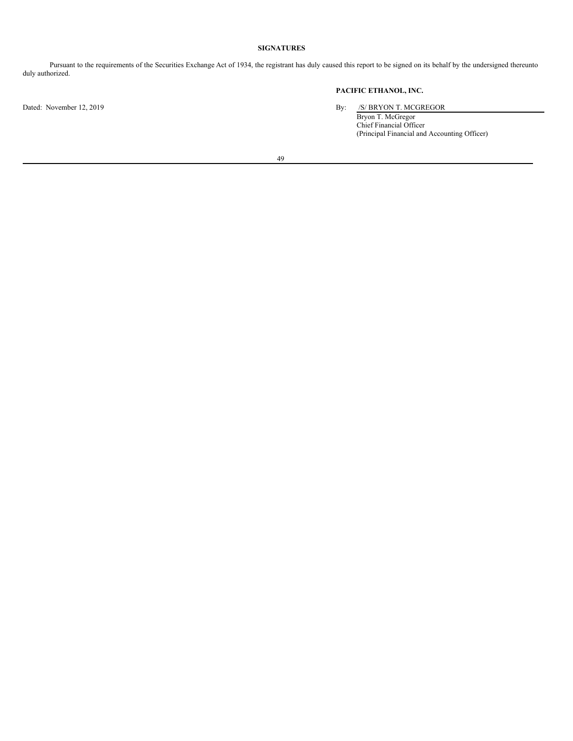**SIGNATURES**

Pursuant to the requirements of the Securities Exchange Act of 1934, the registrant has duly caused this report to be signed on its behalf by the undersigned thereunto duly authorized.

**PACIFIC ETHANOL, INC.**

Dated: November 12, 2019

By: /S/ BRYON T. MCGREGOR
Bryon T. McGregor
Chief Financial Officer
(Principal Financial and Accounting Officer)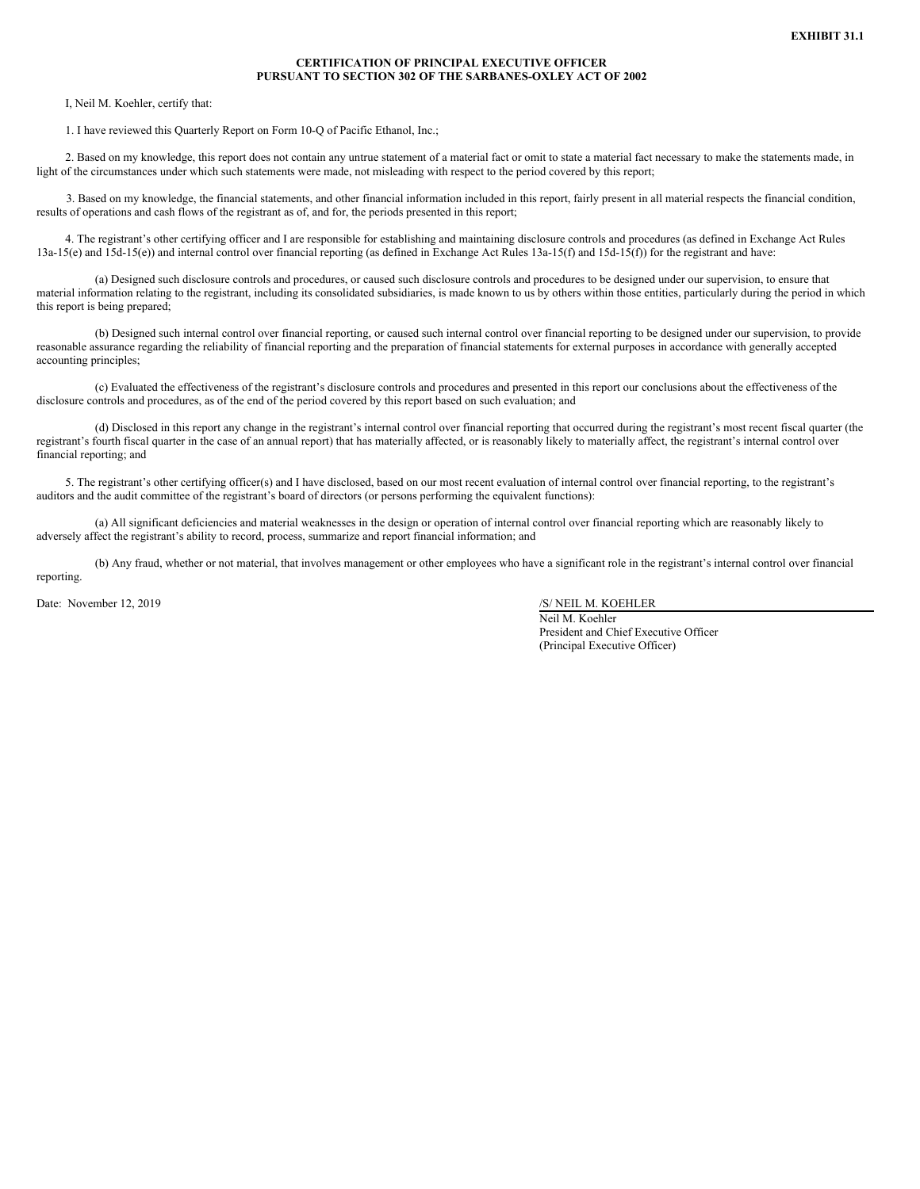**EXHIBIT 31.1**

**CERTIFICATION OF PRINCIPAL EXECUTIVE OFFICER**
**PURSUANT TO SECTION 302 OF THE SARBANES-OXLEY ACT OF 2002**

I, Neil M. Koehler, certify that:

1. I have reviewed this Quarterly Report on Form 10-Q of Pacific Ethanol, Inc.;

2. Based on my knowledge, this report does not contain any untrue statement of a material fact or omit to state a material fact necessary to make the statements made, in light of the circumstances under which such statements were made, not misleading with respect to the period covered by this report;

3. Based on my knowledge, the financial statements, and other financial information included in this report, fairly present in all material respects the financial condition, results of operations and cash flows of the registrant as of, and for, the periods presented in this report;

4. The registrant's other certifying officer and I are responsible for establishing and maintaining disclosure controls and procedures (as defined in Exchange Act Rules 13a-15(e) and 15d-15(e)) and internal control over financial reporting (as defined in Exchange Act Rules 13a-15(f) and 15d-15(f)) for the registrant and have:

(a) Designed such disclosure controls and procedures, or caused such disclosure controls and procedures to be designed under our supervision, to ensure that material information relating to the registrant, including its consolidated subsidiaries, is made known to us by others within those entities, particularly during the period in which this report is being prepared;

(b) Designed such internal control over financial reporting, or caused such internal control over financial reporting to be designed under our supervision, to provide reasonable assurance regarding the reliability of financial reporting and the preparation of financial statements for external purposes in accordance with generally accepted accounting principles;

(c) Evaluated the effectiveness of the registrant's disclosure controls and procedures and presented in this report our conclusions about the effectiveness of the disclosure controls and procedures, as of the end of the period covered by this report based on such evaluation; and

(d) Disclosed in this report any change in the registrant's internal control over financial reporting that occurred during the registrant's most recent fiscal quarter (the registrant's fourth fiscal quarter in the case of an annual report) that has materially affected, or is reasonably likely to materially affect, the registrant's internal control over financial reporting; and

5. The registrant's other certifying officer(s) and I have disclosed, based on our most recent evaluation of internal control over financial reporting, to the registrant's auditors and the audit committee of the registrant's board of directors (or persons performing the equivalent functions):

(a) All significant deficiencies and material weaknesses in the design or operation of internal control over financial reporting which are reasonably likely to adversely affect the registrant's ability to record, process, summarize and report financial information; and

(b) Any fraud, whether or not material, that involves management or other employees who have a significant role in the registrant's internal control over financial reporting.

Date: November 12, 2019

/S/ NEIL M. KOEHLER
Neil M. Koehler
President and Chief Executive Officer
(Principal Executive Officer)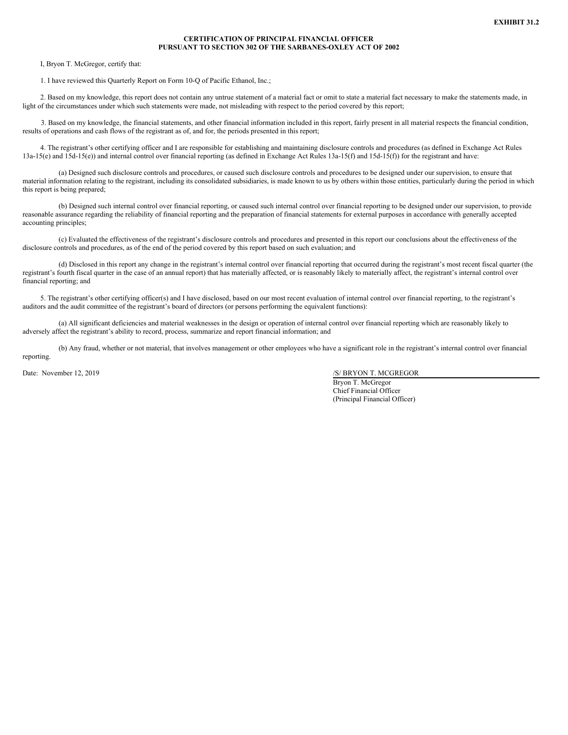**EXHIBIT 31.2**

**CERTIFICATION OF PRINCIPAL FINANCIAL OFFICER**
**PURSUANT TO SECTION 302 OF THE SARBANES-OXLEY ACT OF 2002**

I, Bryon T. McGregor, certify that:

1. I have reviewed this Quarterly Report on Form 10-Q of Pacific Ethanol, Inc.;

2. Based on my knowledge, this report does not contain any untrue statement of a material fact or omit to state a material fact necessary to make the statements made, in light of the circumstances under which such statements were made, not misleading with respect to the period covered by this report;

3. Based on my knowledge, the financial statements, and other financial information included in this report, fairly present in all material respects the financial condition, results of operations and cash flows of the registrant as of, and for, the periods presented in this report;

4. The registrant's other certifying officer and I are responsible for establishing and maintaining disclosure controls and procedures (as defined in Exchange Act Rules 13a-15(e) and 15d-15(e)) and internal control over financial reporting (as defined in Exchange Act Rules 13a-15(f) and 15d-15(f)) for the registrant and have:

(a) Designed such disclosure controls and procedures, or caused such disclosure controls and procedures to be designed under our supervision, to ensure that material information relating to the registrant, including its consolidated subsidiaries, is made known to us by others within those entities, particularly during the period in which this report is being prepared;

(b) Designed such internal control over financial reporting, or caused such internal control over financial reporting to be designed under our supervision, to provide reasonable assurance regarding the reliability of financial reporting and the preparation of financial statements for external purposes in accordance with generally accepted accounting principles;

(c) Evaluated the effectiveness of the registrant's disclosure controls and procedures and presented in this report our conclusions about the effectiveness of the disclosure controls and procedures, as of the end of the period covered by this report based on such evaluation; and

(d) Disclosed in this report any change in the registrant's internal control over financial reporting that occurred during the registrant's most recent fiscal quarter (the registrant's fourth fiscal quarter in the case of an annual report) that has materially affected, or is reasonably likely to materially affect, the registrant's internal control over financial reporting; and

5. The registrant's other certifying officer(s) and I have disclosed, based on our most recent evaluation of internal control over financial reporting, to the registrant's auditors and the audit committee of the registrant's board of directors (or persons performing the equivalent functions):

(a) All significant deficiencies and material weaknesses in the design or operation of internal control over financial reporting which are reasonably likely to adversely affect the registrant's ability to record, process, summarize and report financial information; and

(b) Any fraud, whether or not material, that involves management or other employees who have a significant role in the registrant's internal control over financial reporting.

Date: November 12, 2019

/S/ BRYON T. MCGREGOR
Bryon T. McGregor
Chief Financial Officer
(Principal Financial Officer)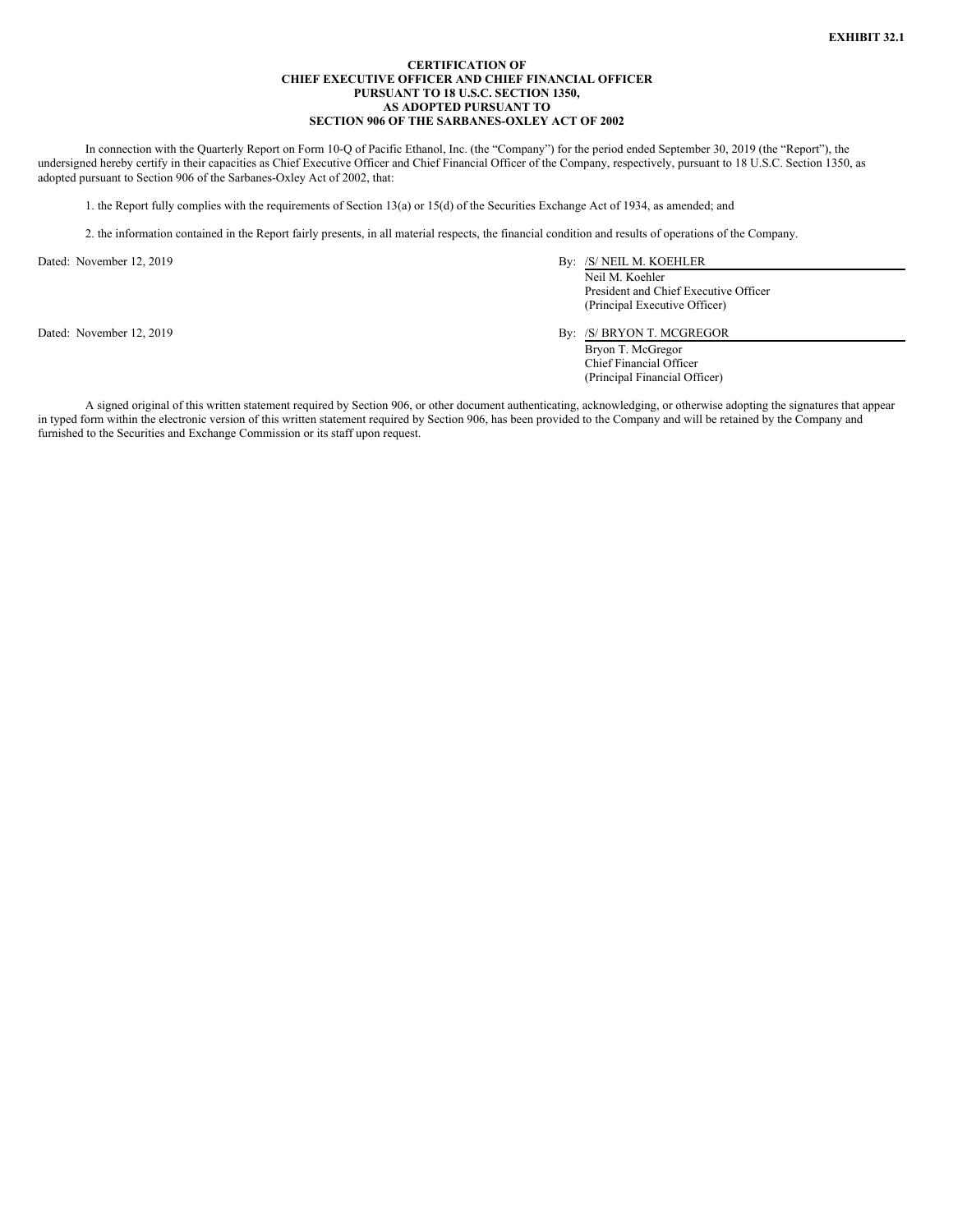**EXHIBIT 32.1**

**CERTIFICATION OF**
**CHIEF EXECUTIVE OFFICER AND CHIEF FINANCIAL OFFICER**
**PURSUANT TO 18 U.S.C. SECTION 1350,**
**AS ADOPTED PURSUANT TO**
**SECTION 906 OF THE SARBANES-OXLEY ACT OF 2002**

In connection with the Quarterly Report on Form 10-Q of Pacific Ethanol, Inc. (the "Company") for the period ended September 30, 2019 (the "Report"), the undersigned hereby certify in their capacities as Chief Executive Officer and Chief Financial Officer of the Company, respectively, pursuant to 18 U.S.C. Section 1350, as adopted pursuant to Section 906 of the Sarbanes-Oxley Act of 2002, that:

1. the Report fully complies with the requirements of Section 13(a) or 15(d) of the Securities Exchange Act of 1934, as amended; and

2. the information contained in the Report fairly presents, in all material respects, the financial condition and results of operations of the Company.

Dated: November 12, 2019

By: /S/ NEIL M. KOEHLER
Neil M. Koehler
President and Chief Executive Officer
(Principal Executive Officer)

Dated: November 12, 2019

By: /S/ BRYON T. MCGREGOR
Bryon T. McGregor
Chief Financial Officer
(Principal Financial Officer)

A signed original of this written statement required by Section 906, or other document authenticating, acknowledging, or otherwise adopting the signatures that appear in typed form within the electronic version of this written statement required by Section 906, has been provided to the Company and will be retained by the Company and furnished to the Securities and Exchange Commission or its staff upon request.